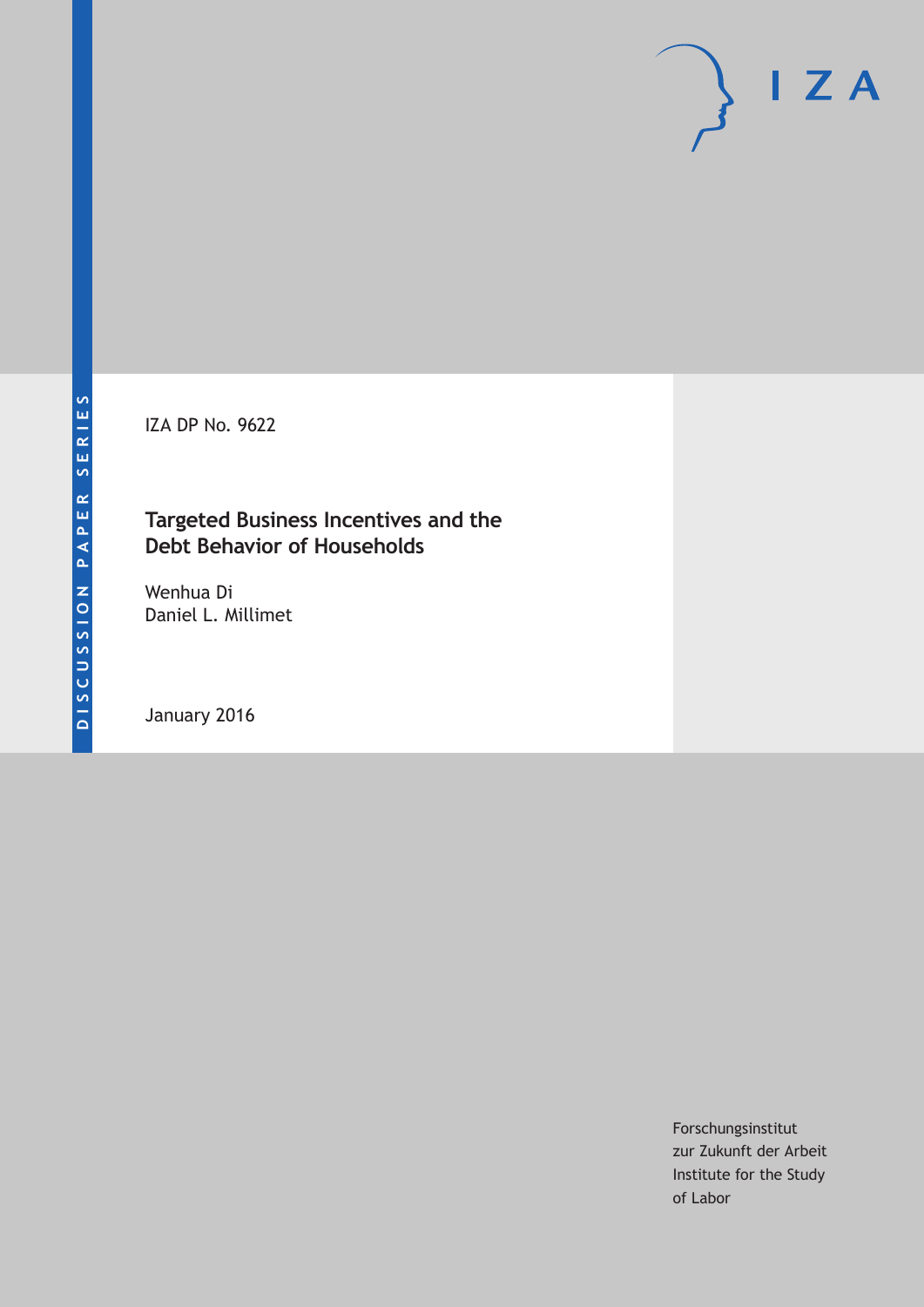DISCUSSION PAPER SERIES

IZA

IZA DP No. 9622

# Targeted Business Incentives and the Debt Behavior of Households

Wenhua Di
Daniel L. Millimet

January 2016

Forschungsinstitut
zur Zukunft der Arbeit
Institute for the Study
of Labor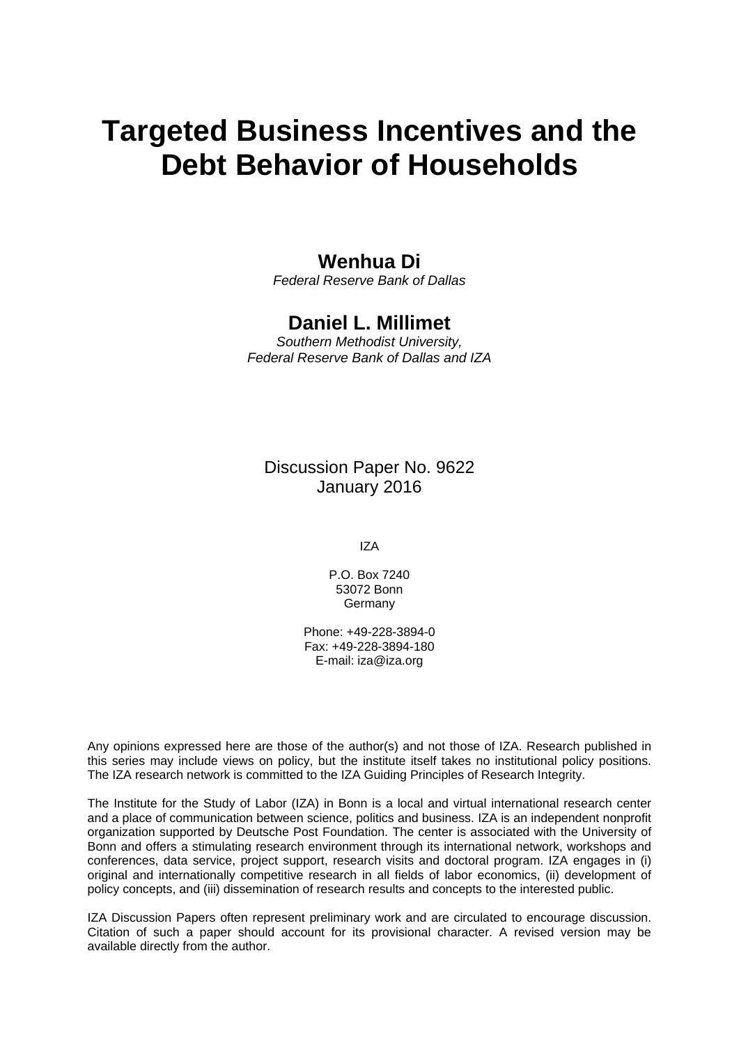# Targeted Business Incentives and the Debt Behavior of Households

**Wenhua Di**

*Federal Reserve Bank of Dallas*

**Daniel L. Millimet**

*Southern Methodist University,*
*Federal Reserve Bank of Dallas and IZA*

Discussion Paper No. 9622
January 2016

IZA

P.O. Box 7240
53072 Bonn
Germany

Phone: +49-228-3894-0
Fax: +49-228-3894-180
E-mail: iza@iza.org

Any opinions expressed here are those of the author(s) and not those of IZA. Research published in this series may include views on policy, but the institute itself takes no institutional policy positions. The IZA research network is committed to the IZA Guiding Principles of Research Integrity.

The Institute for the Study of Labor (IZA) in Bonn is a local and virtual international research center and a place of communication between science, politics and business. IZA is an independent nonprofit organization supported by Deutsche Post Foundation. The center is associated with the University of Bonn and offers a stimulating research environment through its international network, workshops and conferences, data service, project support, research visits and doctoral program. IZA engages in (i) original and internationally competitive research in all fields of labor economics, (ii) development of policy concepts, and (iii) dissemination of research results and concepts to the interested public.

IZA Discussion Papers often represent preliminary work and are circulated to encourage discussion. Citation of such a paper should account for its provisional character. A revised version may be available directly from the author.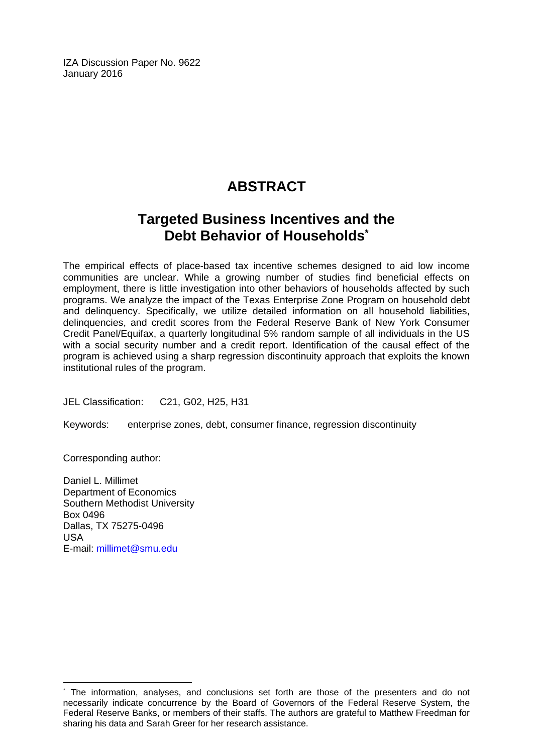IZA Discussion Paper No. 9622
January 2016

# ABSTRACT

## Targeted Business Incentives and the Debt Behavior of Households[*]

The empirical effects of place-based tax incentive schemes designed to aid low income communities are unclear. While a growing number of studies find beneficial effects on employment, there is little investigation into other behaviors of households affected by such programs. We analyze the impact of the Texas Enterprise Zone Program on household debt and delinquency. Specifically, we utilize detailed information on all household liabilities, delinquencies, and credit scores from the Federal Reserve Bank of New York Consumer Credit Panel/Equifax, a quarterly longitudinal 5% random sample of all individuals in the US with a social security number and a credit report. Identification of the causal effect of the program is achieved using a sharp regression discontinuity approach that exploits the known institutional rules of the program.

JEL Classification: C21, G02, H25, H31

Keywords: enterprise zones, debt, consumer finance, regression discontinuity

Corresponding author:

Daniel L. Millimet
Department of Economics
Southern Methodist University
Box 0496
Dallas, TX 75275-0496
USA
E-mail: millimet@smu.edu

---

[*] The information, analyses, and conclusions set forth are those of the presenters and do not necessarily indicate concurrence by the Board of Governors of the Federal Reserve System, the Federal Reserve Banks, or members of their staffs. The authors are grateful to Matthew Freedman for sharing his data and Sarah Greer for her research assistance.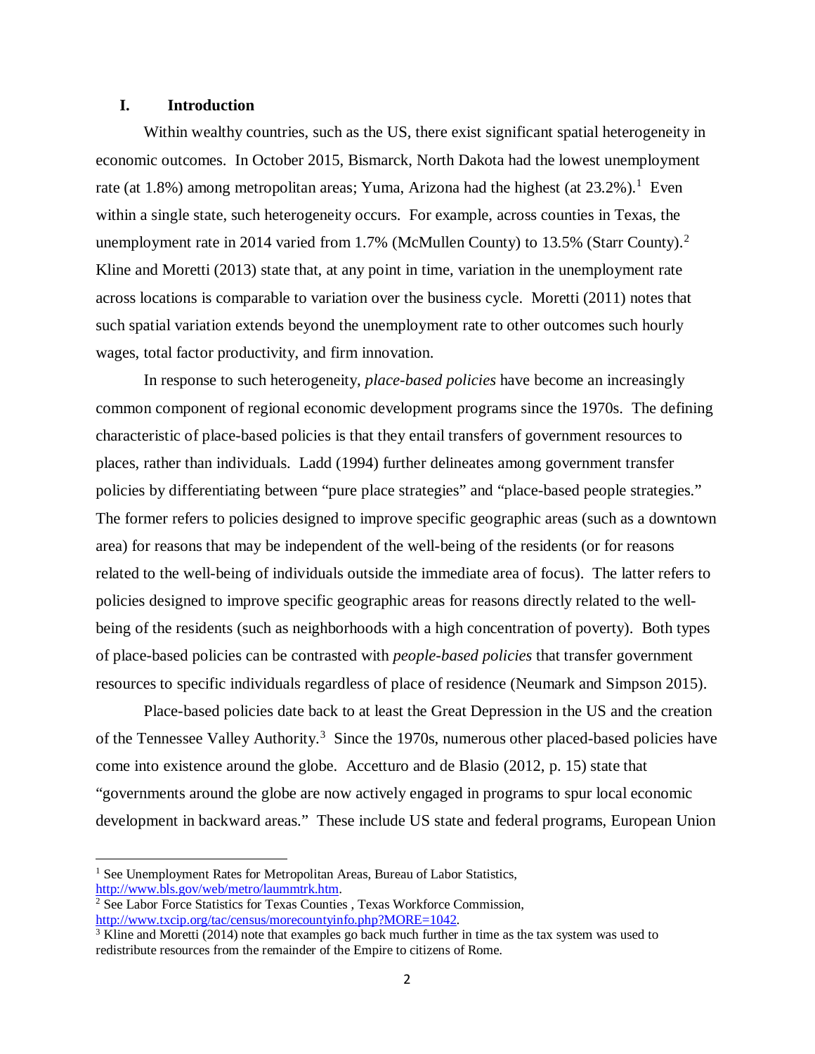## I. Introduction

Within wealthy countries, such as the US, there exist significant spatial heterogeneity in economic outcomes. In October 2015, Bismarck, North Dakota had the lowest unemployment rate (at 1.8%) among metropolitan areas; Yuma, Arizona had the highest (at 23.2%).[1] Even within a single state, such heterogeneity occurs. For example, across counties in Texas, the unemployment rate in 2014 varied from 1.7% (McMullen County) to 13.5% (Starr County).[2] Kline and Moretti (2013) state that, at any point in time, variation in the unemployment rate across locations is comparable to variation over the business cycle. Moretti (2011) notes that such spatial variation extends beyond the unemployment rate to other outcomes such hourly wages, total factor productivity, and firm innovation.

In response to such heterogeneity, *place-based policies* have become an increasingly common component of regional economic development programs since the 1970s. The defining characteristic of place-based policies is that they entail transfers of government resources to places, rather than individuals. Ladd (1994) further delineates among government transfer policies by differentiating between "pure place strategies" and "place-based people strategies." The former refers to policies designed to improve specific geographic areas (such as a downtown area) for reasons that may be independent of the well-being of the residents (or for reasons related to the well-being of individuals outside the immediate area of focus). The latter refers to policies designed to improve specific geographic areas for reasons directly related to the well-being of the residents (such as neighborhoods with a high concentration of poverty). Both types of place-based policies can be contrasted with *people-based policies* that transfer government resources to specific individuals regardless of place of residence (Neumark and Simpson 2015).

Place-based policies date back to at least the Great Depression in the US and the creation of the Tennessee Valley Authority.[3] Since the 1970s, numerous other placed-based policies have come into existence around the globe. Accetturo and de Blasio (2012, p. 15) state that "governments around the globe are now actively engaged in programs to spur local economic development in backward areas." These include US state and federal programs, European Union

---

[1] See Unemployment Rates for Metropolitan Areas, Bureau of Labor Statistics, http://www.bls.gov/web/metro/laummtrk.htm.

[2] See Labor Force Statistics for Texas Counties , Texas Workforce Commission, http://www.txcip.org/tac/census/morecountyinfo.php?MORE=1042.

[3] Kline and Moretti (2014) note that examples go back much further in time as the tax system was used to redistribute resources from the remainder of the Empire to citizens of Rome.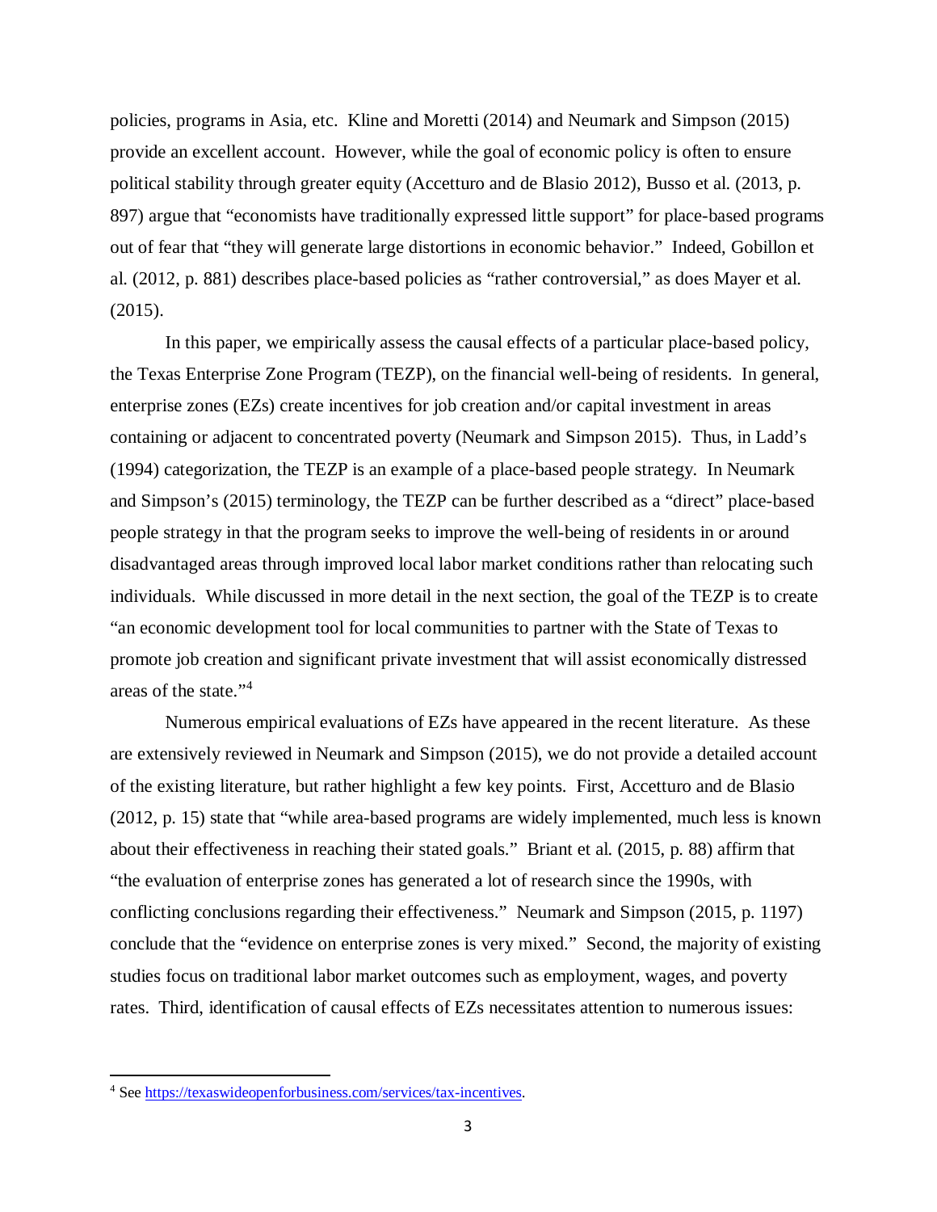policies, programs in Asia, etc. Kline and Moretti (2014) and Neumark and Simpson (2015) provide an excellent account. However, while the goal of economic policy is often to ensure political stability through greater equity (Accetturo and de Blasio 2012), Busso et al. (2013, p. 897) argue that "economists have traditionally expressed little support" for place-based programs out of fear that "they will generate large distortions in economic behavior." Indeed, Gobillon et al. (2012, p. 881) describes place-based policies as "rather controversial," as does Mayer et al. (2015).

In this paper, we empirically assess the causal effects of a particular place-based policy, the Texas Enterprise Zone Program (TEZP), on the financial well-being of residents. In general, enterprise zones (EZs) create incentives for job creation and/or capital investment in areas containing or adjacent to concentrated poverty (Neumark and Simpson 2015). Thus, in Ladd's (1994) categorization, the TEZP is an example of a place-based people strategy. In Neumark and Simpson's (2015) terminology, the TEZP can be further described as a "direct" place-based people strategy in that the program seeks to improve the well-being of residents in or around disadvantaged areas through improved local labor market conditions rather than relocating such individuals. While discussed in more detail in the next section, the goal of the TEZP is to create "an economic development tool for local communities to partner with the State of Texas to promote job creation and significant private investment that will assist economically distressed areas of the state."[4]

Numerous empirical evaluations of EZs have appeared in the recent literature. As these are extensively reviewed in Neumark and Simpson (2015), we do not provide a detailed account of the existing literature, but rather highlight a few key points. First, Accetturo and de Blasio (2012, p. 15) state that "while area-based programs are widely implemented, much less is known about their effectiveness in reaching their stated goals." Briant et al. (2015, p. 88) affirm that "the evaluation of enterprise zones has generated a lot of research since the 1990s, with conflicting conclusions regarding their effectiveness." Neumark and Simpson (2015, p. 1197) conclude that the "evidence on enterprise zones is very mixed." Second, the majority of existing studies focus on traditional labor market outcomes such as employment, wages, and poverty rates. Third, identification of causal effects of EZs necessitates attention to numerous issues:

[4] See https://texaswideopenforbusiness.com/services/tax-incentives.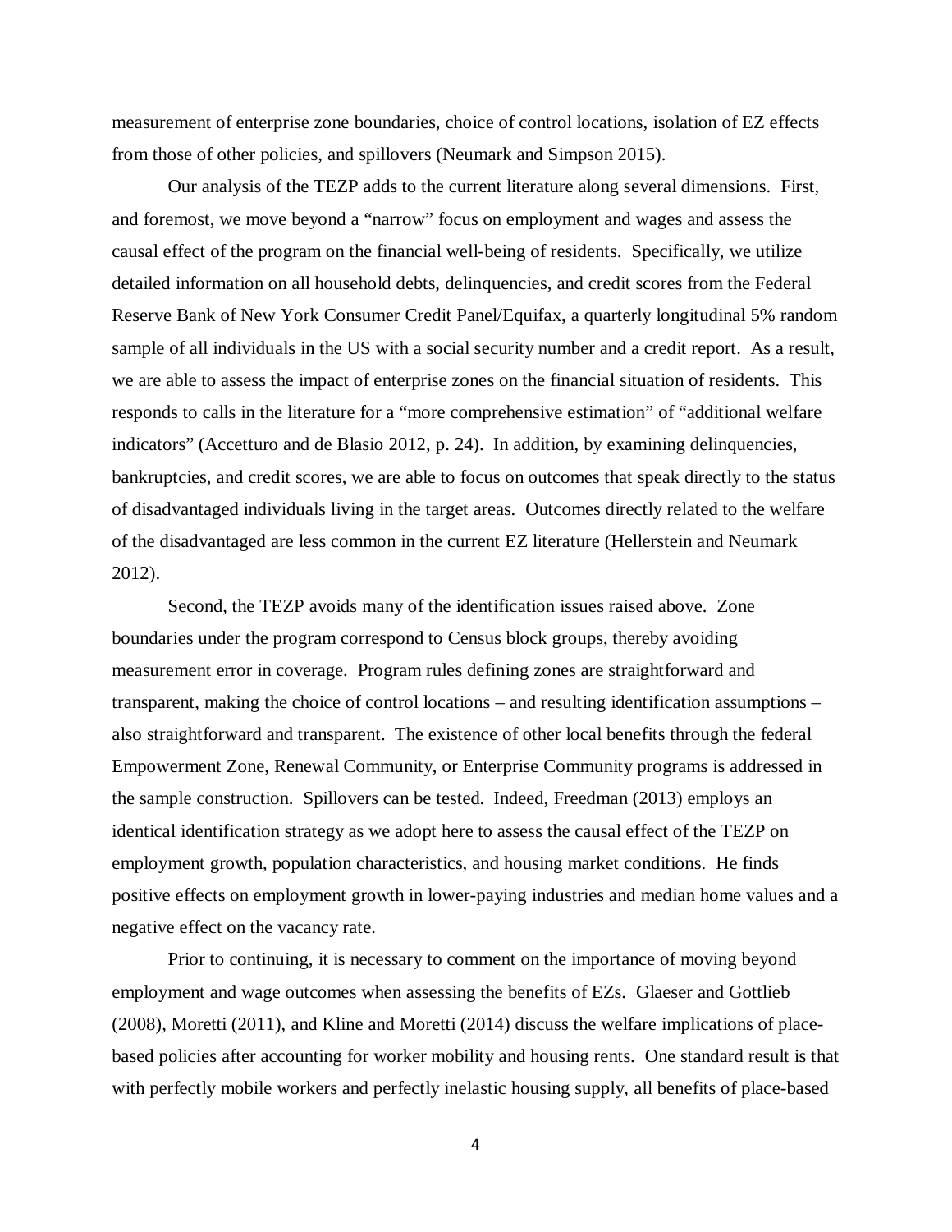measurement of enterprise zone boundaries, choice of control locations, isolation of EZ effects from those of other policies, and spillovers (Neumark and Simpson 2015).

Our analysis of the TEZP adds to the current literature along several dimensions. First, and foremost, we move beyond a "narrow" focus on employment and wages and assess the causal effect of the program on the financial well-being of residents. Specifically, we utilize detailed information on all household debts, delinquencies, and credit scores from the Federal Reserve Bank of New York Consumer Credit Panel/Equifax, a quarterly longitudinal 5% random sample of all individuals in the US with a social security number and a credit report. As a result, we are able to assess the impact of enterprise zones on the financial situation of residents. This responds to calls in the literature for a "more comprehensive estimation" of "additional welfare indicators" (Accetturo and de Blasio 2012, p. 24). In addition, by examining delinquencies, bankruptcies, and credit scores, we are able to focus on outcomes that speak directly to the status of disadvantaged individuals living in the target areas. Outcomes directly related to the welfare of the disadvantaged are less common in the current EZ literature (Hellerstein and Neumark 2012).

Second, the TEZP avoids many of the identification issues raised above. Zone boundaries under the program correspond to Census block groups, thereby avoiding measurement error in coverage. Program rules defining zones are straightforward and transparent, making the choice of control locations – and resulting identification assumptions – also straightforward and transparent. The existence of other local benefits through the federal Empowerment Zone, Renewal Community, or Enterprise Community programs is addressed in the sample construction. Spillovers can be tested. Indeed, Freedman (2013) employs an identical identification strategy as we adopt here to assess the causal effect of the TEZP on employment growth, population characteristics, and housing market conditions. He finds positive effects on employment growth in lower-paying industries and median home values and a negative effect on the vacancy rate.

Prior to continuing, it is necessary to comment on the importance of moving beyond employment and wage outcomes when assessing the benefits of EZs. Glaeser and Gottlieb (2008), Moretti (2011), and Kline and Moretti (2014) discuss the welfare implications of place-based policies after accounting for worker mobility and housing rents. One standard result is that with perfectly mobile workers and perfectly inelastic housing supply, all benefits of place-based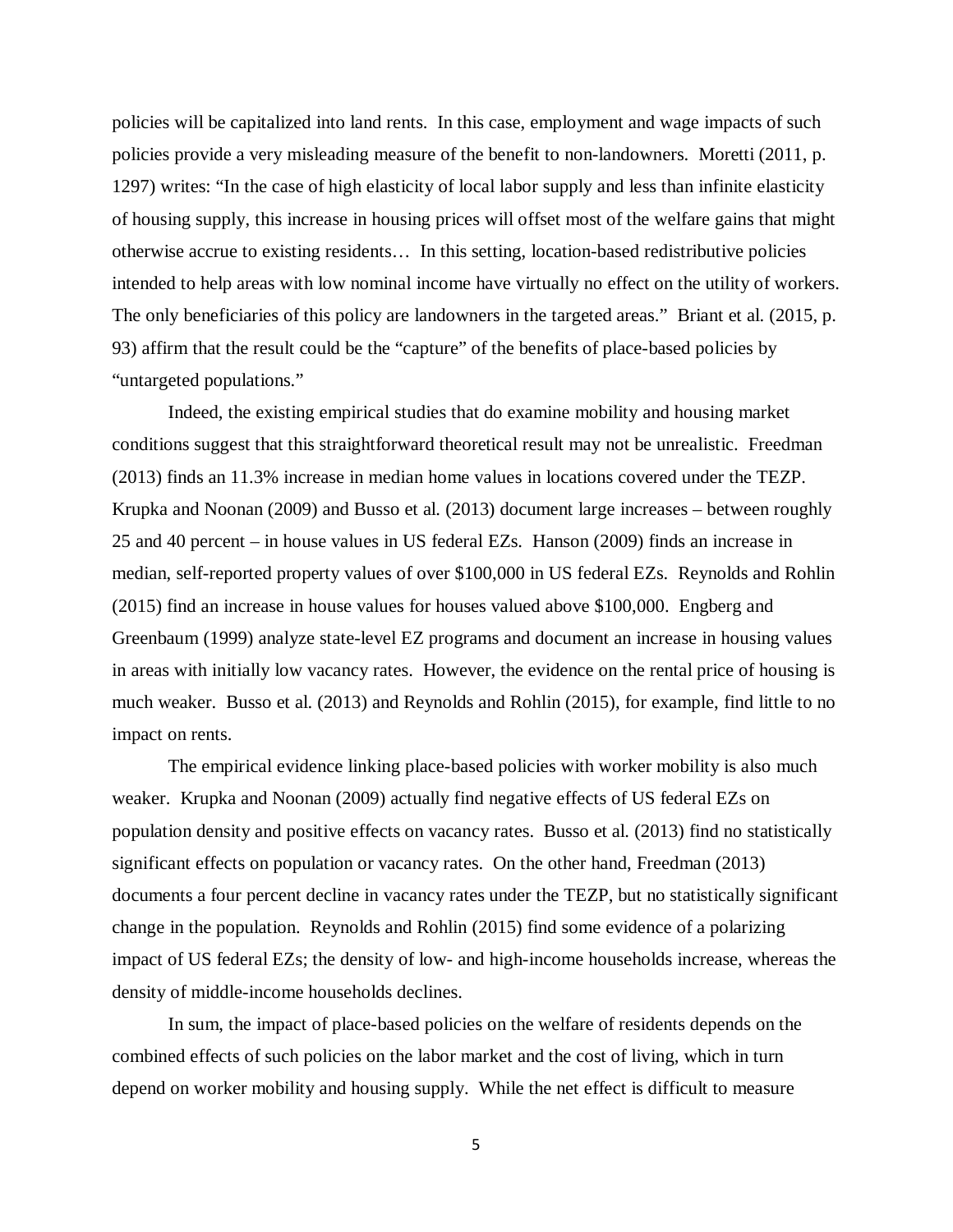policies will be capitalized into land rents. In this case, employment and wage impacts of such policies provide a very misleading measure of the benefit to non-landowners. Moretti (2011, p. 1297) writes: "In the case of high elasticity of local labor supply and less than infinite elasticity of housing supply, this increase in housing prices will offset most of the welfare gains that might otherwise accrue to existing residents… In this setting, location-based redistributive policies intended to help areas with low nominal income have virtually no effect on the utility of workers. The only beneficiaries of this policy are landowners in the targeted areas." Briant et al. (2015, p. 93) affirm that the result could be the "capture" of the benefits of place-based policies by "untargeted populations."

Indeed, the existing empirical studies that do examine mobility and housing market conditions suggest that this straightforward theoretical result may not be unrealistic. Freedman (2013) finds an 11.3% increase in median home values in locations covered under the TEZP. Krupka and Noonan (2009) and Busso et al. (2013) document large increases – between roughly 25 and 40 percent – in house values in US federal EZs. Hanson (2009) finds an increase in median, self-reported property values of over \$100,000 in US federal EZs. Reynolds and Rohlin (2015) find an increase in house values for houses valued above \$100,000. Engberg and Greenbaum (1999) analyze state-level EZ programs and document an increase in housing values in areas with initially low vacancy rates. However, the evidence on the rental price of housing is much weaker. Busso et al. (2013) and Reynolds and Rohlin (2015), for example, find little to no impact on rents.

The empirical evidence linking place-based policies with worker mobility is also much weaker. Krupka and Noonan (2009) actually find negative effects of US federal EZs on population density and positive effects on vacancy rates. Busso et al. (2013) find no statistically significant effects on population or vacancy rates. On the other hand, Freedman (2013) documents a four percent decline in vacancy rates under the TEZP, but no statistically significant change in the population. Reynolds and Rohlin (2015) find some evidence of a polarizing impact of US federal EZs; the density of low- and high-income households increase, whereas the density of middle-income households declines.

In sum, the impact of place-based policies on the welfare of residents depends on the combined effects of such policies on the labor market and the cost of living, which in turn depend on worker mobility and housing supply. While the net effect is difficult to measure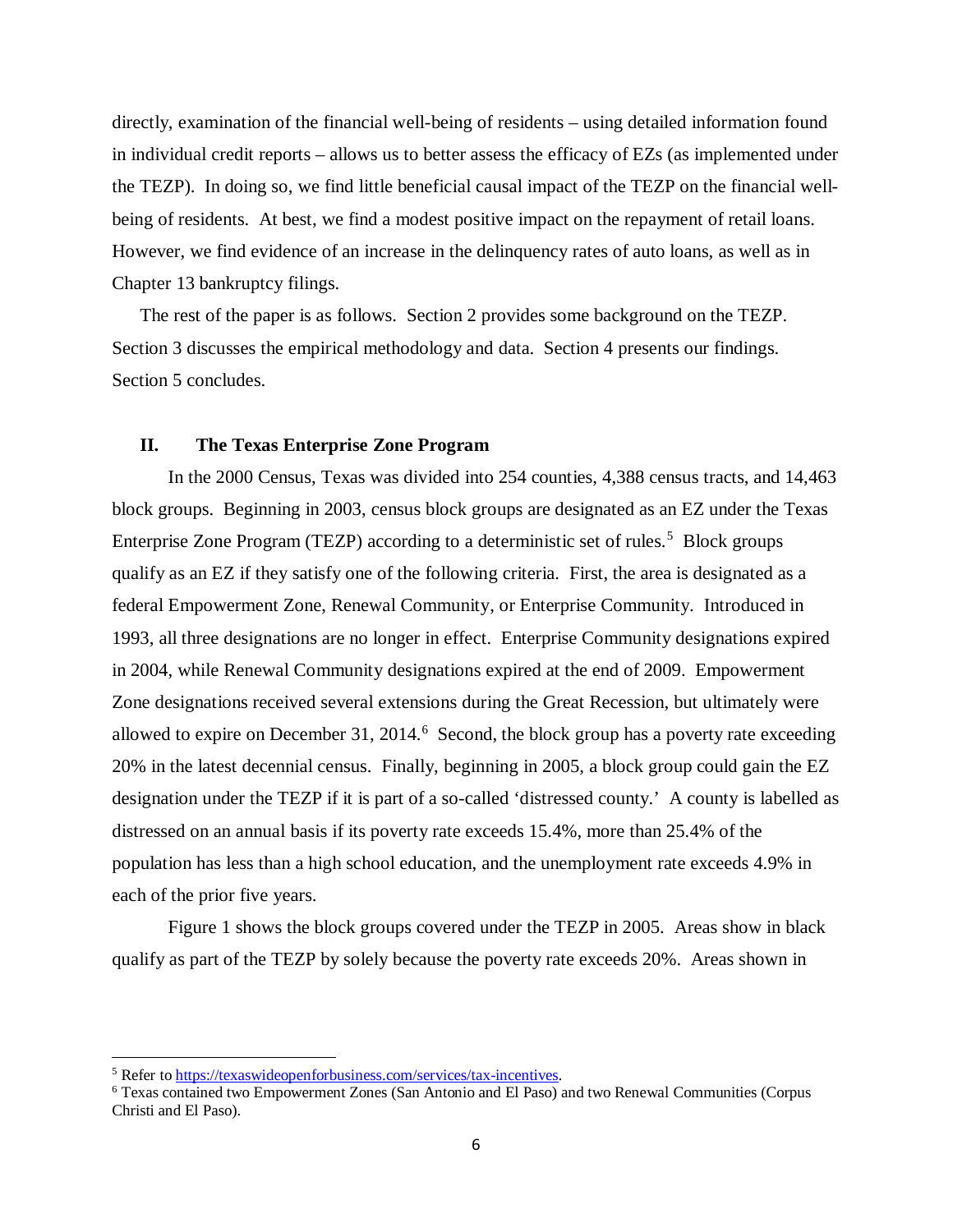directly, examination of the financial well-being of residents – using detailed information found in individual credit reports – allows us to better assess the efficacy of EZs (as implemented under the TEZP). In doing so, we find little beneficial causal impact of the TEZP on the financial well-being of residents. At best, we find a modest positive impact on the repayment of retail loans. However, we find evidence of an increase in the delinquency rates of auto loans, as well as in Chapter 13 bankruptcy filings.

The rest of the paper is as follows. Section 2 provides some background on the TEZP. Section 3 discusses the empirical methodology and data. Section 4 presents our findings. Section 5 concludes.

## II. The Texas Enterprise Zone Program

In the 2000 Census, Texas was divided into 254 counties, 4,388 census tracts, and 14,463 block groups. Beginning in 2003, census block groups are designated as an EZ under the Texas Enterprise Zone Program (TEZP) according to a deterministic set of rules.[5] Block groups qualify as an EZ if they satisfy one of the following criteria. First, the area is designated as a federal Empowerment Zone, Renewal Community, or Enterprise Community. Introduced in 1993, all three designations are no longer in effect. Enterprise Community designations expired in 2004, while Renewal Community designations expired at the end of 2009. Empowerment Zone designations received several extensions during the Great Recession, but ultimately were allowed to expire on December 31, 2014.[6] Second, the block group has a poverty rate exceeding 20% in the latest decennial census. Finally, beginning in 2005, a block group could gain the EZ designation under the TEZP if it is part of a so-called 'distressed county.' A county is labelled as distressed on an annual basis if its poverty rate exceeds 15.4%, more than 25.4% of the population has less than a high school education, and the unemployment rate exceeds 4.9% in each of the prior five years.

Figure 1 shows the block groups covered under the TEZP in 2005. Areas show in black qualify as part of the TEZP by solely because the poverty rate exceeds 20%. Areas shown in

---

[5] Refer to https://texaswideopenforbusiness.com/services/tax-incentives.

[6] Texas contained two Empowerment Zones (San Antonio and El Paso) and two Renewal Communities (Corpus Christi and El Paso).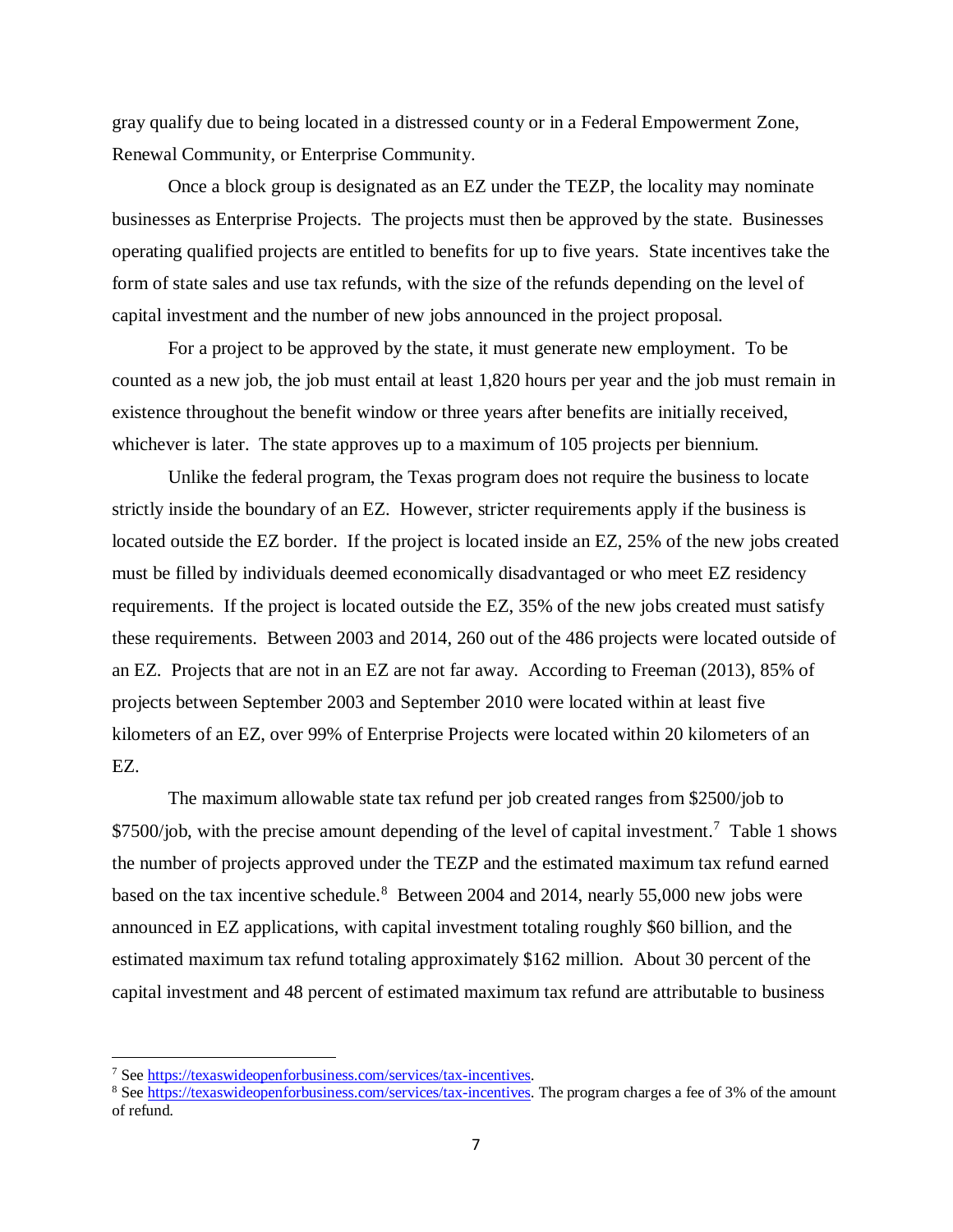gray qualify due to being located in a distressed county or in a Federal Empowerment Zone, Renewal Community, or Enterprise Community.

Once a block group is designated as an EZ under the TEZP, the locality may nominate businesses as Enterprise Projects. The projects must then be approved by the state. Businesses operating qualified projects are entitled to benefits for up to five years. State incentives take the form of state sales and use tax refunds, with the size of the refunds depending on the level of capital investment and the number of new jobs announced in the project proposal.

For a project to be approved by the state, it must generate new employment. To be counted as a new job, the job must entail at least 1,820 hours per year and the job must remain in existence throughout the benefit window or three years after benefits are initially received, whichever is later. The state approves up to a maximum of 105 projects per biennium.

Unlike the federal program, the Texas program does not require the business to locate strictly inside the boundary of an EZ. However, stricter requirements apply if the business is located outside the EZ border. If the project is located inside an EZ, 25% of the new jobs created must be filled by individuals deemed economically disadvantaged or who meet EZ residency requirements. If the project is located outside the EZ, 35% of the new jobs created must satisfy these requirements. Between 2003 and 2014, 260 out of the 486 projects were located outside of an EZ. Projects that are not in an EZ are not far away. According to Freeman (2013), 85% of projects between September 2003 and September 2010 were located within at least five kilometers of an EZ, over 99% of Enterprise Projects were located within 20 kilometers of an EZ.

The maximum allowable state tax refund per job created ranges from \$2500/job to \$7500/job, with the precise amount depending of the level of capital investment.[7] Table 1 shows the number of projects approved under the TEZP and the estimated maximum tax refund earned based on the tax incentive schedule.[8] Between 2004 and 2014, nearly 55,000 new jobs were announced in EZ applications, with capital investment totaling roughly \$60 billion, and the estimated maximum tax refund totaling approximately \$162 million. About 30 percent of the capital investment and 48 percent of estimated maximum tax refund are attributable to business

[7] See https://texaswideopenforbusiness.com/services/tax-incentives.

[8] See https://texaswideopenforbusiness.com/services/tax-incentives. The program charges a fee of 3% of the amount of refund.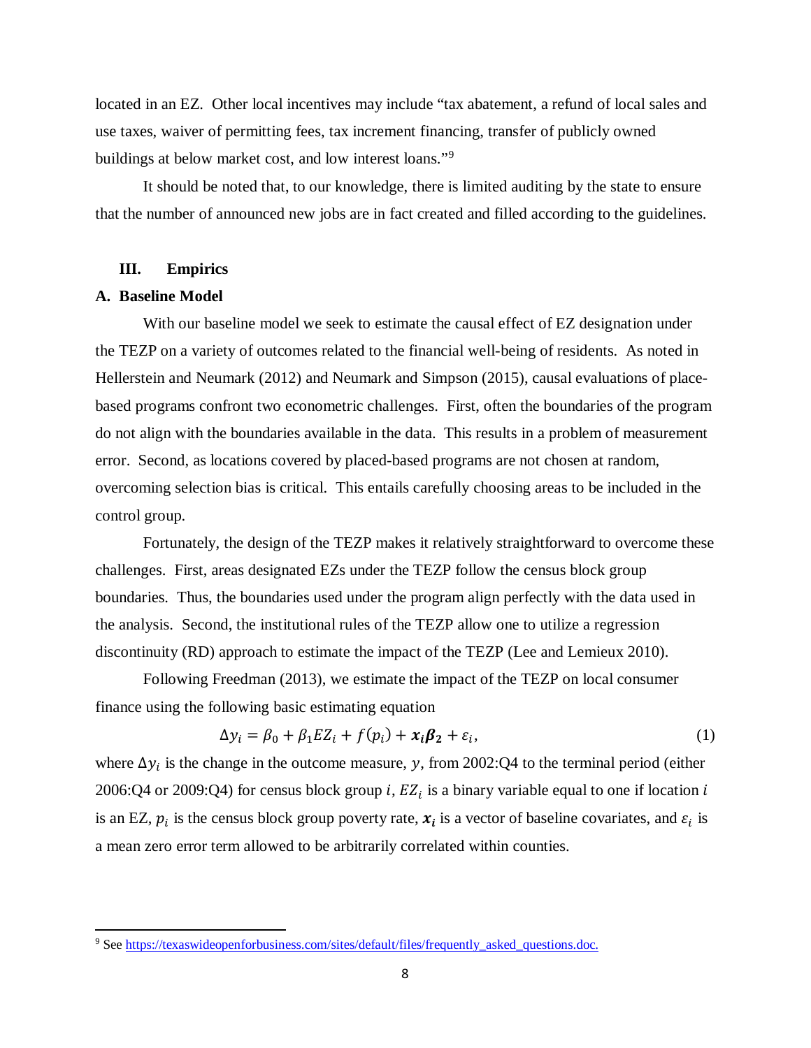located in an EZ. Other local incentives may include "tax abatement, a refund of local sales and use taxes, waiver of permitting fees, tax increment financing, transfer of publicly owned buildings at below market cost, and low interest loans."[9]

It should be noted that, to our knowledge, there is limited auditing by the state to ensure that the number of announced new jobs are in fact created and filled according to the guidelines.

## III. Empirics

### A. Baseline Model

With our baseline model we seek to estimate the causal effect of EZ designation under the TEZP on a variety of outcomes related to the financial well-being of residents. As noted in Hellerstein and Neumark (2012) and Neumark and Simpson (2015), causal evaluations of place-based programs confront two econometric challenges. First, often the boundaries of the program do not align with the boundaries available in the data. This results in a problem of measurement error. Second, as locations covered by placed-based programs are not chosen at random, overcoming selection bias is critical. This entails carefully choosing areas to be included in the control group.

Fortunately, the design of the TEZP makes it relatively straightforward to overcome these challenges. First, areas designated EZs under the TEZP follow the census block group boundaries. Thus, the boundaries used under the program align perfectly with the data used in the analysis. Second, the institutional rules of the TEZP allow one to utilize a regression discontinuity (RD) approach to estimate the impact of the TEZP (Lee and Lemieux 2010).

Following Freedman (2013), we estimate the impact of the TEZP on local consumer finance using the following basic estimating equation

$$\Delta y_i = \beta_0 + \beta_1 EZ_i + f(p_i) + \boldsymbol{x_i \beta_2} + \varepsilon_i, \tag{1}$$

where $\Delta y_i$ is the change in the outcome measure, $y$, from 2002:Q4 to the terminal period (either 2006:Q4 or 2009:Q4) for census block group $i$, $EZ_i$ is a binary variable equal to one if location $i$ is an EZ, $p_i$ is the census block group poverty rate, $\boldsymbol{x_i}$ is a vector of baseline covariates, and $\varepsilon_i$ is a mean zero error term allowed to be arbitrarily correlated within counties.

[9] See https://texaswideopenforbusiness.com/sites/default/files/frequently_asked_questions.doc.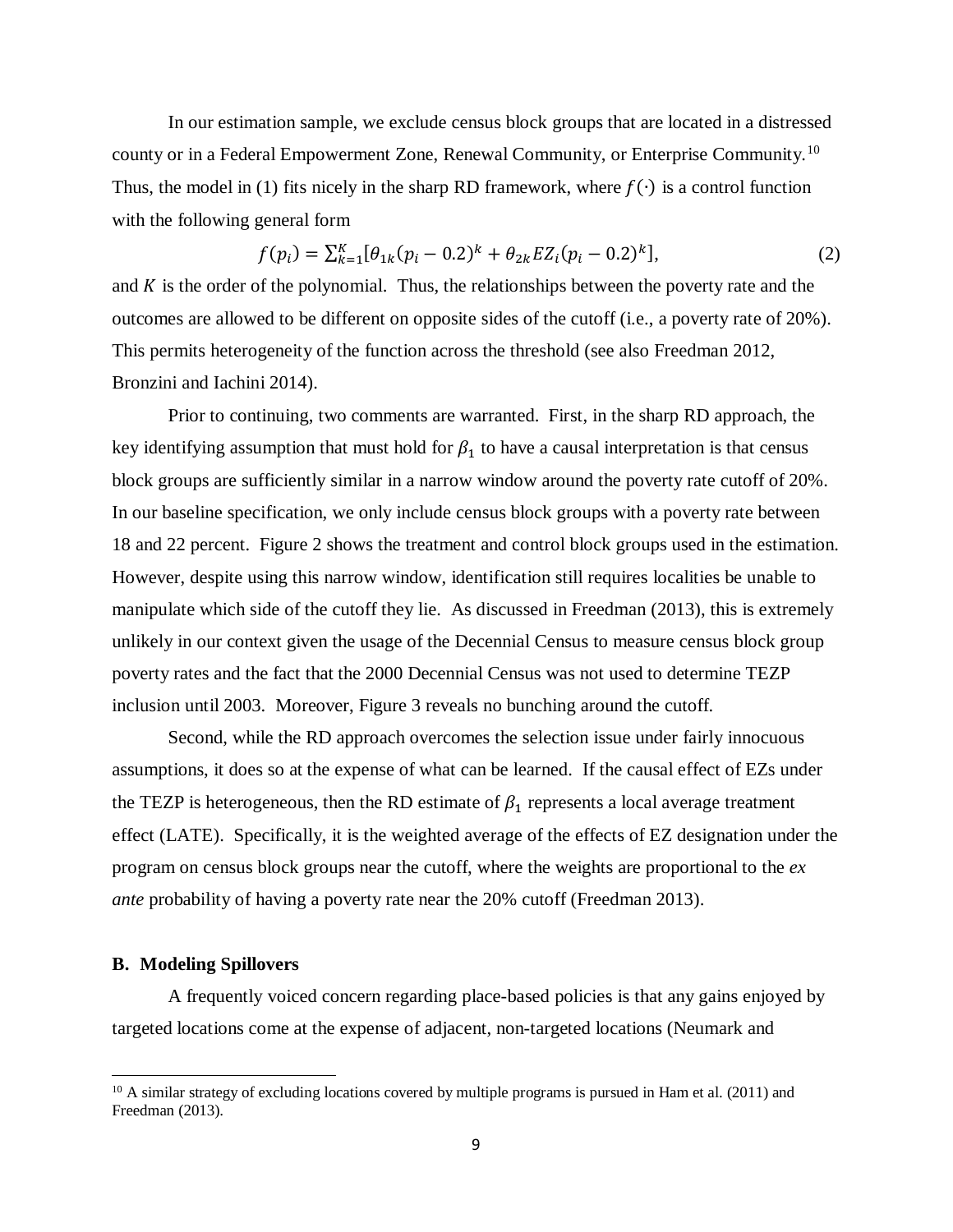In our estimation sample, we exclude census block groups that are located in a distressed county or in a Federal Empowerment Zone, Renewal Community, or Enterprise Community.[10] Thus, the model in (1) fits nicely in the sharp RD framework, where $f(\cdot)$ is a control function with the following general form

$$f(p_i) = \sum_{k=1}^{K} [\theta_{1k}(p_i - 0.2)^k + \theta_{2k} EZ_i (p_i - 0.2)^k], \tag{2}$$

and $K$ is the order of the polynomial. Thus, the relationships between the poverty rate and the outcomes are allowed to be different on opposite sides of the cutoff (i.e., a poverty rate of 20%). This permits heterogeneity of the function across the threshold (see also Freedman 2012, Bronzini and Iachini 2014).

Prior to continuing, two comments are warranted. First, in the sharp RD approach, the key identifying assumption that must hold for $\beta_1$ to have a causal interpretation is that census block groups are sufficiently similar in a narrow window around the poverty rate cutoff of 20%. In our baseline specification, we only include census block groups with a poverty rate between 18 and 22 percent. Figure 2 shows the treatment and control block groups used in the estimation. However, despite using this narrow window, identification still requires localities be unable to manipulate which side of the cutoff they lie. As discussed in Freedman (2013), this is extremely unlikely in our context given the usage of the Decennial Census to measure census block group poverty rates and the fact that the 2000 Decennial Census was not used to determine TEZP inclusion until 2003. Moreover, Figure 3 reveals no bunching around the cutoff.

Second, while the RD approach overcomes the selection issue under fairly innocuous assumptions, it does so at the expense of what can be learned. If the causal effect of EZs under the TEZP is heterogeneous, then the RD estimate of $\beta_1$ represents a local average treatment effect (LATE). Specifically, it is the weighted average of the effects of EZ designation under the program on census block groups near the cutoff, where the weights are proportional to the *ex ante* probability of having a poverty rate near the 20% cutoff (Freedman 2013).

### B. Modeling Spillovers

A frequently voiced concern regarding place-based policies is that any gains enjoyed by targeted locations come at the expense of adjacent, non-targeted locations (Neumark and

[10] A similar strategy of excluding locations covered by multiple programs is pursued in Ham et al. (2011) and Freedman (2013).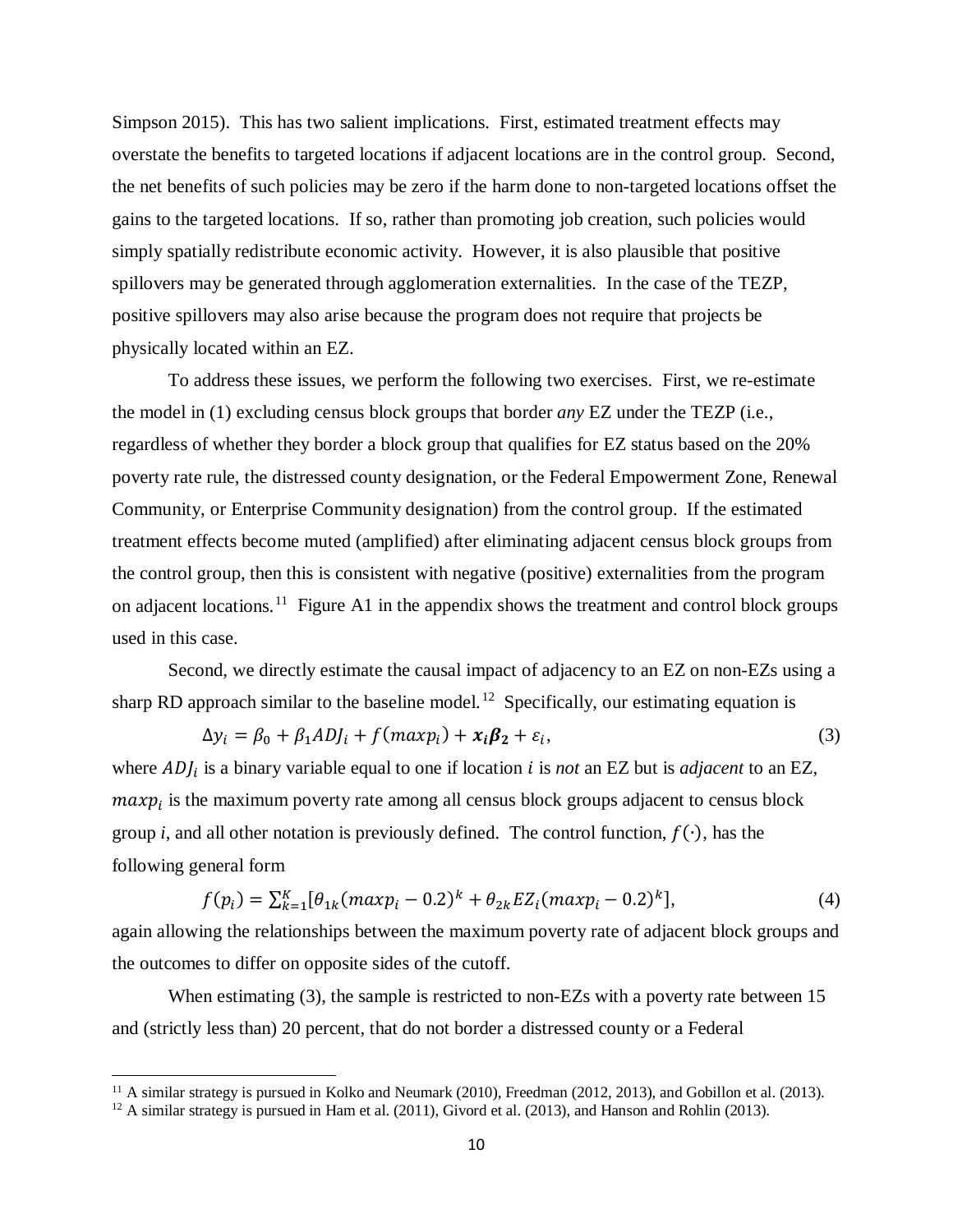Simpson 2015). This has two salient implications. First, estimated treatment effects may overstate the benefits to targeted locations if adjacent locations are in the control group. Second, the net benefits of such policies may be zero if the harm done to non-targeted locations offset the gains to the targeted locations. If so, rather than promoting job creation, such policies would simply spatially redistribute economic activity. However, it is also plausible that positive spillovers may be generated through agglomeration externalities. In the case of the TEZP, positive spillovers may also arise because the program does not require that projects be physically located within an EZ.

To address these issues, we perform the following two exercises. First, we re-estimate the model in (1) excluding census block groups that border *any* EZ under the TEZP (i.e., regardless of whether they border a block group that qualifies for EZ status based on the 20% poverty rate rule, the distressed county designation, or the Federal Empowerment Zone, Renewal Community, or Enterprise Community designation) from the control group. If the estimated treatment effects become muted (amplified) after eliminating adjacent census block groups from the control group, then this is consistent with negative (positive) externalities from the program on adjacent locations.[11] Figure A1 in the appendix shows the treatment and control block groups used in this case.

Second, we directly estimate the causal impact of adjacency to an EZ on non-EZs using a sharp RD approach similar to the baseline model.[12] Specifically, our estimating equation is

$$\Delta y_i = \beta_0 + \beta_1 ADJ_i + f(maxp_i) + \boldsymbol{x_i \beta_2} + \varepsilon_i, \tag{3}$$

where $ADJ_i$ is a binary variable equal to one if location $i$ is *not* an EZ but is *adjacent* to an EZ, $maxp_i$ is the maximum poverty rate among all census block groups adjacent to census block group $i$, and all other notation is previously defined. The control function, $f(\cdot)$, has the following general form

$$f(p_i) = \sum_{k=1}^{K} [\theta_{1k}(maxp_i - 0.2)^k + \theta_{2k} EZ_i (maxp_i - 0.2)^k], \tag{4}$$

again allowing the relationships between the maximum poverty rate of adjacent block groups and the outcomes to differ on opposite sides of the cutoff.

When estimating (3), the sample is restricted to non-EZs with a poverty rate between 15 and (strictly less than) 20 percent, that do not border a distressed county or a Federal

[11] A similar strategy is pursued in Kolko and Neumark (2010), Freedman (2012, 2013), and Gobillon et al. (2013).

[12] A similar strategy is pursued in Ham et al. (2011), Givord et al. (2013), and Hanson and Rohlin (2013).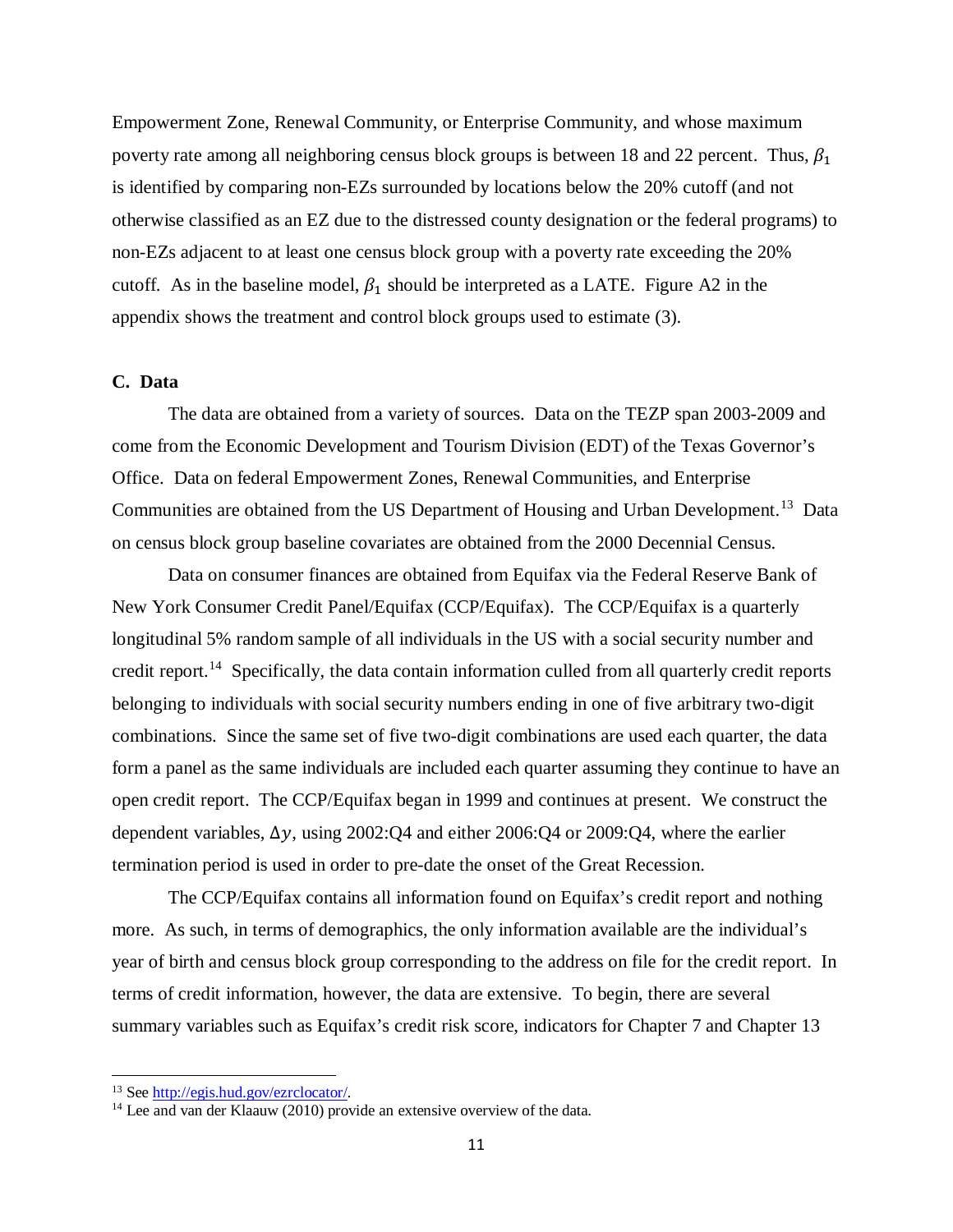Empowerment Zone, Renewal Community, or Enterprise Community, and whose maximum poverty rate among all neighboring census block groups is between 18 and 22 percent. Thus, $\beta_1$ is identified by comparing non-EZs surrounded by locations below the 20% cutoff (and not otherwise classified as an EZ due to the distressed county designation or the federal programs) to non-EZs adjacent to at least one census block group with a poverty rate exceeding the 20% cutoff. As in the baseline model, $\beta_1$ should be interpreted as a LATE. Figure A2 in the appendix shows the treatment and control block groups used to estimate (3).

### C. Data

The data are obtained from a variety of sources. Data on the TEZP span 2003-2009 and come from the Economic Development and Tourism Division (EDT) of the Texas Governor's Office. Data on federal Empowerment Zones, Renewal Communities, and Enterprise Communities are obtained from the US Department of Housing and Urban Development.[13] Data on census block group baseline covariates are obtained from the 2000 Decennial Census.

Data on consumer finances are obtained from Equifax via the Federal Reserve Bank of New York Consumer Credit Panel/Equifax (CCP/Equifax). The CCP/Equifax is a quarterly longitudinal 5% random sample of all individuals in the US with a social security number and credit report.[14] Specifically, the data contain information culled from all quarterly credit reports belonging to individuals with social security numbers ending in one of five arbitrary two-digit combinations. Since the same set of five two-digit combinations are used each quarter, the data form a panel as the same individuals are included each quarter assuming they continue to have an open credit report. The CCP/Equifax began in 1999 and continues at present. We construct the dependent variables, $\Delta y$, using 2002:Q4 and either 2006:Q4 or 2009:Q4, where the earlier termination period is used in order to pre-date the onset of the Great Recession.

The CCP/Equifax contains all information found on Equifax's credit report and nothing more. As such, in terms of demographics, the only information available are the individual's year of birth and census block group corresponding to the address on file for the credit report. In terms of credit information, however, the data are extensive. To begin, there are several summary variables such as Equifax's credit risk score, indicators for Chapter 7 and Chapter 13

---

[13] See http://egis.hud.gov/ezrclocator/.

[14] Lee and van der Klaauw (2010) provide an extensive overview of the data.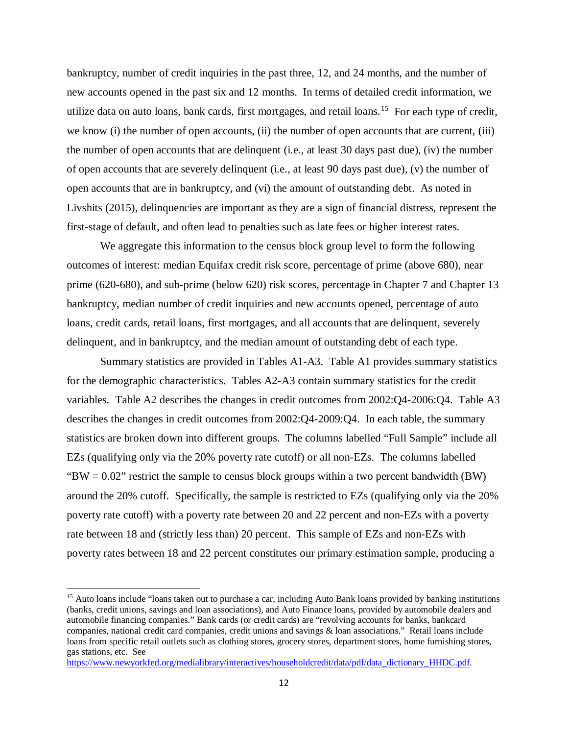bankruptcy, number of credit inquiries in the past three, 12, and 24 months, and the number of new accounts opened in the past six and 12 months. In terms of detailed credit information, we utilize data on auto loans, bank cards, first mortgages, and retail loans.[15] For each type of credit, we know (i) the number of open accounts, (ii) the number of open accounts that are current, (iii) the number of open accounts that are delinquent (i.e., at least 30 days past due), (iv) the number of open accounts that are severely delinquent (i.e., at least 90 days past due), (v) the number of open accounts that are in bankruptcy, and (vi) the amount of outstanding debt. As noted in Livshits (2015), delinquencies are important as they are a sign of financial distress, represent the first-stage of default, and often lead to penalties such as late fees or higher interest rates.

We aggregate this information to the census block group level to form the following outcomes of interest: median Equifax credit risk score, percentage of prime (above 680), near prime (620-680), and sub-prime (below 620) risk scores, percentage in Chapter 7 and Chapter 13 bankruptcy, median number of credit inquiries and new accounts opened, percentage of auto loans, credit cards, retail loans, first mortgages, and all accounts that are delinquent, severely delinquent, and in bankruptcy, and the median amount of outstanding debt of each type.

Summary statistics are provided in Tables A1-A3. Table A1 provides summary statistics for the demographic characteristics. Tables A2-A3 contain summary statistics for the credit variables. Table A2 describes the changes in credit outcomes from 2002:Q4-2006:Q4. Table A3 describes the changes in credit outcomes from 2002:Q4-2009:Q4. In each table, the summary statistics are broken down into different groups. The columns labelled "Full Sample" include all EZs (qualifying only via the 20% poverty rate cutoff) or all non-EZs. The columns labelled "BW = 0.02" restrict the sample to census block groups within a two percent bandwidth (BW) around the 20% cutoff. Specifically, the sample is restricted to EZs (qualifying only via the 20% poverty rate cutoff) with a poverty rate between 20 and 22 percent and non-EZs with a poverty rate between 18 and (strictly less than) 20 percent. This sample of EZs and non-EZs with poverty rates between 18 and 22 percent constitutes our primary estimation sample, producing a

---

[15] Auto loans include "loans taken out to purchase a car, including Auto Bank loans provided by banking institutions (banks, credit unions, savings and loan associations), and Auto Finance loans, provided by automobile dealers and automobile financing companies." Bank cards (or credit cards) are "revolving accounts for banks, bankcard companies, national credit card companies, credit unions and savings & loan associations." Retail loans include loans from specific retail outlets such as clothing stores, grocery stores, department stores, home furnishing stores, gas stations, etc. See https://www.newyorkfed.org/medialibrary/interactives/householdcredit/data/pdf/data_dictionary_HHDC.pdf.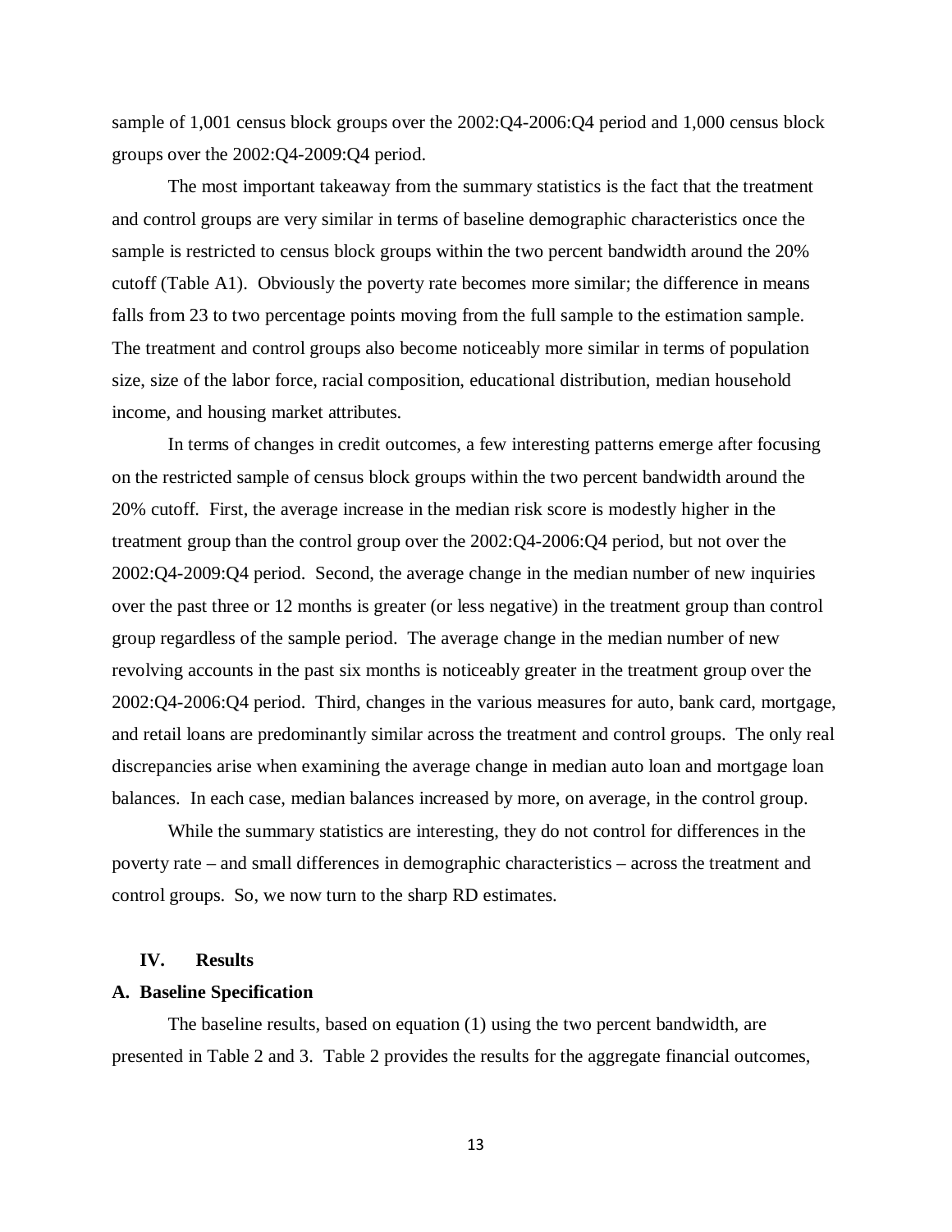sample of 1,001 census block groups over the 2002:Q4-2006:Q4 period and 1,000 census block groups over the 2002:Q4-2009:Q4 period.

The most important takeaway from the summary statistics is the fact that the treatment and control groups are very similar in terms of baseline demographic characteristics once the sample is restricted to census block groups within the two percent bandwidth around the 20% cutoff (Table A1). Obviously the poverty rate becomes more similar; the difference in means falls from 23 to two percentage points moving from the full sample to the estimation sample. The treatment and control groups also become noticeably more similar in terms of population size, size of the labor force, racial composition, educational distribution, median household income, and housing market attributes.

In terms of changes in credit outcomes, a few interesting patterns emerge after focusing on the restricted sample of census block groups within the two percent bandwidth around the 20% cutoff. First, the average increase in the median risk score is modestly higher in the treatment group than the control group over the 2002:Q4-2006:Q4 period, but not over the 2002:Q4-2009:Q4 period. Second, the average change in the median number of new inquiries over the past three or 12 months is greater (or less negative) in the treatment group than control group regardless of the sample period. The average change in the median number of new revolving accounts in the past six months is noticeably greater in the treatment group over the 2002:Q4-2006:Q4 period. Third, changes in the various measures for auto, bank card, mortgage, and retail loans are predominantly similar across the treatment and control groups. The only real discrepancies arise when examining the average change in median auto loan and mortgage loan balances. In each case, median balances increased by more, on average, in the control group.

While the summary statistics are interesting, they do not control for differences in the poverty rate – and small differences in demographic characteristics – across the treatment and control groups. So, we now turn to the sharp RD estimates.

## IV. Results

### A. Baseline Specification

The baseline results, based on equation (1) using the two percent bandwidth, are presented in Table 2 and 3. Table 2 provides the results for the aggregate financial outcomes,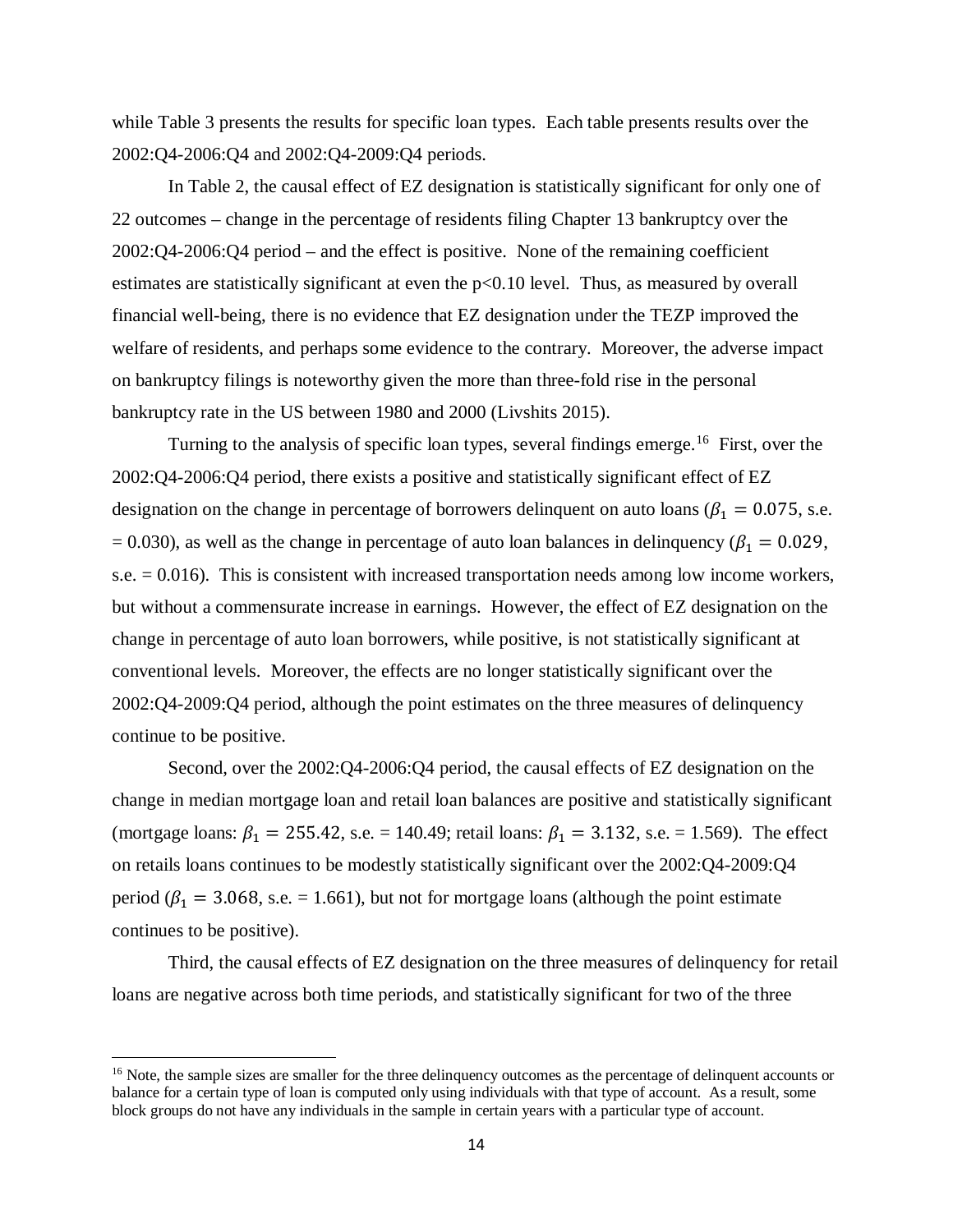while Table 3 presents the results for specific loan types. Each table presents results over the 2002:Q4-2006:Q4 and 2002:Q4-2009:Q4 periods.

In Table 2, the causal effect of EZ designation is statistically significant for only one of 22 outcomes – change in the percentage of residents filing Chapter 13 bankruptcy over the 2002:Q4-2006:Q4 period – and the effect is positive. None of the remaining coefficient estimates are statistically significant at even the $p<0.10$ level. Thus, as measured by overall financial well-being, there is no evidence that EZ designation under the TEZP improved the welfare of residents, and perhaps some evidence to the contrary. Moreover, the adverse impact on bankruptcy filings is noteworthy given the more than three-fold rise in the personal bankruptcy rate in the US between 1980 and 2000 (Livshits 2015).

Turning to the analysis of specific loan types, several findings emerge.[16] First, over the 2002:Q4-2006:Q4 period, there exists a positive and statistically significant effect of EZ designation on the change in percentage of borrowers delinquent on auto loans ($\beta_1 = 0.075$, s.e. = 0.030), as well as the change in percentage of auto loan balances in delinquency ($\beta_1 = 0.029$, s.e. = 0.016). This is consistent with increased transportation needs among low income workers, but without a commensurate increase in earnings. However, the effect of EZ designation on the change in percentage of auto loan borrowers, while positive, is not statistically significant at conventional levels. Moreover, the effects are no longer statistically significant over the 2002:Q4-2009:Q4 period, although the point estimates on the three measures of delinquency continue to be positive.

Second, over the 2002:Q4-2006:Q4 period, the causal effects of EZ designation on the change in median mortgage loan and retail loan balances are positive and statistically significant (mortgage loans: $\beta_1 = 255.42$, s.e. = 140.49; retail loans: $\beta_1 = 3.132$, s.e. = 1.569). The effect on retails loans continues to be modestly statistically significant over the 2002:Q4-2009:Q4 period ($\beta_1 = 3.068$, s.e. = 1.661), but not for mortgage loans (although the point estimate continues to be positive).

Third, the causal effects of EZ designation on the three measures of delinquency for retail loans are negative across both time periods, and statistically significant for two of the three

[16] Note, the sample sizes are smaller for the three delinquency outcomes as the percentage of delinquent accounts or balance for a certain type of loan is computed only using individuals with that type of account. As a result, some block groups do not have any individuals in the sample in certain years with a particular type of account.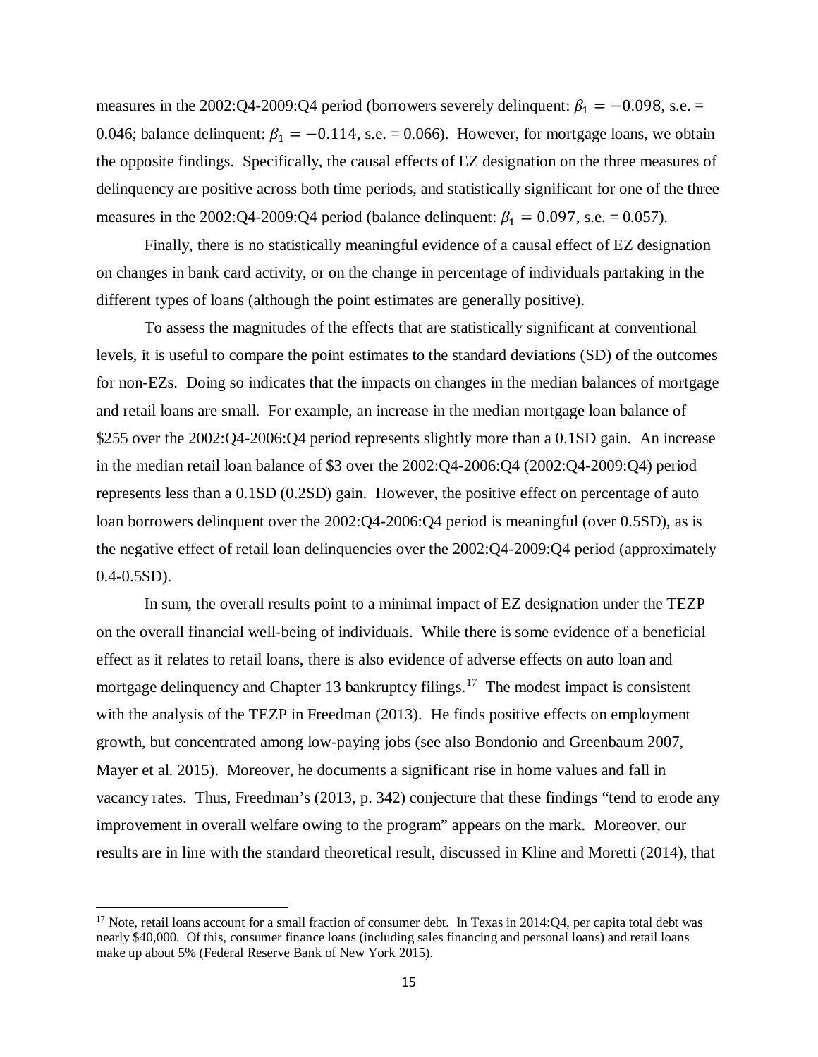measures in the 2002:Q4-2009:Q4 period (borrowers severely delinquent: $\beta_1 = -0.098$, s.e. = 0.046; balance delinquent: $\beta_1 = -0.114$, s.e. = 0.066). However, for mortgage loans, we obtain the opposite findings. Specifically, the causal effects of EZ designation on the three measures of delinquency are positive across both time periods, and statistically significant for one of the three measures in the 2002:Q4-2009:Q4 period (balance delinquent: $\beta_1 = 0.097$, s.e. = 0.057).

Finally, there is no statistically meaningful evidence of a causal effect of EZ designation on changes in bank card activity, or on the change in percentage of individuals partaking in the different types of loans (although the point estimates are generally positive).

To assess the magnitudes of the effects that are statistically significant at conventional levels, it is useful to compare the point estimates to the standard deviations (SD) of the outcomes for non-EZs. Doing so indicates that the impacts on changes in the median balances of mortgage and retail loans are small. For example, an increase in the median mortgage loan balance of $255 over the 2002:Q4-2006:Q4 period represents slightly more than a 0.1SD gain. An increase in the median retail loan balance of $3 over the 2002:Q4-2006:Q4 (2002:Q4-2009:Q4) period represents less than a 0.1SD (0.2SD) gain. However, the positive effect on percentage of auto loan borrowers delinquent over the 2002:Q4-2006:Q4 period is meaningful (over 0.5SD), as is the negative effect of retail loan delinquencies over the 2002:Q4-2009:Q4 period (approximately 0.4-0.5SD).

In sum, the overall results point to a minimal impact of EZ designation under the TEZP on the overall financial well-being of individuals. While there is some evidence of a beneficial effect as it relates to retail loans, there is also evidence of adverse effects on auto loan and mortgage delinquency and Chapter 13 bankruptcy filings.[17] The modest impact is consistent with the analysis of the TEZP in Freedman (2013). He finds positive effects on employment growth, but concentrated among low-paying jobs (see also Bondonio and Greenbaum 2007, Mayer et al. 2015). Moreover, he documents a significant rise in home values and fall in vacancy rates. Thus, Freedman's (2013, p. 342) conjecture that these findings "tend to erode any improvement in overall welfare owing to the program" appears on the mark. Moreover, our results are in line with the standard theoretical result, discussed in Kline and Moretti (2014), that

[17] Note, retail loans account for a small fraction of consumer debt. In Texas in 2014:Q4, per capita total debt was nearly $40,000. Of this, consumer finance loans (including sales financing and personal loans) and retail loans make up about 5% (Federal Reserve Bank of New York 2015).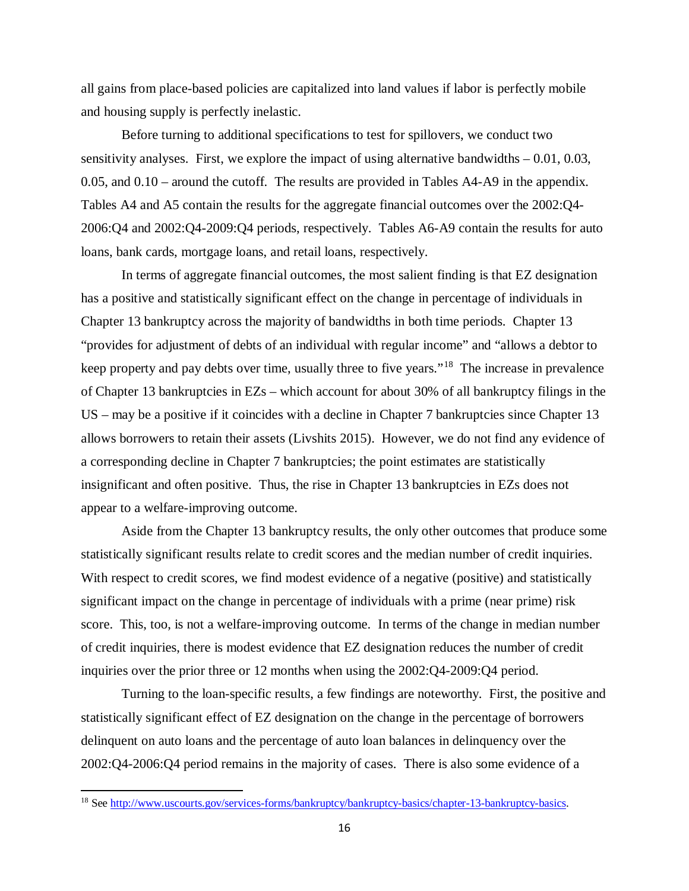all gains from place-based policies are capitalized into land values if labor is perfectly mobile and housing supply is perfectly inelastic.

Before turning to additional specifications to test for spillovers, we conduct two sensitivity analyses. First, we explore the impact of using alternative bandwidths – 0.01, 0.03, 0.05, and 0.10 – around the cutoff. The results are provided in Tables A4-A9 in the appendix. Tables A4 and A5 contain the results for the aggregate financial outcomes over the 2002:Q4-2006:Q4 and 2002:Q4-2009:Q4 periods, respectively. Tables A6-A9 contain the results for auto loans, bank cards, mortgage loans, and retail loans, respectively.

In terms of aggregate financial outcomes, the most salient finding is that EZ designation has a positive and statistically significant effect on the change in percentage of individuals in Chapter 13 bankruptcy across the majority of bandwidths in both time periods. Chapter 13 "provides for adjustment of debts of an individual with regular income" and "allows a debtor to keep property and pay debts over time, usually three to five years."[18] The increase in prevalence of Chapter 13 bankruptcies in EZs – which account for about 30% of all bankruptcy filings in the US – may be a positive if it coincides with a decline in Chapter 7 bankruptcies since Chapter 13 allows borrowers to retain their assets (Livshits 2015). However, we do not find any evidence of a corresponding decline in Chapter 7 bankruptcies; the point estimates are statistically insignificant and often positive. Thus, the rise in Chapter 13 bankruptcies in EZs does not appear to a welfare-improving outcome.

Aside from the Chapter 13 bankruptcy results, the only other outcomes that produce some statistically significant results relate to credit scores and the median number of credit inquiries. With respect to credit scores, we find modest evidence of a negative (positive) and statistically significant impact on the change in percentage of individuals with a prime (near prime) risk score. This, too, is not a welfare-improving outcome. In terms of the change in median number of credit inquiries, there is modest evidence that EZ designation reduces the number of credit inquiries over the prior three or 12 months when using the 2002:Q4-2009:Q4 period.

Turning to the loan-specific results, a few findings are noteworthy. First, the positive and statistically significant effect of EZ designation on the change in the percentage of borrowers delinquent on auto loans and the percentage of auto loan balances in delinquency over the 2002:Q4-2006:Q4 period remains in the majority of cases. There is also some evidence of a

[18] See http://www.uscourts.gov/services-forms/bankruptcy/bankruptcy-basics/chapter-13-bankruptcy-basics.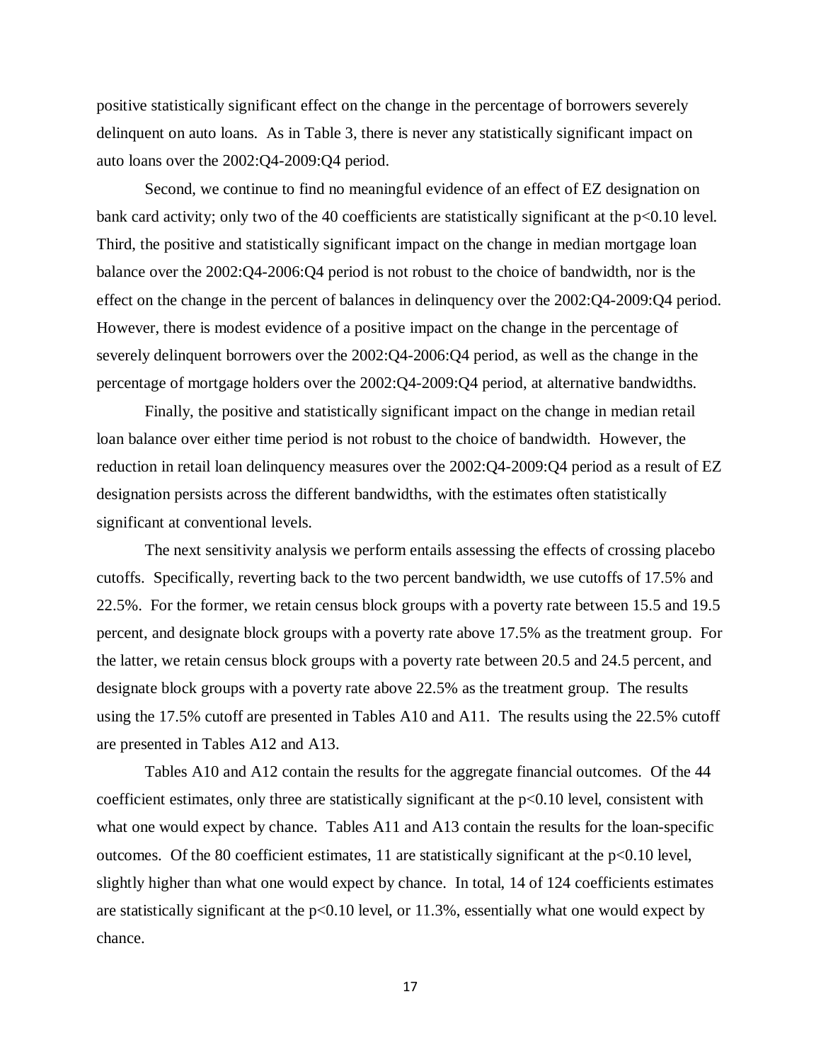positive statistically significant effect on the change in the percentage of borrowers severely delinquent on auto loans. As in Table 3, there is never any statistically significant impact on auto loans over the 2002:Q4-2009:Q4 period.

Second, we continue to find no meaningful evidence of an effect of EZ designation on bank card activity; only two of the 40 coefficients are statistically significant at the $p<0.10$ level. Third, the positive and statistically significant impact on the change in median mortgage loan balance over the 2002:Q4-2006:Q4 period is not robust to the choice of bandwidth, nor is the effect on the change in the percent of balances in delinquency over the 2002:Q4-2009:Q4 period. However, there is modest evidence of a positive impact on the change in the percentage of severely delinquent borrowers over the 2002:Q4-2006:Q4 period, as well as the change in the percentage of mortgage holders over the 2002:Q4-2009:Q4 period, at alternative bandwidths.

Finally, the positive and statistically significant impact on the change in median retail loan balance over either time period is not robust to the choice of bandwidth. However, the reduction in retail loan delinquency measures over the 2002:Q4-2009:Q4 period as a result of EZ designation persists across the different bandwidths, with the estimates often statistically significant at conventional levels.

The next sensitivity analysis we perform entails assessing the effects of crossing placebo cutoffs. Specifically, reverting back to the two percent bandwidth, we use cutoffs of 17.5% and 22.5%. For the former, we retain census block groups with a poverty rate between 15.5 and 19.5 percent, and designate block groups with a poverty rate above 17.5% as the treatment group. For the latter, we retain census block groups with a poverty rate between 20.5 and 24.5 percent, and designate block groups with a poverty rate above 22.5% as the treatment group. The results using the 17.5% cutoff are presented in Tables A10 and A11. The results using the 22.5% cutoff are presented in Tables A12 and A13.

Tables A10 and A12 contain the results for the aggregate financial outcomes. Of the 44 coefficient estimates, only three are statistically significant at the $p<0.10$ level, consistent with what one would expect by chance. Tables A11 and A13 contain the results for the loan-specific outcomes. Of the 80 coefficient estimates, 11 are statistically significant at the $p<0.10$ level, slightly higher than what one would expect by chance. In total, 14 of 124 coefficients estimates are statistically significant at the $p<0.10$ level, or 11.3%, essentially what one would expect by chance.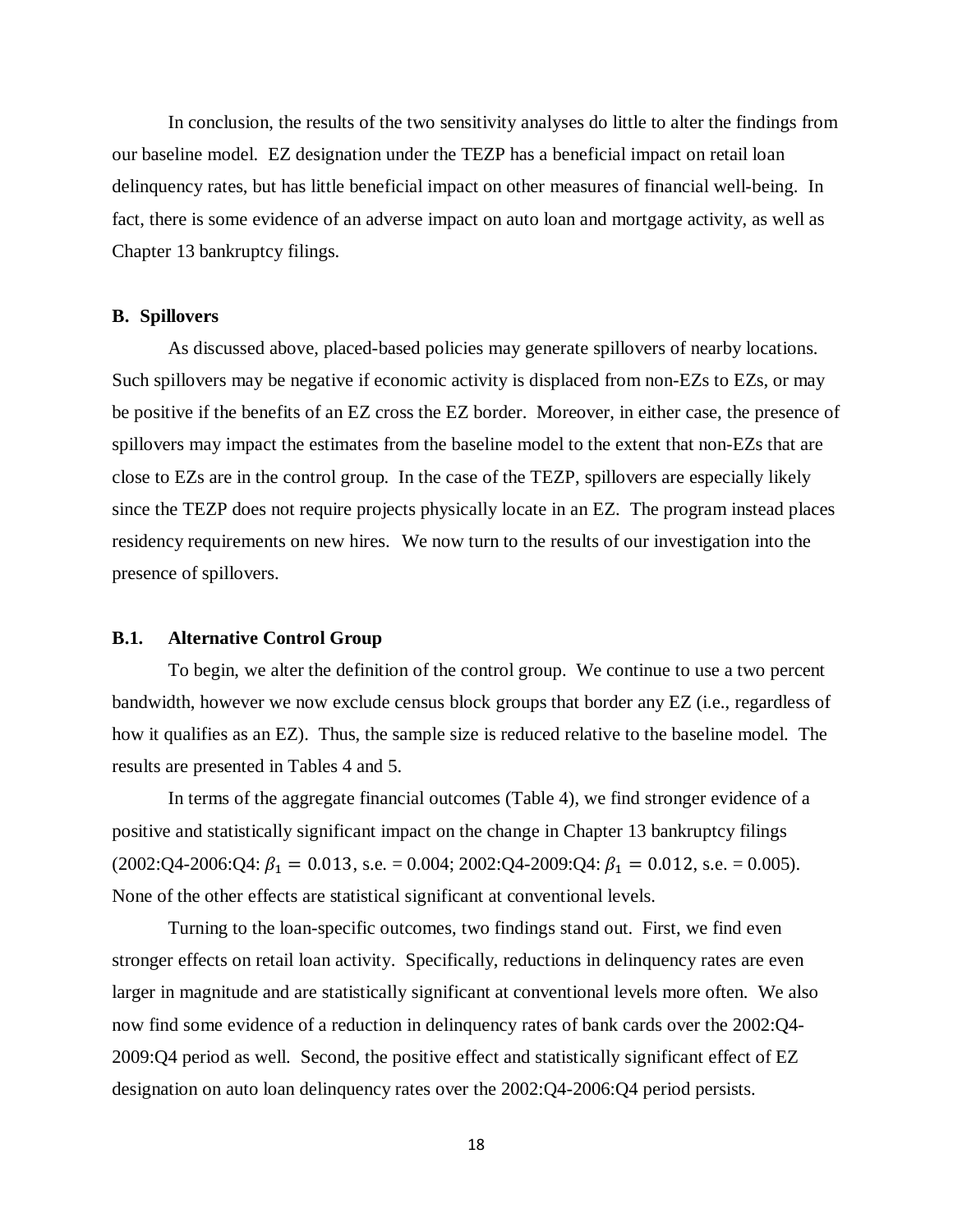In conclusion, the results of the two sensitivity analyses do little to alter the findings from our baseline model. EZ designation under the TEZP has a beneficial impact on retail loan delinquency rates, but has little beneficial impact on other measures of financial well-being. In fact, there is some evidence of an adverse impact on auto loan and mortgage activity, as well as Chapter 13 bankruptcy filings.

### B. Spillovers

As discussed above, placed-based policies may generate spillovers of nearby locations. Such spillovers may be negative if economic activity is displaced from non-EZs to EZs, or may be positive if the benefits of an EZ cross the EZ border. Moreover, in either case, the presence of spillovers may impact the estimates from the baseline model to the extent that non-EZs that are close to EZs are in the control group. In the case of the TEZP, spillovers are especially likely since the TEZP does not require projects physically locate in an EZ. The program instead places residency requirements on new hires. We now turn to the results of our investigation into the presence of spillovers.

#### B.1. Alternative Control Group

To begin, we alter the definition of the control group. We continue to use a two percent bandwidth, however we now exclude census block groups that border any EZ (i.e., regardless of how it qualifies as an EZ). Thus, the sample size is reduced relative to the baseline model. The results are presented in Tables 4 and 5.

In terms of the aggregate financial outcomes (Table 4), we find stronger evidence of a positive and statistically significant impact on the change in Chapter 13 bankruptcy filings (2002:Q4-2006:Q4: $\beta_1 = 0.013$, s.e. = 0.004; 2002:Q4-2009:Q4: $\beta_1 = 0.012$, s.e. = 0.005). None of the other effects are statistical significant at conventional levels.

Turning to the loan-specific outcomes, two findings stand out. First, we find even stronger effects on retail loan activity. Specifically, reductions in delinquency rates are even larger in magnitude and are statistically significant at conventional levels more often. We also now find some evidence of a reduction in delinquency rates of bank cards over the 2002:Q4-2009:Q4 period as well. Second, the positive effect and statistically significant effect of EZ designation on auto loan delinquency rates over the 2002:Q4-2006:Q4 period persists.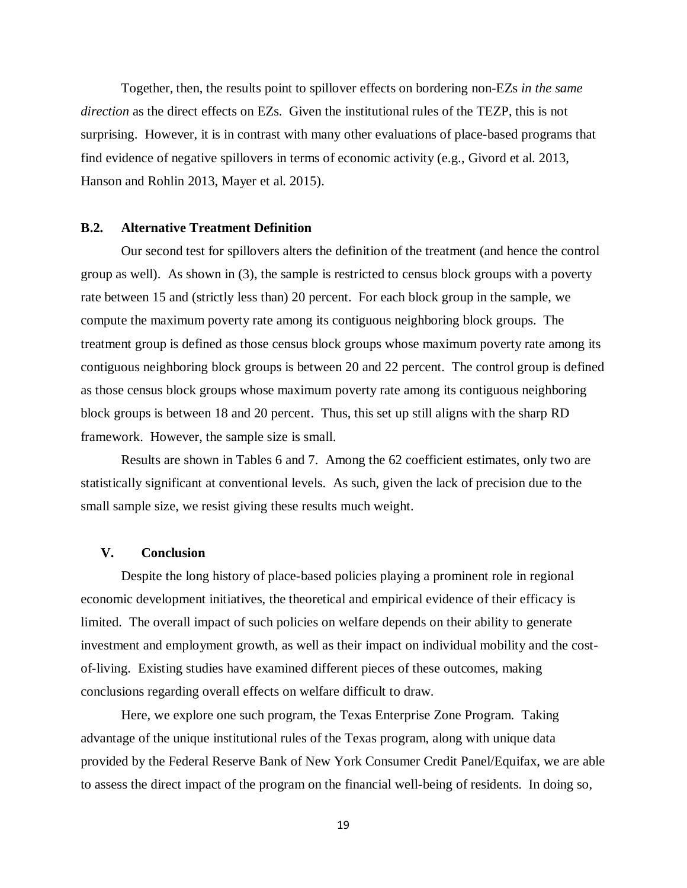Together, then, the results point to spillover effects on bordering non-EZs *in the same direction* as the direct effects on EZs. Given the institutional rules of the TEZP, this is not surprising. However, it is in contrast with many other evaluations of place-based programs that find evidence of negative spillovers in terms of economic activity (e.g., Givord et al. 2013, Hanson and Rohlin 2013, Mayer et al. 2015).

### B.2. Alternative Treatment Definition

Our second test for spillovers alters the definition of the treatment (and hence the control group as well). As shown in (3), the sample is restricted to census block groups with a poverty rate between 15 and (strictly less than) 20 percent. For each block group in the sample, we compute the maximum poverty rate among its contiguous neighboring block groups. The treatment group is defined as those census block groups whose maximum poverty rate among its contiguous neighboring block groups is between 20 and 22 percent. The control group is defined as those census block groups whose maximum poverty rate among its contiguous neighboring block groups is between 18 and 20 percent. Thus, this set up still aligns with the sharp RD framework. However, the sample size is small.

Results are shown in Tables 6 and 7. Among the 62 coefficient estimates, only two are statistically significant at conventional levels. As such, given the lack of precision due to the small sample size, we resist giving these results much weight.

## V. Conclusion

Despite the long history of place-based policies playing a prominent role in regional economic development initiatives, the theoretical and empirical evidence of their efficacy is limited. The overall impact of such policies on welfare depends on their ability to generate investment and employment growth, as well as their impact on individual mobility and the cost-of-living. Existing studies have examined different pieces of these outcomes, making conclusions regarding overall effects on welfare difficult to draw.

Here, we explore one such program, the Texas Enterprise Zone Program. Taking advantage of the unique institutional rules of the Texas program, along with unique data provided by the Federal Reserve Bank of New York Consumer Credit Panel/Equifax, we are able to assess the direct impact of the program on the financial well-being of residents. In doing so,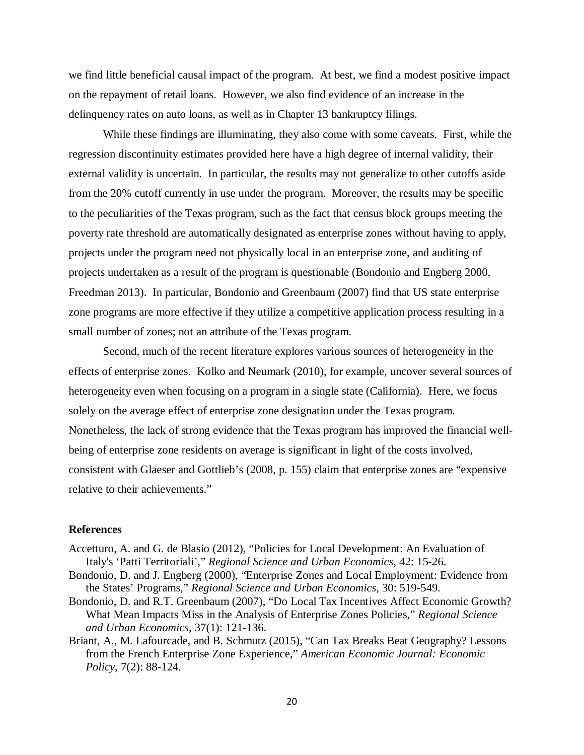we find little beneficial causal impact of the program. At best, we find a modest positive impact on the repayment of retail loans. However, we also find evidence of an increase in the delinquency rates on auto loans, as well as in Chapter 13 bankruptcy filings.

While these findings are illuminating, they also come with some caveats. First, while the regression discontinuity estimates provided here have a high degree of internal validity, their external validity is uncertain. In particular, the results may not generalize to other cutoffs aside from the 20% cutoff currently in use under the program. Moreover, the results may be specific to the peculiarities of the Texas program, such as the fact that census block groups meeting the poverty rate threshold are automatically designated as enterprise zones without having to apply, projects under the program need not physically local in an enterprise zone, and auditing of projects undertaken as a result of the program is questionable (Bondonio and Engberg 2000, Freedman 2013). In particular, Bondonio and Greenbaum (2007) find that US state enterprise zone programs are more effective if they utilize a competitive application process resulting in a small number of zones; not an attribute of the Texas program.

Second, much of the recent literature explores various sources of heterogeneity in the effects of enterprise zones. Kolko and Neumark (2010), for example, uncover several sources of heterogeneity even when focusing on a program in a single state (California). Here, we focus solely on the average effect of enterprise zone designation under the Texas program. Nonetheless, the lack of strong evidence that the Texas program has improved the financial well-being of enterprise zone residents on average is significant in light of the costs involved, consistent with Glaeser and Gottlieb's (2008, p. 155) claim that enterprise zones are "expensive relative to their achievements."

## References

Accetturo, A. and G. de Blasio (2012), "Policies for Local Development: An Evaluation of Italy's 'Patti Territoriali'," *Regional Science and Urban Economics*, 42: 15-26.

Bondonio, D. and J. Engberg (2000), "Enterprise Zones and Local Employment: Evidence from the States' Programs," *Regional Science and Urban Economics*, 30: 519-549.

Bondonio, D. and R.T. Greenbaum (2007), "Do Local Tax Incentives Affect Economic Growth? What Mean Impacts Miss in the Analysis of Enterprise Zones Policies," *Regional Science and Urban Economics*, 37(1): 121-136.

Briant, A., M. Lafourcade, and B. Schmutz (2015), "Can Tax Breaks Beat Geography? Lessons from the French Enterprise Zone Experience," *American Economic Journal: Economic Policy*, 7(2): 88-124.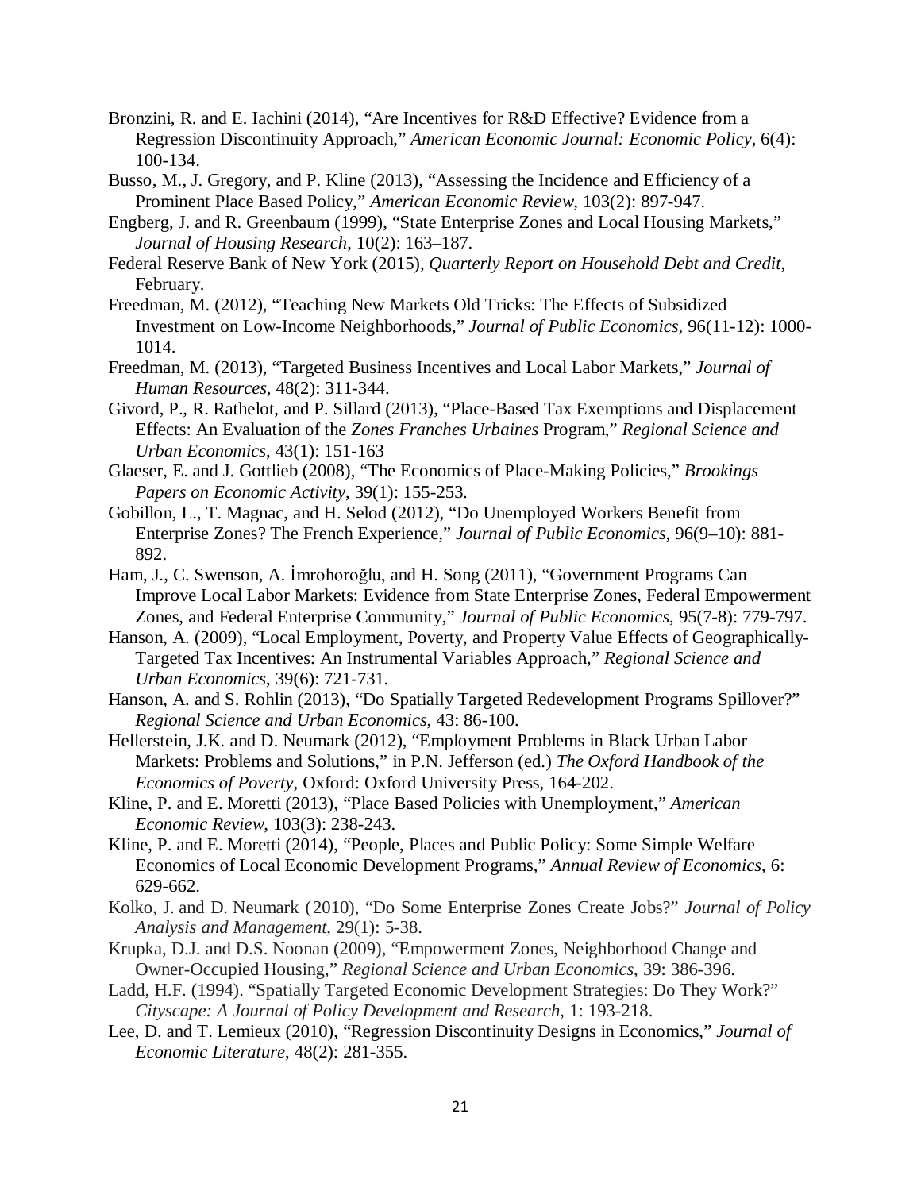Bronzini, R. and E. Iachini (2014), "Are Incentives for R&D Effective? Evidence from a Regression Discontinuity Approach," *American Economic Journal: Economic Policy*, 6(4): 100-134.

Busso, M., J. Gregory, and P. Kline (2013), "Assessing the Incidence and Efficiency of a Prominent Place Based Policy," *American Economic Review*, 103(2): 897-947.

Engberg, J. and R. Greenbaum (1999), "State Enterprise Zones and Local Housing Markets," *Journal of Housing Research*, 10(2): 163–187.

Federal Reserve Bank of New York (2015), *Quarterly Report on Household Debt and Credit*, February.

Freedman, M. (2012), "Teaching New Markets Old Tricks: The Effects of Subsidized Investment on Low-Income Neighborhoods," *Journal of Public Economics*, 96(11-12): 1000-1014.

Freedman, M. (2013), "Targeted Business Incentives and Local Labor Markets," *Journal of Human Resources*, 48(2): 311-344.

Givord, P., R. Rathelot, and P. Sillard (2013), "Place-Based Tax Exemptions and Displacement Effects: An Evaluation of the *Zones Franches Urbaines* Program," *Regional Science and Urban Economics*, 43(1): 151-163

Glaeser, E. and J. Gottlieb (2008), "The Economics of Place-Making Policies," *Brookings Papers on Economic Activity*, 39(1): 155-253.

Gobillon, L., T. Magnac, and H. Selod (2012), "Do Unemployed Workers Benefit from Enterprise Zones? The French Experience," *Journal of Public Economics*, 96(9–10): 881-892.

Ham, J., C. Swenson, A. İmrohoroğlu, and H. Song (2011), "Government Programs Can Improve Local Labor Markets: Evidence from State Enterprise Zones, Federal Empowerment Zones, and Federal Enterprise Community," *Journal of Public Economics*, 95(7-8): 779-797.

Hanson, A. (2009), "Local Employment, Poverty, and Property Value Effects of Geographically-Targeted Tax Incentives: An Instrumental Variables Approach," *Regional Science and Urban Economics*, 39(6): 721-731.

Hanson, A. and S. Rohlin (2013), "Do Spatially Targeted Redevelopment Programs Spillover?" *Regional Science and Urban Economics*, 43: 86-100.

Hellerstein, J.K. and D. Neumark (2012), "Employment Problems in Black Urban Labor Markets: Problems and Solutions," in P.N. Jefferson (ed.) *The Oxford Handbook of the Economics of Poverty*, Oxford: Oxford University Press, 164-202.

Kline, P. and E. Moretti (2013), "Place Based Policies with Unemployment," *American Economic Review*, 103(3): 238-243.

Kline, P. and E. Moretti (2014), "People, Places and Public Policy: Some Simple Welfare Economics of Local Economic Development Programs," *Annual Review of Economics*, 6: 629-662.

Kolko, J. and D. Neumark (2010), "Do Some Enterprise Zones Create Jobs?" *Journal of Policy Analysis and Management*, 29(1): 5-38.

Krupka, D.J. and D.S. Noonan (2009), "Empowerment Zones, Neighborhood Change and Owner-Occupied Housing," *Regional Science and Urban Economics*, 39: 386-396.

Ladd, H.F. (1994). "Spatially Targeted Economic Development Strategies: Do They Work?" *Cityscape: A Journal of Policy Development and Research*, 1: 193-218.

Lee, D. and T. Lemieux (2010), "Regression Discontinuity Designs in Economics," *Journal of Economic Literature*, 48(2): 281-355.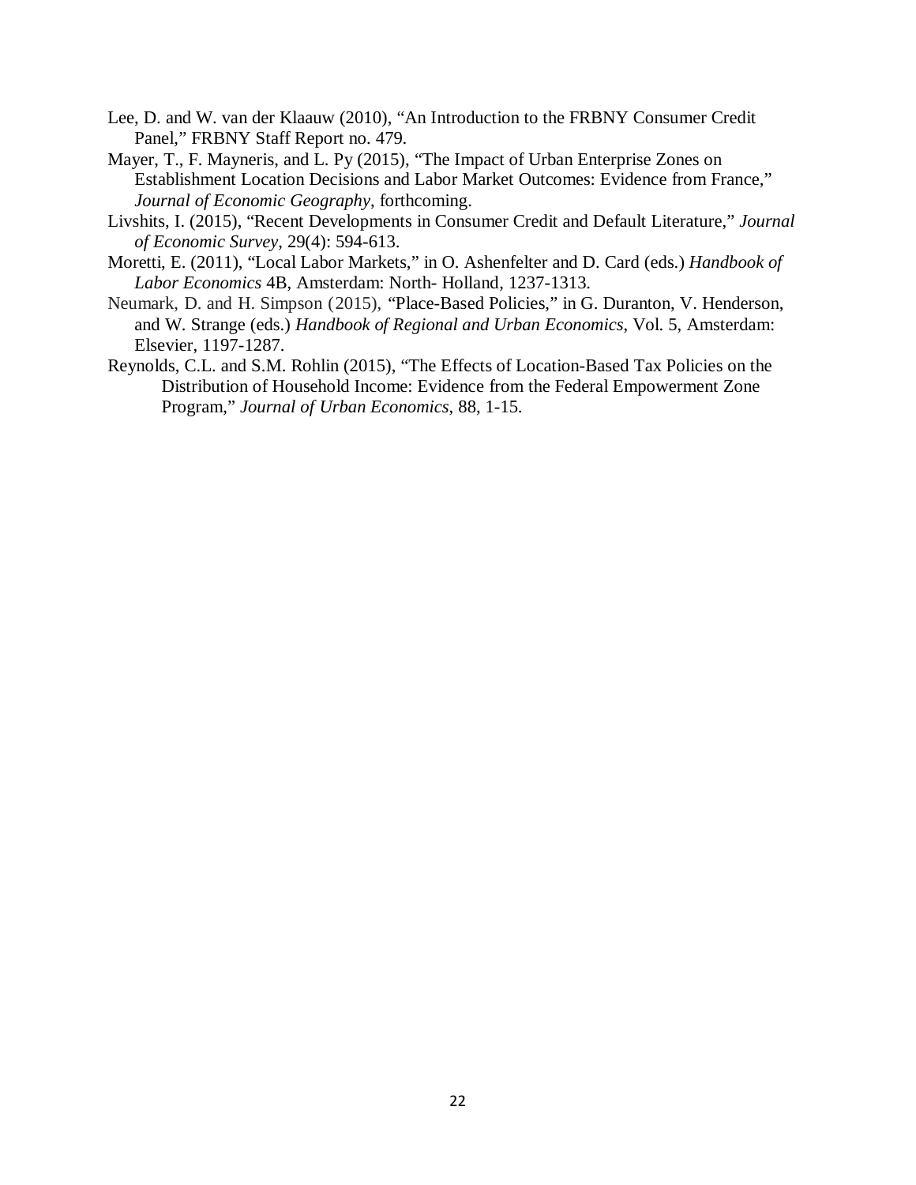Lee, D. and W. van der Klaauw (2010), "An Introduction to the FRBNY Consumer Credit Panel," FRBNY Staff Report no. 479.

Mayer, T., F. Mayneris, and L. Py (2015), "The Impact of Urban Enterprise Zones on Establishment Location Decisions and Labor Market Outcomes: Evidence from France," *Journal of Economic Geography*, forthcoming.

Livshits, I. (2015), "Recent Developments in Consumer Credit and Default Literature," *Journal of Economic Survey*, 29(4): 594-613.

Moretti, E. (2011), "Local Labor Markets," in O. Ashenfelter and D. Card (eds.) *Handbook of Labor Economics* 4B, Amsterdam: North- Holland, 1237-1313.

Neumark, D. and H. Simpson (2015), "Place-Based Policies," in G. Duranton, V. Henderson, and W. Strange (eds.) *Handbook of Regional and Urban Economics*, Vol. 5, Amsterdam: Elsevier, 1197-1287.

Reynolds, C.L. and S.M. Rohlin (2015), "The Effects of Location-Based Tax Policies on the Distribution of Household Income: Evidence from the Federal Empowerment Zone Program," *Journal of Urban Economics*, 88, 1-15.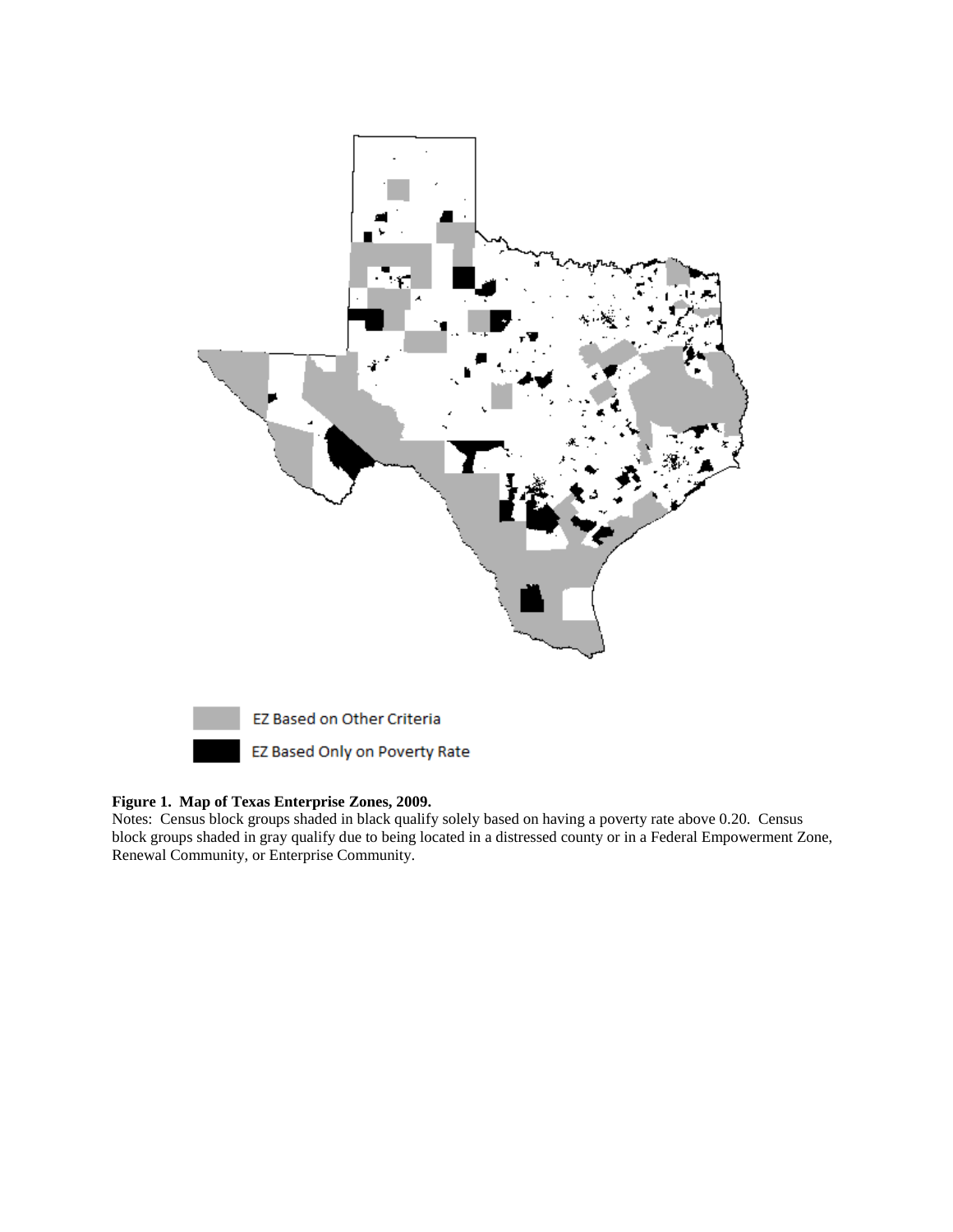EZ Based on Other Criteria

EZ Based Only on Poverty Rate

**Figure 1. Map of Texas Enterprise Zones, 2009.**

Notes: Census block groups shaded in black qualify solely based on having a poverty rate above 0.20. Census block groups shaded in gray qualify due to being located in a distressed county or in a Federal Empowerment Zone, Renewal Community, or Enterprise Community.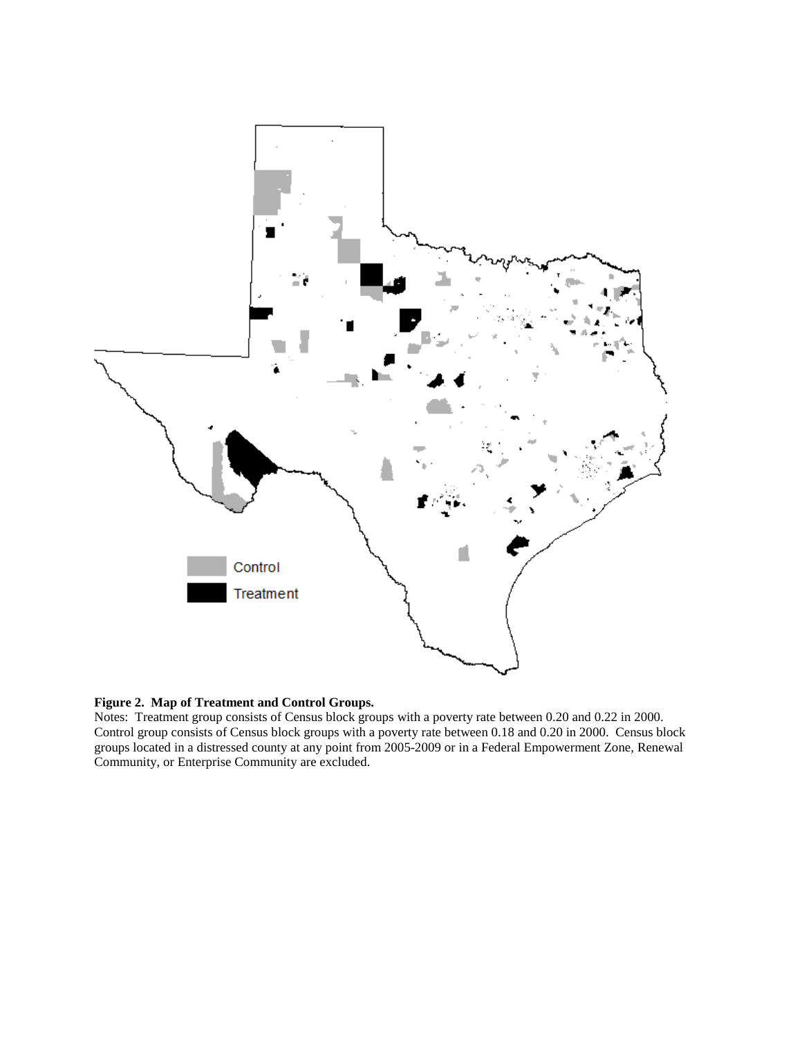Control

Treatment

**Figure 2. Map of Treatment and Control Groups.**

Notes: Treatment group consists of Census block groups with a poverty rate between 0.20 and 0.22 in 2000. Control group consists of Census block groups with a poverty rate between 0.18 and 0.20 in 2000. Census block groups located in a distressed county at any point from 2005-2009 or in a Federal Empowerment Zone, Renewal Community, or Enterprise Community are excluded.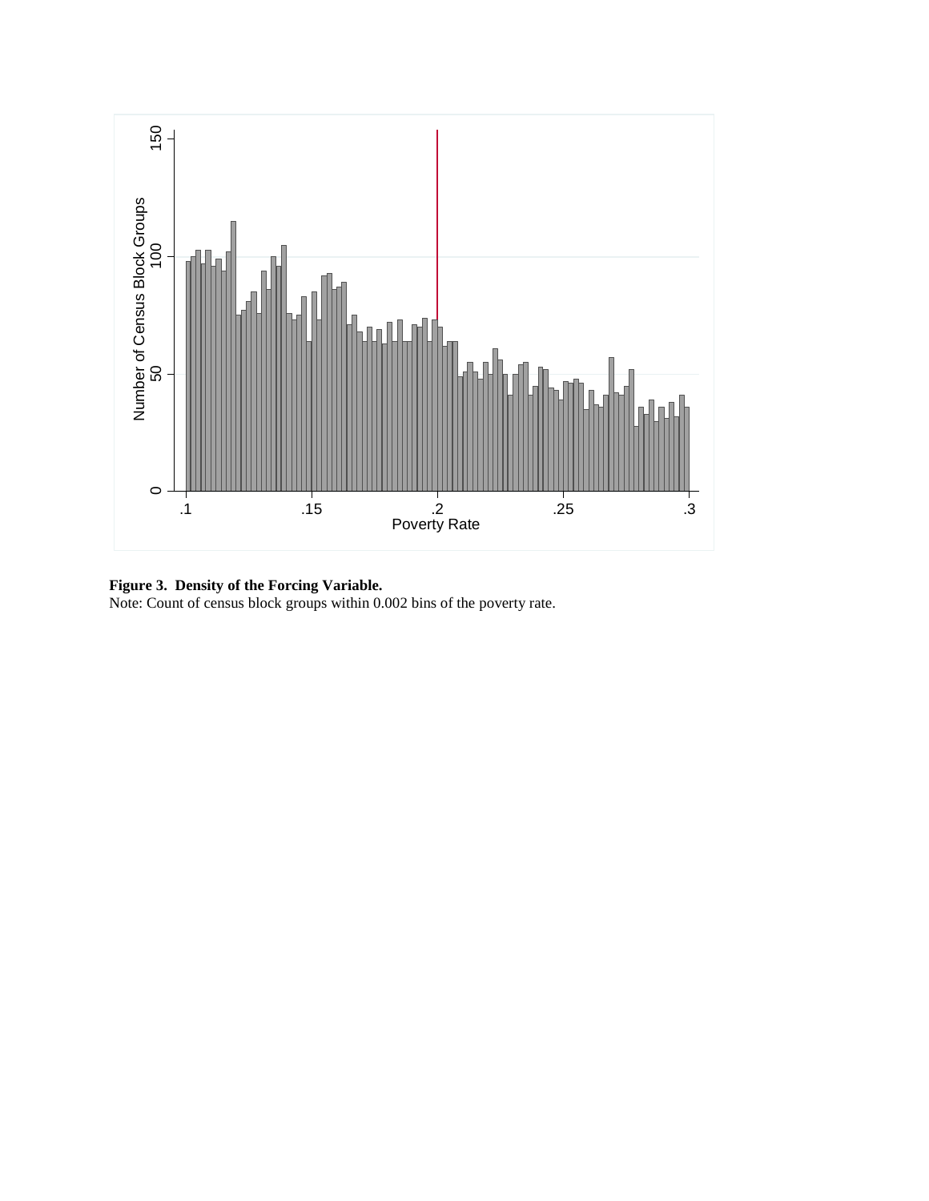Number of Census Block Groups

150

100

50

0

.1

.15

.2

.25

.3

Poverty Rate

**Figure 3. Density of the Forcing Variable.**
Note: Count of census block groups within 0.002 bins of the poverty rate.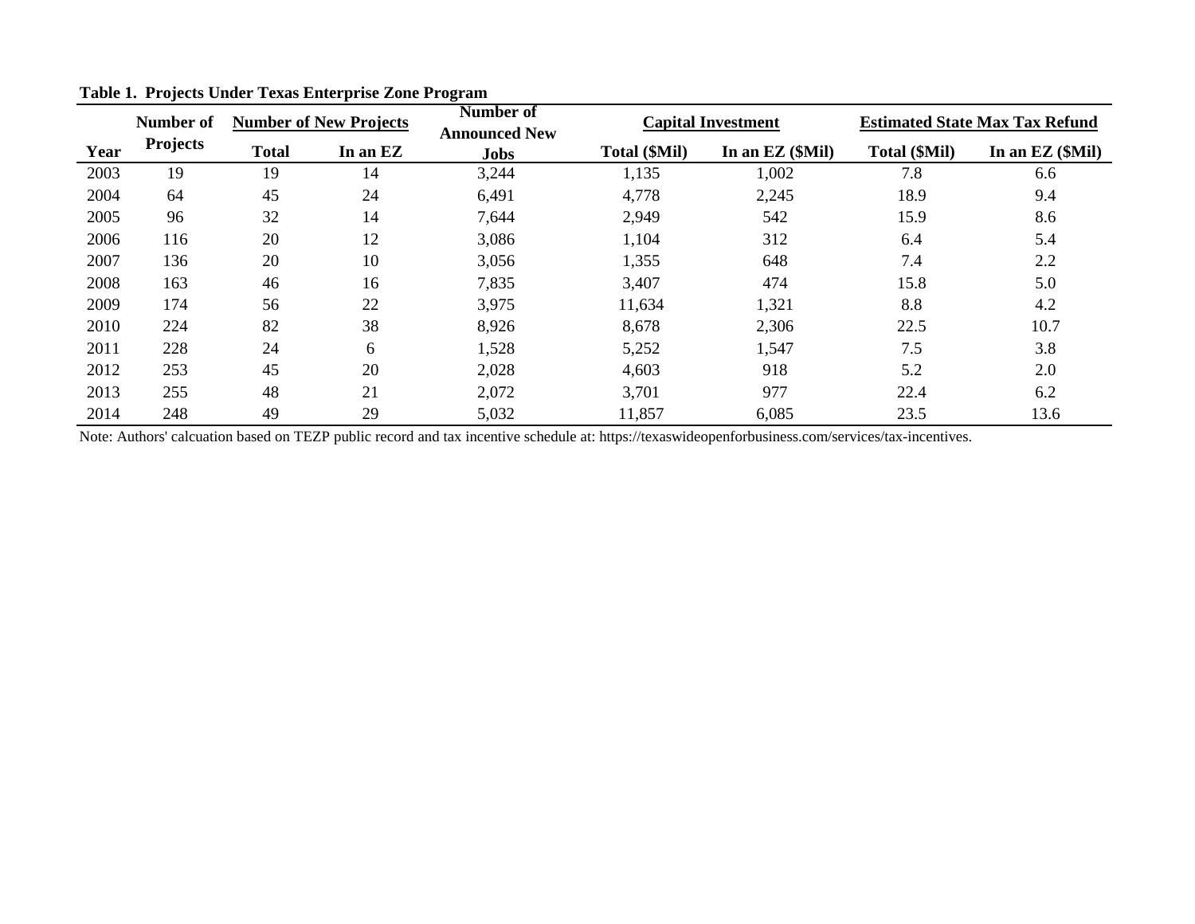**Table 1. Projects Under Texas Enterprise Zone Program**

| Year | Number of Projects | Number of New Projects | | Number of Announced New Jobs | Capital Investment | | Estimated State Max Tax Refund | |
|---|---|---|---|---|---|---|---|---|
| | | Total | In an EZ | | Total ($Mil) | In an EZ ($Mil) | Total ($Mil) | In an EZ ($Mil) |
| 2003 | 19 | 19 | 14 | 3,244 | 1,135 | 1,002 | 7.8 | 6.6 |
| 2004 | 64 | 45 | 24 | 6,491 | 4,778 | 2,245 | 18.9 | 9.4 |
| 2005 | 96 | 32 | 14 | 7,644 | 2,949 | 542 | 15.9 | 8.6 |
| 2006 | 116 | 20 | 12 | 3,086 | 1,104 | 312 | 6.4 | 5.4 |
| 2007 | 136 | 20 | 10 | 3,056 | 1,355 | 648 | 7.4 | 2.2 |
| 2008 | 163 | 46 | 16 | 7,835 | 3,407 | 474 | 15.8 | 5.0 |
| 2009 | 174 | 56 | 22 | 3,975 | 11,634 | 1,321 | 8.8 | 4.2 |
| 2010 | 224 | 82 | 38 | 8,926 | 8,678 | 2,306 | 22.5 | 10.7 |
| 2011 | 228 | 24 | 6 | 1,528 | 5,252 | 1,547 | 7.5 | 3.8 |
| 2012 | 253 | 45 | 20 | 2,028 | 4,603 | 918 | 5.2 | 2.0 |
| 2013 | 255 | 48 | 21 | 2,072 | 3,701 | 977 | 22.4 | 6.2 |
| 2014 | 248 | 49 | 29 | 5,032 | 11,857 | 6,085 | 23.5 | 13.6 |

Note: Authors' calcuation based on TEZP public record and tax incentive schedule at: https://texaswideopenforbusiness.com/services/tax-incentives.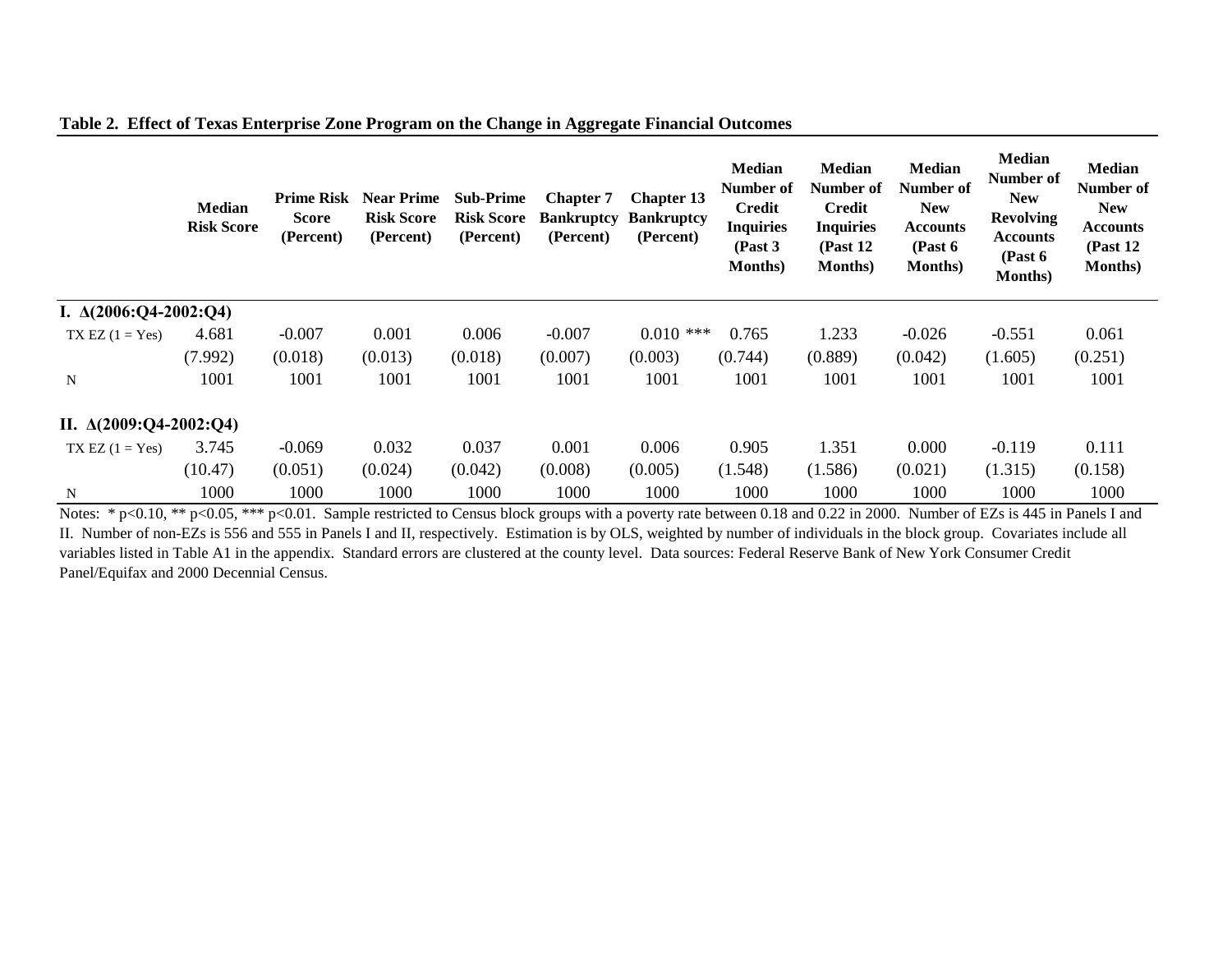**Table 2. Effect of Texas Enterprise Zone Program on the Change in Aggregate Financial Outcomes**

| | Median Risk Score | Prime Risk Score (Percent) | Near Prime Risk Score (Percent) | Sub-Prime Risk Score (Percent) | Chapter 7 Bankruptcy (Percent) | Chapter 13 Bankruptcy (Percent) | Median Number of Credit Inquiries (Past 3 Months) | Median Number of Credit Inquiries (Past 12 Months) | Median Number of New Accounts (Past 6 Months) | Median Number of New Revolving Accounts (Past 6 Months) | Median Number of New Accounts (Past 12 Months) |
|---|---|---|---|---|---|---|---|---|---|---|---|
| **I. Δ(2006:Q4-2002:Q4)** | | | | | | | | | | | |
| TX EZ (1 = Yes) | 4.681 | -0.007 | 0.001 | 0.006 | -0.007 | 0.010 *** | 0.765 | 1.233 | -0.026 | -0.551 | 0.061 |
| | (7.992) | (0.018) | (0.013) | (0.018) | (0.007) | (0.003) | (0.744) | (0.889) | (0.042) | (1.605) | (0.251) |
| N | 1001 | 1001 | 1001 | 1001 | 1001 | 1001 | 1001 | 1001 | 1001 | 1001 | 1001 |
| **II. Δ(2009:Q4-2002:Q4)** | | | | | | | | | | | |
| TX EZ (1 = Yes) | 3.745 | -0.069 | 0.032 | 0.037 | 0.001 | 0.006 | 0.905 | 1.351 | 0.000 | -0.119 | 0.111 |
| | (10.47) | (0.051) | (0.024) | (0.042) | (0.008) | (0.005) | (1.548) | (1.586) | (0.021) | (1.315) | (0.158) |
| N | 1000 | 1000 | 1000 | 1000 | 1000 | 1000 | 1000 | 1000 | 1000 | 1000 | 1000 |

Notes: * p<0.10, ** p<0.05, *** p<0.01. Sample restricted to Census block groups with a poverty rate between 0.18 and 0.22 in 2000. Number of EZs is 445 in Panels I and II. Number of non-EZs is 556 and 555 in Panels I and II, respectively. Estimation is by OLS, weighted by number of individuals in the block group. Covariates include all variables listed in Table A1 in the appendix. Standard errors are clustered at the county level. Data sources: Federal Reserve Bank of New York Consumer Credit Panel/Equifax and 2000 Decennial Census.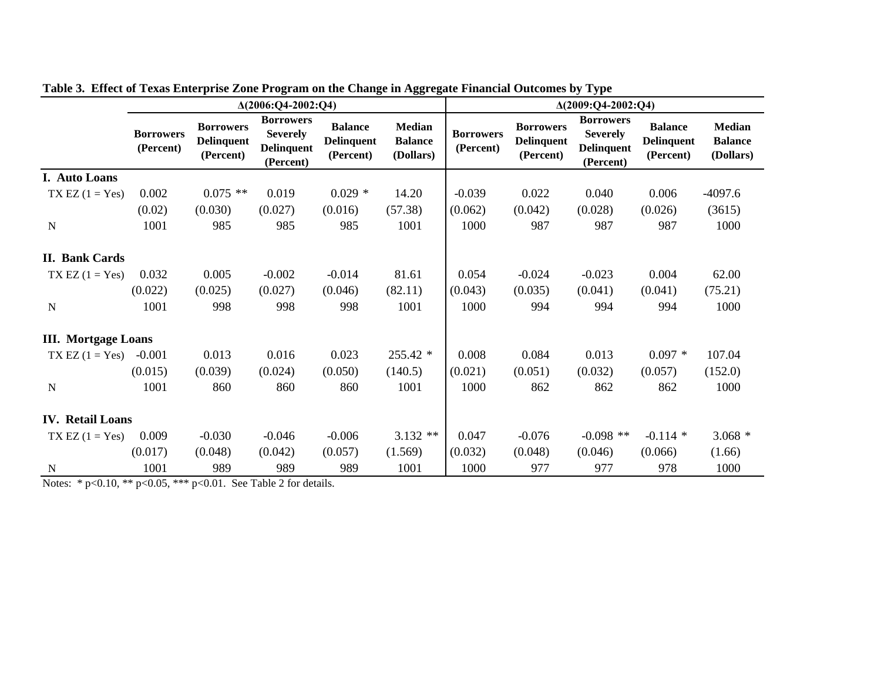**Table 3. Effect of Texas Enterprise Zone Program on the Change in Aggregate Financial Outcomes by Type**

| | Δ(2006:Q4-2002:Q4) | | | | | Δ(2009:Q4-2002:Q4) | | | | |
|---|---|---|---|---|---|---|---|---|---|---|
| | Borrowers (Percent) | Borrowers Delinquent (Percent) | Borrowers Severely Delinquent (Percent) | Balance Delinquent (Percent) | Median Balance (Dollars) | Borrowers (Percent) | Borrowers Delinquent (Percent) | Borrowers Severely Delinquent (Percent) | Balance Delinquent (Percent) | Median Balance (Dollars) |
| **I. Auto Loans** | | | | | | | | | | |
| TX EZ (1 = Yes) | 0.002 | 0.075 ** | 0.019 | 0.029 * | 14.20 | -0.039 | 0.022 | 0.040 | 0.006 | -4097.6 |
| | (0.02) | (0.030) | (0.027) | (0.016) | (57.38) | (0.062) | (0.042) | (0.028) | (0.026) | (3615) |
| N | 1001 | 985 | 985 | 985 | 1001 | 1000 | 987 | 987 | 987 | 1000 |
| **II. Bank Cards** | | | | | | | | | | |
| TX EZ (1 = Yes) | 0.032 | 0.005 | -0.002 | -0.014 | 81.61 | 0.054 | -0.024 | -0.023 | 0.004 | 62.00 |
| | (0.022) | (0.025) | (0.027) | (0.046) | (82.11) | (0.043) | (0.035) | (0.041) | (0.041) | (75.21) |
| N | 1001 | 998 | 998 | 998 | 1001 | 1000 | 994 | 994 | 994 | 1000 |
| **III. Mortgage Loans** | | | | | | | | | | |
| TX EZ (1 = Yes) | -0.001 | 0.013 | 0.016 | 0.023 | 255.42 * | 0.008 | 0.084 | 0.013 | 0.097 * | 107.04 |
| | (0.015) | (0.039) | (0.024) | (0.050) | (140.5) | (0.021) | (0.051) | (0.032) | (0.057) | (152.0) |
| N | 1001 | 860 | 860 | 860 | 1001 | 1000 | 862 | 862 | 862 | 1000 |
| **IV. Retail Loans** | | | | | | | | | | |
| TX EZ (1 = Yes) | 0.009 | -0.030 | -0.046 | -0.006 | 3.132 ** | 0.047 | -0.076 | -0.098 ** | -0.114 * | 3.068 * |
| | (0.017) | (0.048) | (0.042) | (0.057) | (1.569) | (0.032) | (0.048) | (0.046) | (0.066) | (1.66) |
| N | 1001 | 989 | 989 | 989 | 1001 | 1000 | 977 | 977 | 978 | 1000 |

Notes: * p<0.10, ** p<0.05, *** p<0.01. See Table 2 for details.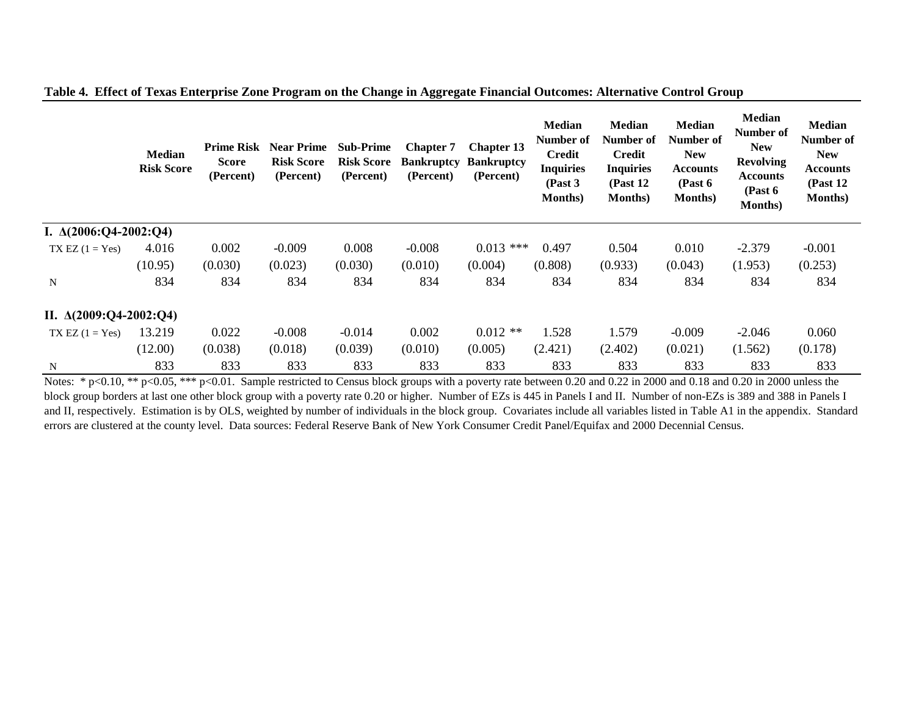**Table 4. Effect of Texas Enterprise Zone Program on the Change in Aggregate Financial Outcomes: Alternative Control Group**

| | Median Risk Score | Prime Risk Score (Percent) | Near Prime Risk Score (Percent) | Sub-Prime Risk Score (Percent) | Chapter 7 Bankruptcy (Percent) | Chapter 13 Bankruptcy (Percent) | Median Number of Credit Inquiries (Past 3 Months) | Median Number of Credit Inquiries (Past 12 Months) | Median Number of New Accounts (Past 6 Months) | Median Number of New Revolving Accounts (Past 6 Months) | Median Number of New Accounts (Past 12 Months) |
|---|---|---|---|---|---|---|---|---|---|---|---|
| **I. Δ(2006:Q4-2002:Q4)** | | | | | | | | | | | |
| TX EZ (1 = Yes) | 4.016 | 0.002 | -0.009 | 0.008 | -0.008 | 0.013 *** | 0.497 | 0.504 | 0.010 | -2.379 | -0.001 |
| | (10.95) | (0.030) | (0.023) | (0.030) | (0.010) | (0.004) | (0.808) | (0.933) | (0.043) | (1.953) | (0.253) |
| N | 834 | 834 | 834 | 834 | 834 | 834 | 834 | 834 | 834 | 834 | 834 |
| **II. Δ(2009:Q4-2002:Q4)** | | | | | | | | | | | |
| TX EZ (1 = Yes) | 13.219 | 0.022 | -0.008 | -0.014 | 0.002 | 0.012 ** | 1.528 | 1.579 | -0.009 | -2.046 | 0.060 |
| | (12.00) | (0.038) | (0.018) | (0.039) | (0.010) | (0.005) | (2.421) | (2.402) | (0.021) | (1.562) | (0.178) |
| N | 833 | 833 | 833 | 833 | 833 | 833 | 833 | 833 | 833 | 833 | 833 |

Notes: * p<0.10, ** p<0.05, *** p<0.01. Sample restricted to Census block groups with a poverty rate between 0.20 and 0.22 in 2000 and 0.18 and 0.20 in 2000 unless the block group borders at last one other block group with a poverty rate 0.20 or higher. Number of EZs is 445 in Panels I and II. Number of non-EZs is 389 and 388 in Panels I and II, respectively. Estimation is by OLS, weighted by number of individuals in the block group. Covariates include all variables listed in Table A1 in the appendix. Standard errors are clustered at the county level. Data sources: Federal Reserve Bank of New York Consumer Credit Panel/Equifax and 2000 Decennial Census.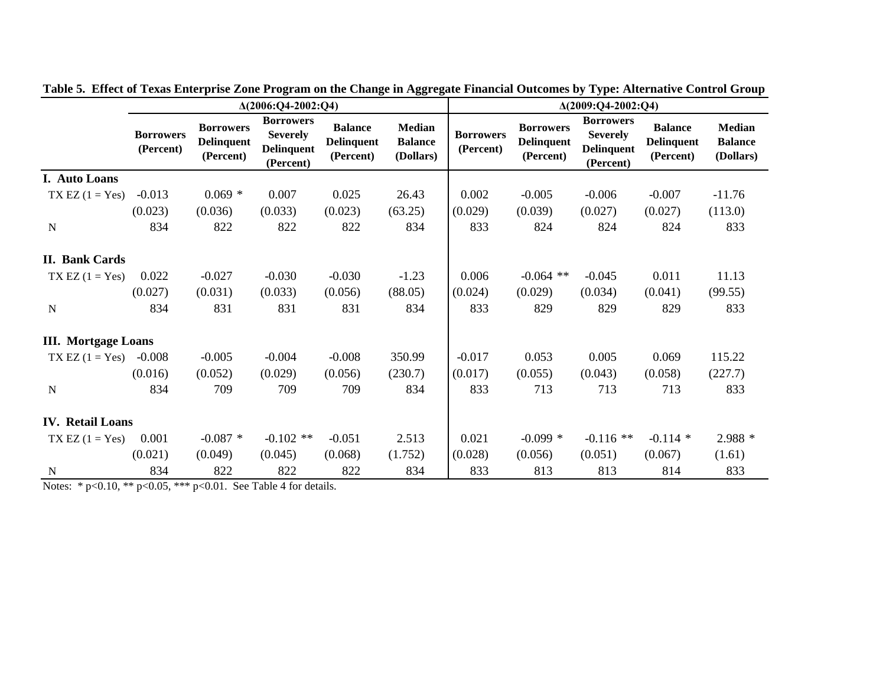**Table 5. Effect of Texas Enterprise Zone Program on the Change in Aggregate Financial Outcomes by Type: Alternative Control Group**

| | Δ(2006:Q4-2002:Q4) | | | | | Δ(2009:Q4-2002:Q4) | | | | |
|---|---|---|---|---|---|---|---|---|---|---|
| | Borrowers (Percent) | Borrowers Delinquent (Percent) | Borrowers Severely Delinquent (Percent) | Balance Delinquent (Percent) | Median Balance (Dollars) | Borrowers (Percent) | Borrowers Delinquent (Percent) | Borrowers Severely Delinquent (Percent) | Balance Delinquent (Percent) | Median Balance (Dollars) |
| **I. Auto Loans** | | | | | | | | | | |
| TX EZ (1 = Yes) | -0.013 | 0.069 * | 0.007 | 0.025 | 26.43 | 0.002 | -0.005 | -0.006 | -0.007 | -11.76 |
| | (0.023) | (0.036) | (0.033) | (0.023) | (63.25) | (0.029) | (0.039) | (0.027) | (0.027) | (113.0) |
| N | 834 | 822 | 822 | 822 | 834 | 833 | 824 | 824 | 824 | 833 |
| **II. Bank Cards** | | | | | | | | | | |
| TX EZ (1 = Yes) | 0.022 | -0.027 | -0.030 | -0.030 | -1.23 | 0.006 | -0.064 ** | -0.045 | 0.011 | 11.13 |
| | (0.027) | (0.031) | (0.033) | (0.056) | (88.05) | (0.024) | (0.029) | (0.034) | (0.041) | (99.55) |
| N | 834 | 831 | 831 | 831 | 834 | 833 | 829 | 829 | 829 | 833 |
| **III. Mortgage Loans** | | | | | | | | | | |
| TX EZ (1 = Yes) | -0.008 | -0.005 | -0.004 | -0.008 | 350.99 | -0.017 | 0.053 | 0.005 | 0.069 | 115.22 |
| | (0.016) | (0.052) | (0.029) | (0.056) | (230.7) | (0.017) | (0.055) | (0.043) | (0.058) | (227.7) |
| N | 834 | 709 | 709 | 709 | 834 | 833 | 713 | 713 | 713 | 833 |
| **IV. Retail Loans** | | | | | | | | | | |
| TX EZ (1 = Yes) | 0.001 | -0.087 * | -0.102 ** | -0.051 | 2.513 | 0.021 | -0.099 * | -0.116 ** | -0.114 * | 2.988 * |
| | (0.021) | (0.049) | (0.045) | (0.068) | (1.752) | (0.028) | (0.056) | (0.051) | (0.067) | (1.61) |
| N | 834 | 822 | 822 | 822 | 834 | 833 | 813 | 813 | 814 | 833 |

Notes: * p<0.10, ** p<0.05, *** p<0.01. See Table 4 for details.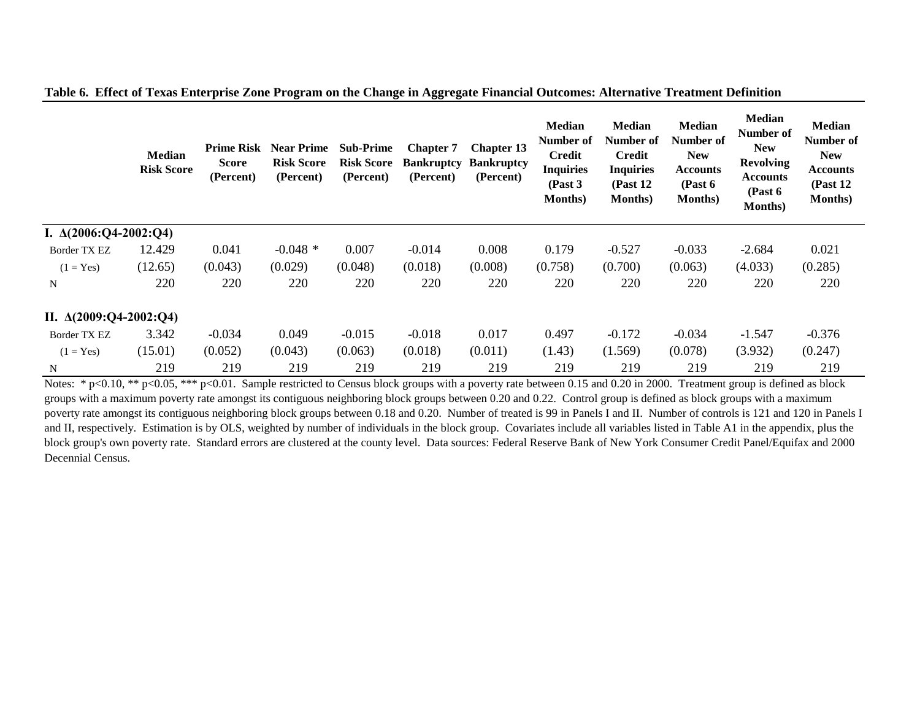**Table 6. Effect of Texas Enterprise Zone Program on the Change in Aggregate Financial Outcomes: Alternative Treatment Definition**

| | Median Risk Score | Prime Risk Score (Percent) | Near Prime Risk Score (Percent) | Sub-Prime Risk Score (Percent) | Chapter 7 Bankruptcy (Percent) | Chapter 13 Bankruptcy (Percent) | Median Number of Credit Inquiries (Past 3 Months) | Median Number of Credit Inquiries (Past 12 Months) | Median Number of New Accounts (Past 6 Months) | Median Number of New Revolving Accounts (Past 6 Months) | Median Number of New Accounts (Past 12 Months) |
|---|---|---|---|---|---|---|---|---|---|---|---|
| **I. Δ(2006:Q4-2002:Q4)** | | | | | | | | | | | |
| Border TX EZ | 12.429 | 0.041 | -0.048 * | 0.007 | -0.014 | 0.008 | 0.179 | -0.527 | -0.033 | -2.684 | 0.021 |
| (1 = Yes) | (12.65) | (0.043) | (0.029) | (0.048) | (0.018) | (0.008) | (0.758) | (0.700) | (0.063) | (4.033) | (0.285) |
| N | 220 | 220 | 220 | 220 | 220 | 220 | 220 | 220 | 220 | 220 | 220 |
| **II. Δ(2009:Q4-2002:Q4)** | | | | | | | | | | | |
| Border TX EZ | 3.342 | -0.034 | 0.049 | -0.015 | -0.018 | 0.017 | 0.497 | -0.172 | -0.034 | -1.547 | -0.376 |
| (1 = Yes) | (15.01) | (0.052) | (0.043) | (0.063) | (0.018) | (0.011) | (1.43) | (1.569) | (0.078) | (3.932) | (0.247) |
| N | 219 | 219 | 219 | 219 | 219 | 219 | 219 | 219 | 219 | 219 | 219 |

Notes: * p<0.10, ** p<0.05, *** p<0.01. Sample restricted to Census block groups with a poverty rate between 0.15 and 0.20 in 2000. Treatment group is defined as block groups with a maximum poverty rate amongst its contiguous neighboring block groups between 0.20 and 0.22. Control group is defined as block groups with a maximum poverty rate amongst its contiguous neighboring block groups between 0.18 and 0.20. Number of treated is 99 in Panels I and II. Number of controls is 121 and 120 in Panels I and II, respectively. Estimation is by OLS, weighted by number of individuals in the block group. Covariates include all variables listed in Table A1 in the appendix, plus the block group's own poverty rate. Standard errors are clustered at the county level. Data sources: Federal Reserve Bank of New York Consumer Credit Panel/Equifax and 2000 Decennial Census.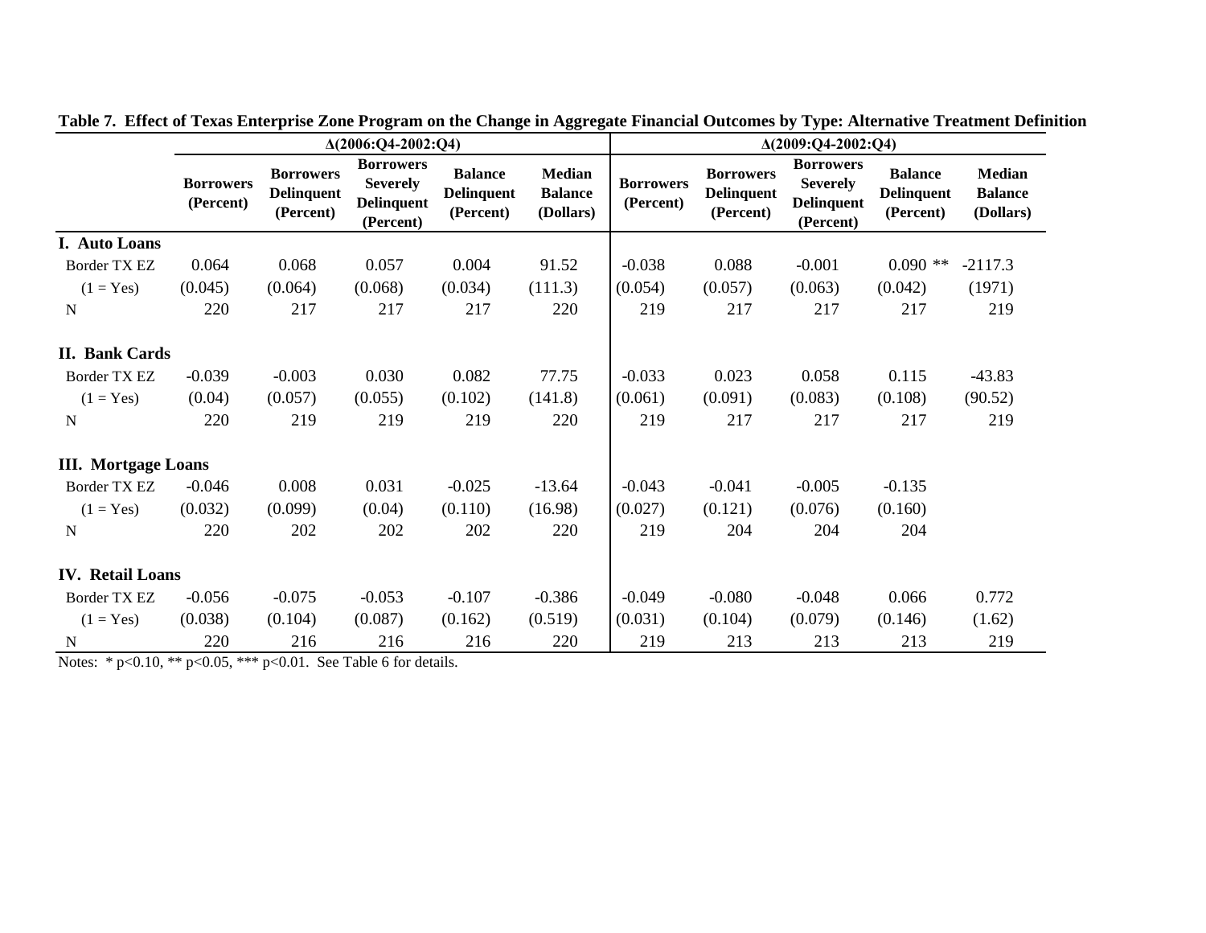**Table 7. Effect of Texas Enterprise Zone Program on the Change in Aggregate Financial Outcomes by Type: Alternative Treatment Definition**

| | Δ(2006:Q4-2002:Q4) | | | | | Δ(2009:Q4-2002:Q4) | | | | |
|---|---|---|---|---|---|---|---|---|---|---|
| | **Borrowers (Percent)** | **Borrowers Delinquent (Percent)** | **Borrowers Severely Delinquent (Percent)** | **Balance Delinquent (Percent)** | **Median Balance (Dollars)** | **Borrowers (Percent)** | **Borrowers Delinquent (Percent)** | **Borrowers Severely Delinquent (Percent)** | **Balance Delinquent (Percent)** | **Median Balance (Dollars)** |
| **I. Auto Loans** | | | | | | | | | | |
| Border TX EZ | 0.064 | 0.068 | 0.057 | 0.004 | 91.52 | -0.038 | 0.088 | -0.001 | 0.090 ** | -2117.3 |
| (1 = Yes) | (0.045) | (0.064) | (0.068) | (0.034) | (111.3) | (0.054) | (0.057) | (0.063) | (0.042) | (1971) |
| N | 220 | 217 | 217 | 217 | 220 | 219 | 217 | 217 | 217 | 219 |
| **II. Bank Cards** | | | | | | | | | | |
| Border TX EZ | -0.039 | -0.003 | 0.030 | 0.082 | 77.75 | -0.033 | 0.023 | 0.058 | 0.115 | -43.83 |
| (1 = Yes) | (0.04) | (0.057) | (0.055) | (0.102) | (141.8) | (0.061) | (0.091) | (0.083) | (0.108) | (90.52) |
| N | 220 | 219 | 219 | 219 | 220 | 219 | 217 | 217 | 217 | 219 |
| **III. Mortgage Loans** | | | | | | | | | | |
| Border TX EZ | -0.046 | 0.008 | 0.031 | -0.025 | -13.64 | -0.043 | -0.041 | -0.005 | -0.135 | |
| (1 = Yes) | (0.032) | (0.099) | (0.04) | (0.110) | (16.98) | (0.027) | (0.121) | (0.076) | (0.160) | |
| N | 220 | 202 | 202 | 202 | 220 | 219 | 204 | 204 | 204 | |
| **IV. Retail Loans** | | | | | | | | | | |
| Border TX EZ | -0.056 | -0.075 | -0.053 | -0.107 | -0.386 | -0.049 | -0.080 | -0.048 | 0.066 | 0.772 |
| (1 = Yes) | (0.038) | (0.104) | (0.087) | (0.162) | (0.519) | (0.031) | (0.104) | (0.079) | (0.146) | (1.62) |
| N | 220 | 216 | 216 | 216 | 220 | 219 | 213 | 213 | 213 | 219 |

Notes: * p<0.10, ** p<0.05, *** p<0.01. See Table 6 for details.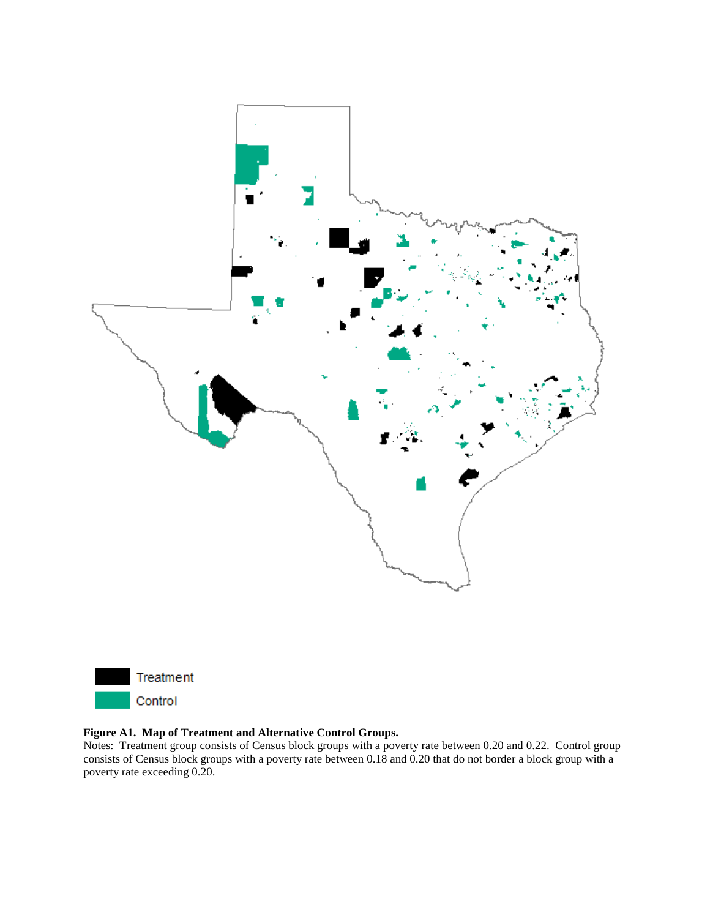Treatment

Control

**Figure A1. Map of Treatment and Alternative Control Groups.**
Notes: Treatment group consists of Census block groups with a poverty rate between 0.20 and 0.22. Control group consists of Census block groups with a poverty rate between 0.18 and 0.20 that do not border a block group with a poverty rate exceeding 0.20.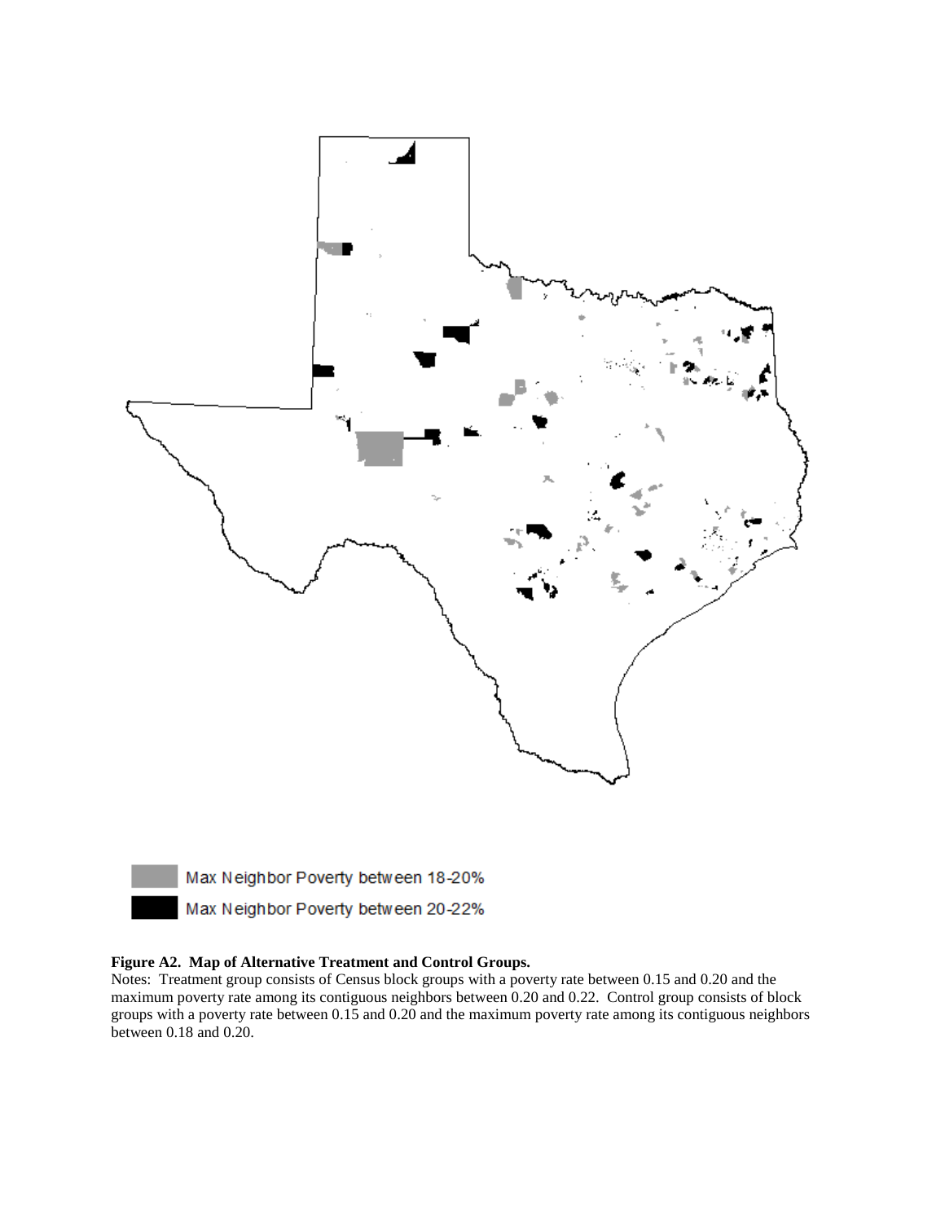Max Neighbor Poverty between 18-20%

Max Neighbor Poverty between 20-22%

**Figure A2. Map of Alternative Treatment and Control Groups.**
Notes: Treatment group consists of Census block groups with a poverty rate between 0.15 and 0.20 and the maximum poverty rate among its contiguous neighbors between 0.20 and 0.22. Control group consists of block groups with a poverty rate between 0.15 and 0.20 and the maximum poverty rate among its contiguous neighbors between 0.18 and 0.20.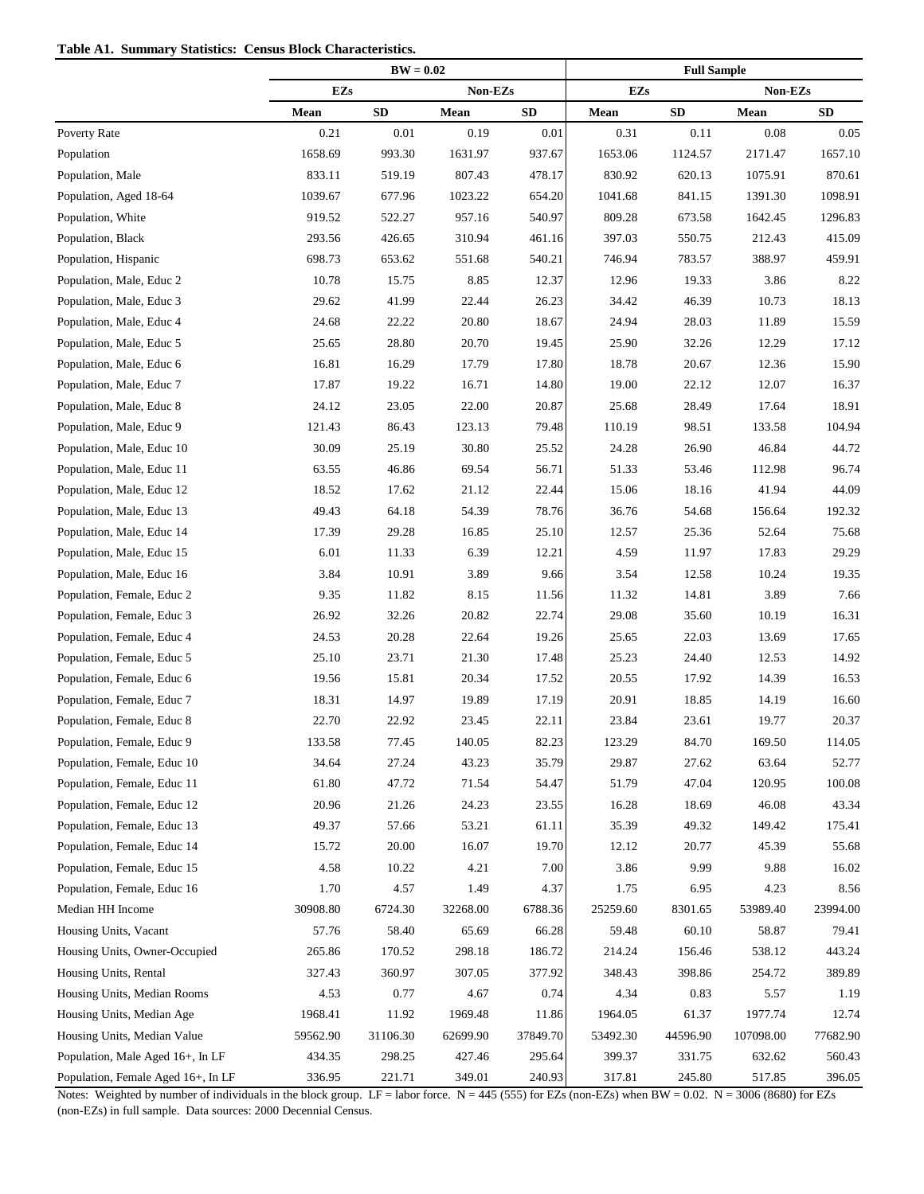**Table A1. Summary Statistics: Census Block Characteristics.**

| | BW = 0.02 | | | | Full Sample | | | |
|---|---|---|---|---|---|---|---|---|
| | EZs | | Non-EZs | | EZs | | Non-EZs | |
| | Mean | SD | Mean | SD | Mean | SD | Mean | SD |
| Poverty Rate | 0.21 | 0.01 | 0.19 | 0.01 | 0.31 | 0.11 | 0.08 | 0.05 |
| Population | 1658.69 | 993.30 | 1631.97 | 937.67 | 1653.06 | 1124.57 | 2171.47 | 1657.10 |
| Population, Male | 833.11 | 519.19 | 807.43 | 478.17 | 830.92 | 620.13 | 1075.91 | 870.61 |
| Population, Aged 18-64 | 1039.67 | 677.96 | 1023.22 | 654.20 | 1041.68 | 841.15 | 1391.30 | 1098.91 |
| Population, White | 919.52 | 522.27 | 957.16 | 540.97 | 809.28 | 673.58 | 1642.45 | 1296.83 |
| Population, Black | 293.56 | 426.65 | 310.94 | 461.16 | 397.03 | 550.75 | 212.43 | 415.09 |
| Population, Hispanic | 698.73 | 653.62 | 551.68 | 540.21 | 746.94 | 783.57 | 388.97 | 459.91 |
| Population, Male, Educ 2 | 10.78 | 15.75 | 8.85 | 12.37 | 12.96 | 19.33 | 3.86 | 8.22 |
| Population, Male, Educ 3 | 29.62 | 41.99 | 22.44 | 26.23 | 34.42 | 46.39 | 10.73 | 18.13 |
| Population, Male, Educ 4 | 24.68 | 22.22 | 20.80 | 18.67 | 24.94 | 28.03 | 11.89 | 15.59 |
| Population, Male, Educ 5 | 25.65 | 28.80 | 20.70 | 19.45 | 25.90 | 32.26 | 12.29 | 17.12 |
| Population, Male, Educ 6 | 16.81 | 16.29 | 17.79 | 17.80 | 18.78 | 20.67 | 12.36 | 15.90 |
| Population, Male, Educ 7 | 17.87 | 19.22 | 16.71 | 14.80 | 19.00 | 22.12 | 12.07 | 16.37 |
| Population, Male, Educ 8 | 24.12 | 23.05 | 22.00 | 20.87 | 25.68 | 28.49 | 17.64 | 18.91 |
| Population, Male, Educ 9 | 121.43 | 86.43 | 123.13 | 79.48 | 110.19 | 98.51 | 133.58 | 104.94 |
| Population, Male, Educ 10 | 30.09 | 25.19 | 30.80 | 25.52 | 24.28 | 26.90 | 46.84 | 44.72 |
| Population, Male, Educ 11 | 63.55 | 46.86 | 69.54 | 56.71 | 51.33 | 53.46 | 112.98 | 96.74 |
| Population, Male, Educ 12 | 18.52 | 17.62 | 21.12 | 22.44 | 15.06 | 18.16 | 41.94 | 44.09 |
| Population, Male, Educ 13 | 49.43 | 64.18 | 54.39 | 78.76 | 36.76 | 54.68 | 156.64 | 192.32 |
| Population, Male, Educ 14 | 17.39 | 29.28 | 16.85 | 25.10 | 12.57 | 25.36 | 52.64 | 75.68 |
| Population, Male, Educ 15 | 6.01 | 11.33 | 6.39 | 12.21 | 4.59 | 11.97 | 17.83 | 29.29 |
| Population, Male, Educ 16 | 3.84 | 10.91 | 3.89 | 9.66 | 3.54 | 12.58 | 10.24 | 19.35 |
| Population, Female, Educ 2 | 9.35 | 11.82 | 8.15 | 11.56 | 11.32 | 14.81 | 3.89 | 7.66 |
| Population, Female, Educ 3 | 26.92 | 32.26 | 20.82 | 22.74 | 29.08 | 35.60 | 10.19 | 16.31 |
| Population, Female, Educ 4 | 24.53 | 20.28 | 22.64 | 19.26 | 25.65 | 22.03 | 13.69 | 17.65 |
| Population, Female, Educ 5 | 25.10 | 23.71 | 21.30 | 17.48 | 25.23 | 24.40 | 12.53 | 14.92 |
| Population, Female, Educ 6 | 19.56 | 15.81 | 20.34 | 17.52 | 20.55 | 17.92 | 14.39 | 16.53 |
| Population, Female, Educ 7 | 18.31 | 14.97 | 19.89 | 17.19 | 20.91 | 18.85 | 14.19 | 16.60 |
| Population, Female, Educ 8 | 22.70 | 22.92 | 23.45 | 22.11 | 23.84 | 23.61 | 19.77 | 20.37 |
| Population, Female, Educ 9 | 133.58 | 77.45 | 140.05 | 82.23 | 123.29 | 84.70 | 169.50 | 114.05 |
| Population, Female, Educ 10 | 34.64 | 27.24 | 43.23 | 35.79 | 29.87 | 27.62 | 63.64 | 52.77 |
| Population, Female, Educ 11 | 61.80 | 47.72 | 71.54 | 54.47 | 51.79 | 47.04 | 120.95 | 100.08 |
| Population, Female, Educ 12 | 20.96 | 21.26 | 24.23 | 23.55 | 16.28 | 18.69 | 46.08 | 43.34 |
| Population, Female, Educ 13 | 49.37 | 57.66 | 53.21 | 61.11 | 35.39 | 49.32 | 149.42 | 175.41 |
| Population, Female, Educ 14 | 15.72 | 20.00 | 16.07 | 19.70 | 12.12 | 20.77 | 45.39 | 55.68 |
| Population, Female, Educ 15 | 4.58 | 10.22 | 4.21 | 7.00 | 3.86 | 9.99 | 9.88 | 16.02 |
| Population, Female, Educ 16 | 1.70 | 4.57 | 1.49 | 4.37 | 1.75 | 6.95 | 4.23 | 8.56 |
| Median HH Income | 30908.80 | 6724.30 | 32268.00 | 6788.36 | 25259.60 | 8301.65 | 53989.40 | 23994.00 |
| Housing Units, Vacant | 57.76 | 58.40 | 65.69 | 66.28 | 59.48 | 60.10 | 58.87 | 79.41 |
| Housing Units, Owner-Occupied | 265.86 | 170.52 | 298.18 | 186.72 | 214.24 | 156.46 | 538.12 | 443.24 |
| Housing Units, Rental | 327.43 | 360.97 | 307.05 | 377.92 | 348.43 | 398.86 | 254.72 | 389.89 |
| Housing Units, Median Rooms | 4.53 | 0.77 | 4.67 | 0.74 | 4.34 | 0.83 | 5.57 | 1.19 |
| Housing Units, Median Age | 1968.41 | 11.92 | 1969.48 | 11.86 | 1964.05 | 61.37 | 1977.74 | 12.74 |
| Housing Units, Median Value | 59562.90 | 31106.30 | 62699.90 | 37849.70 | 53492.30 | 44596.90 | 107098.00 | 77682.90 |
| Population, Male Aged 16+, In LF | 434.35 | 298.25 | 427.46 | 295.64 | 399.37 | 331.75 | 632.62 | 560.43 |
| Population, Female Aged 16+, In LF | 336.95 | 221.71 | 349.01 | 240.93 | 317.81 | 245.80 | 517.85 | 396.05 |

Notes: Weighted by number of individuals in the block group. LF = labor force. N = 445 (555) for EZs (non-EZs) when BW = 0.02. N = 3006 (8680) for EZs (non-EZs) in full sample. Data sources: 2000 Decennial Census.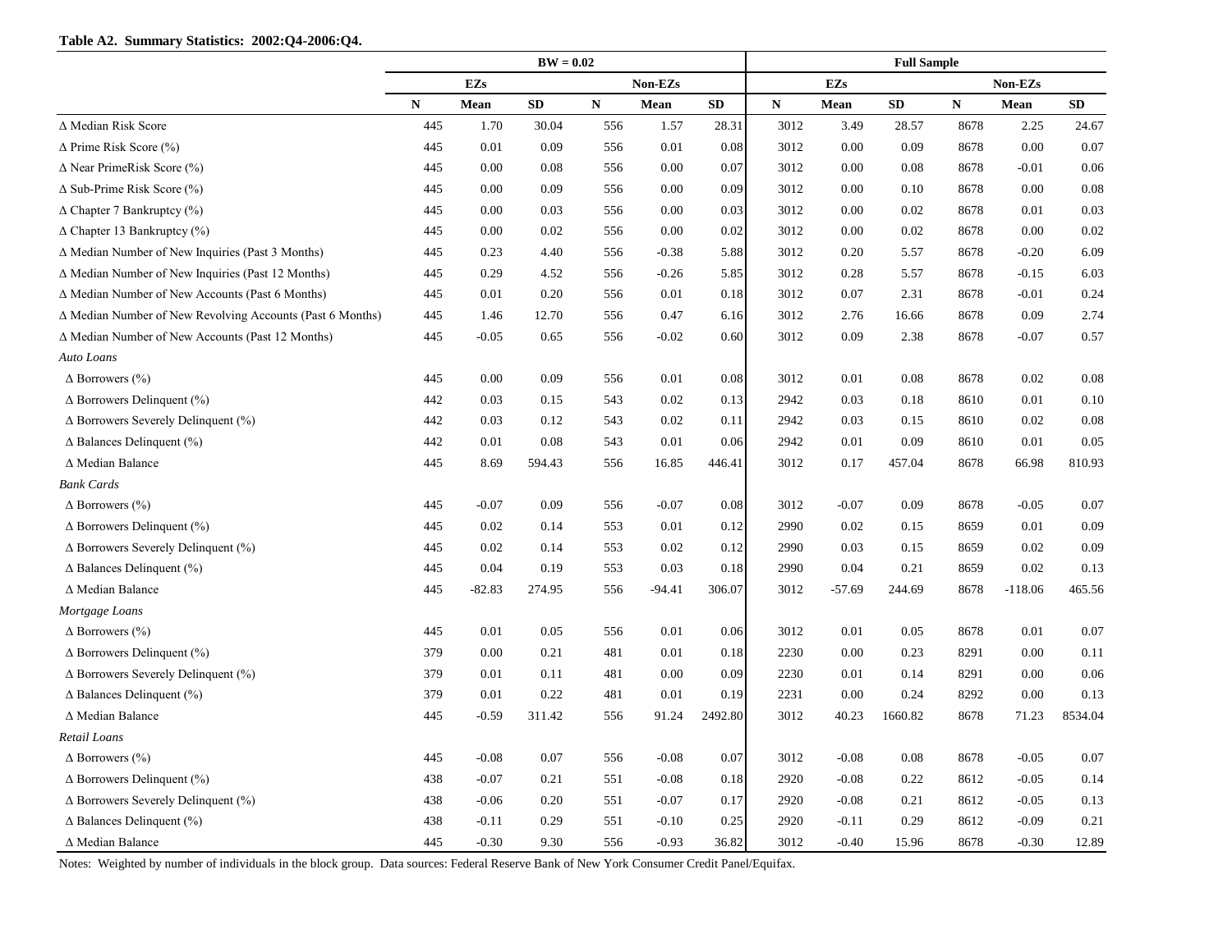**Table A2. Summary Statistics: 2002:Q4-2006:Q4.**

| | BW = 0.02 | | | | | | Full Sample | | | | | |
|---|---|---|---|---|---|---|---|---|---|---|---|---|
| | EZs | | | Non-EZs | | | EZs | | | Non-EZs | | |
| | N | Mean | SD | N | Mean | SD | N | Mean | SD | N | Mean | SD |
| Δ Median Risk Score | 445 | 1.70 | 30.04 | 556 | 1.57 | 28.31 | 3012 | 3.49 | 28.57 | 8678 | 2.25 | 24.67 |
| Δ Prime Risk Score (%) | 445 | 0.01 | 0.09 | 556 | 0.01 | 0.08 | 3012 | 0.00 | 0.09 | 8678 | 0.00 | 0.07 |
| Δ Near PrimeRisk Score (%) | 445 | 0.00 | 0.08 | 556 | 0.00 | 0.07 | 3012 | 0.00 | 0.08 | 8678 | -0.01 | 0.06 |
| Δ Sub-Prime Risk Score (%) | 445 | 0.00 | 0.09 | 556 | 0.00 | 0.09 | 3012 | 0.00 | 0.10 | 8678 | 0.00 | 0.08 |
| Δ Chapter 7 Bankruptcy (%) | 445 | 0.00 | 0.03 | 556 | 0.00 | 0.03 | 3012 | 0.00 | 0.02 | 8678 | 0.01 | 0.03 |
| Δ Chapter 13 Bankruptcy (%) | 445 | 0.00 | 0.02 | 556 | 0.00 | 0.02 | 3012 | 0.00 | 0.02 | 8678 | 0.00 | 0.02 |
| Δ Median Number of New Inquiries (Past 3 Months) | 445 | 0.23 | 4.40 | 556 | -0.38 | 5.88 | 3012 | 0.20 | 5.57 | 8678 | -0.20 | 6.09 |
| Δ Median Number of New Inquiries (Past 12 Months) | 445 | 0.29 | 4.52 | 556 | -0.26 | 5.85 | 3012 | 0.28 | 5.57 | 8678 | -0.15 | 6.03 |
| Δ Median Number of New Accounts (Past 6 Months) | 445 | 0.01 | 0.20 | 556 | 0.01 | 0.18 | 3012 | 0.07 | 2.31 | 8678 | -0.01 | 0.24 |
| Δ Median Number of New Revolving Accounts (Past 6 Months) | 445 | 1.46 | 12.70 | 556 | 0.47 | 6.16 | 3012 | 2.76 | 16.66 | 8678 | 0.09 | 2.74 |
| Δ Median Number of New Accounts (Past 12 Months) | 445 | -0.05 | 0.65 | 556 | -0.02 | 0.60 | 3012 | 0.09 | 2.38 | 8678 | -0.07 | 0.57 |
| *Auto Loans* | | | | | | | | | | | | |
| Δ Borrowers (%) | 445 | 0.00 | 0.09 | 556 | 0.01 | 0.08 | 3012 | 0.01 | 0.08 | 8678 | 0.02 | 0.08 |
| Δ Borrowers Delinquent (%) | 442 | 0.03 | 0.15 | 543 | 0.02 | 0.13 | 2942 | 0.03 | 0.18 | 8610 | 0.01 | 0.10 |
| Δ Borrowers Severely Delinquent (%) | 442 | 0.03 | 0.12 | 543 | 0.02 | 0.11 | 2942 | 0.03 | 0.15 | 8610 | 0.02 | 0.08 |
| Δ Balances Delinquent (%) | 442 | 0.01 | 0.08 | 543 | 0.01 | 0.06 | 2942 | 0.01 | 0.09 | 8610 | 0.01 | 0.05 |
| Δ Median Balance | 445 | 8.69 | 594.43 | 556 | 16.85 | 446.41 | 3012 | 0.17 | 457.04 | 8678 | 66.98 | 810.93 |
| *Bank Cards* | | | | | | | | | | | | |
| Δ Borrowers (%) | 445 | -0.07 | 0.09 | 556 | -0.07 | 0.08 | 3012 | -0.07 | 0.09 | 8678 | -0.05 | 0.07 |
| Δ Borrowers Delinquent (%) | 445 | 0.02 | 0.14 | 553 | 0.01 | 0.12 | 2990 | 0.02 | 0.15 | 8659 | 0.01 | 0.09 |
| Δ Borrowers Severely Delinquent (%) | 445 | 0.02 | 0.14 | 553 | 0.02 | 0.12 | 2990 | 0.03 | 0.15 | 8659 | 0.02 | 0.09 |
| Δ Balances Delinquent (%) | 445 | 0.04 | 0.19 | 553 | 0.03 | 0.18 | 2990 | 0.04 | 0.21 | 8659 | 0.02 | 0.13 |
| Δ Median Balance | 445 | -82.83 | 274.95 | 556 | -94.41 | 306.07 | 3012 | -57.69 | 244.69 | 8678 | -118.06 | 465.56 |
| *Mortgage Loans* | | | | | | | | | | | | |
| Δ Borrowers (%) | 445 | 0.01 | 0.05 | 556 | 0.01 | 0.06 | 3012 | 0.01 | 0.05 | 8678 | 0.01 | 0.07 |
| Δ Borrowers Delinquent (%) | 379 | 0.00 | 0.21 | 481 | 0.01 | 0.18 | 2230 | 0.00 | 0.23 | 8291 | 0.00 | 0.11 |
| Δ Borrowers Severely Delinquent (%) | 379 | 0.01 | 0.11 | 481 | 0.00 | 0.09 | 2230 | 0.01 | 0.14 | 8291 | 0.00 | 0.06 |
| Δ Balances Delinquent (%) | 379 | 0.01 | 0.22 | 481 | 0.01 | 0.19 | 2231 | 0.00 | 0.24 | 8292 | 0.00 | 0.13 |
| Δ Median Balance | 445 | -0.59 | 311.42 | 556 | 91.24 | 2492.80 | 3012 | 40.23 | 1660.82 | 8678 | 71.23 | 8534.04 |
| *Retail Loans* | | | | | | | | | | | | |
| Δ Borrowers (%) | 445 | -0.08 | 0.07 | 556 | -0.08 | 0.07 | 3012 | -0.08 | 0.08 | 8678 | -0.05 | 0.07 |
| Δ Borrowers Delinquent (%) | 438 | -0.07 | 0.21 | 551 | -0.08 | 0.18 | 2920 | -0.08 | 0.22 | 8612 | -0.05 | 0.14 |
| Δ Borrowers Severely Delinquent (%) | 438 | -0.06 | 0.20 | 551 | -0.07 | 0.17 | 2920 | -0.08 | 0.21 | 8612 | -0.05 | 0.13 |
| Δ Balances Delinquent (%) | 438 | -0.11 | 0.29 | 551 | -0.10 | 0.25 | 2920 | -0.11 | 0.29 | 8612 | -0.09 | 0.21 |
| Δ Median Balance | 445 | -0.30 | 9.30 | 556 | -0.93 | 36.82 | 3012 | -0.40 | 15.96 | 8678 | -0.30 | 12.89 |

Notes: Weighted by number of individuals in the block group. Data sources: Federal Reserve Bank of New York Consumer Credit Panel/Equifax.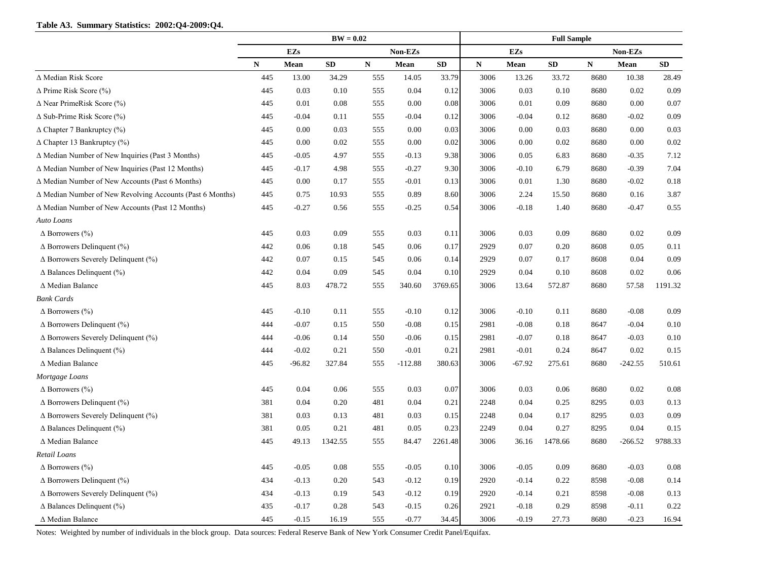**Table A3. Summary Statistics: 2002:Q4-2009:Q4.**

| | BW = 0.02 | | | | | | Full Sample | | | | | |
|---|---|---|---|---|---|---|---|---|---|---|---|---|
| | EZs | | | Non-EZs | | | EZs | | | Non-EZs | | |
| | N | Mean | SD | N | Mean | SD | N | Mean | SD | N | Mean | SD |
| Δ Median Risk Score | 445 | 13.00 | 34.29 | 555 | 14.05 | 33.79 | 3006 | 13.26 | 33.72 | 8680 | 10.38 | 28.49 |
| Δ Prime Risk Score (%) | 445 | 0.03 | 0.10 | 555 | 0.04 | 0.12 | 3006 | 0.03 | 0.10 | 8680 | 0.02 | 0.09 |
| Δ Near PrimeRisk Score (%) | 445 | 0.01 | 0.08 | 555 | 0.00 | 0.08 | 3006 | 0.01 | 0.09 | 8680 | 0.00 | 0.07 |
| Δ Sub-Prime Risk Score (%) | 445 | -0.04 | 0.11 | 555 | -0.04 | 0.12 | 3006 | -0.04 | 0.12 | 8680 | -0.02 | 0.09 |
| Δ Chapter 7 Bankruptcy (%) | 445 | 0.00 | 0.03 | 555 | 0.00 | 0.03 | 3006 | 0.00 | 0.03 | 8680 | 0.00 | 0.03 |
| Δ Chapter 13 Bankruptcy (%) | 445 | 0.00 | 0.02 | 555 | 0.00 | 0.02 | 3006 | 0.00 | 0.02 | 8680 | 0.00 | 0.02 |
| Δ Median Number of New Inquiries (Past 3 Months) | 445 | -0.05 | 4.97 | 555 | -0.13 | 9.38 | 3006 | 0.05 | 6.83 | 8680 | -0.35 | 7.12 |
| Δ Median Number of New Inquiries (Past 12 Months) | 445 | -0.17 | 4.98 | 555 | -0.27 | 9.30 | 3006 | -0.10 | 6.79 | 8680 | -0.39 | 7.04 |
| Δ Median Number of New Accounts (Past 6 Months) | 445 | 0.00 | 0.17 | 555 | -0.01 | 0.13 | 3006 | 0.01 | 1.30 | 8680 | -0.02 | 0.18 |
| Δ Median Number of New Revolving Accounts (Past 6 Months) | 445 | 0.75 | 10.93 | 555 | 0.89 | 8.60 | 3006 | 2.24 | 15.50 | 8680 | 0.16 | 3.87 |
| Δ Median Number of New Accounts (Past 12 Months) | 445 | -0.27 | 0.56 | 555 | -0.25 | 0.54 | 3006 | -0.18 | 1.40 | 8680 | -0.47 | 0.55 |
| *Auto Loans* | | | | | | | | | | | | |
| Δ Borrowers (%) | 445 | 0.03 | 0.09 | 555 | 0.03 | 0.11 | 3006 | 0.03 | 0.09 | 8680 | 0.02 | 0.09 |
| Δ Borrowers Delinquent (%) | 442 | 0.06 | 0.18 | 545 | 0.06 | 0.17 | 2929 | 0.07 | 0.20 | 8608 | 0.05 | 0.11 |
| Δ Borrowers Severely Delinquent (%) | 442 | 0.07 | 0.15 | 545 | 0.06 | 0.14 | 2929 | 0.07 | 0.17 | 8608 | 0.04 | 0.09 |
| Δ Balances Delinquent (%) | 442 | 0.04 | 0.09 | 545 | 0.04 | 0.10 | 2929 | 0.04 | 0.10 | 8608 | 0.02 | 0.06 |
| Δ Median Balance | 445 | 8.03 | 478.72 | 555 | 340.60 | 3769.65 | 3006 | 13.64 | 572.87 | 8680 | 57.58 | 1191.32 |
| *Bank Cards* | | | | | | | | | | | | |
| Δ Borrowers (%) | 445 | -0.10 | 0.11 | 555 | -0.10 | 0.12 | 3006 | -0.10 | 0.11 | 8680 | -0.08 | 0.09 |
| Δ Borrowers Delinquent (%) | 444 | -0.07 | 0.15 | 550 | -0.08 | 0.15 | 2981 | -0.08 | 0.18 | 8647 | -0.04 | 0.10 |
| Δ Borrowers Severely Delinquent (%) | 444 | -0.06 | 0.14 | 550 | -0.06 | 0.15 | 2981 | -0.07 | 0.18 | 8647 | -0.03 | 0.10 |
| Δ Balances Delinquent (%) | 444 | -0.02 | 0.21 | 550 | -0.01 | 0.21 | 2981 | -0.01 | 0.24 | 8647 | 0.02 | 0.15 |
| Δ Median Balance | 445 | -96.82 | 327.84 | 555 | -112.88 | 380.63 | 3006 | -67.92 | 275.61 | 8680 | -242.55 | 510.61 |
| *Mortgage Loans* | | | | | | | | | | | | |
| Δ Borrowers (%) | 445 | 0.04 | 0.06 | 555 | 0.03 | 0.07 | 3006 | 0.03 | 0.06 | 8680 | 0.02 | 0.08 |
| Δ Borrowers Delinquent (%) | 381 | 0.04 | 0.20 | 481 | 0.04 | 0.21 | 2248 | 0.04 | 0.25 | 8295 | 0.03 | 0.13 |
| Δ Borrowers Severely Delinquent (%) | 381 | 0.03 | 0.13 | 481 | 0.03 | 0.15 | 2248 | 0.04 | 0.17 | 8295 | 0.03 | 0.09 |
| Δ Balances Delinquent (%) | 381 | 0.05 | 0.21 | 481 | 0.05 | 0.23 | 2249 | 0.04 | 0.27 | 8295 | 0.04 | 0.15 |
| Δ Median Balance | 445 | 49.13 | 1342.55 | 555 | 84.47 | 2261.48 | 3006 | 36.16 | 1478.66 | 8680 | -266.52 | 9788.33 |
| *Retail Loans* | | | | | | | | | | | | |
| Δ Borrowers (%) | 445 | -0.05 | 0.08 | 555 | -0.05 | 0.10 | 3006 | -0.05 | 0.09 | 8680 | -0.03 | 0.08 |
| Δ Borrowers Delinquent (%) | 434 | -0.13 | 0.20 | 543 | -0.12 | 0.19 | 2920 | -0.14 | 0.22 | 8598 | -0.08 | 0.14 |
| Δ Borrowers Severely Delinquent (%) | 434 | -0.13 | 0.19 | 543 | -0.12 | 0.19 | 2920 | -0.14 | 0.21 | 8598 | -0.08 | 0.13 |
| Δ Balances Delinquent (%) | 435 | -0.17 | 0.28 | 543 | -0.15 | 0.26 | 2921 | -0.18 | 0.29 | 8598 | -0.11 | 0.22 |
| Δ Median Balance | 445 | -0.15 | 16.19 | 555 | -0.77 | 34.45 | 3006 | -0.19 | 27.73 | 8680 | -0.23 | 16.94 |

Notes: Weighted by number of individuals in the block group. Data sources: Federal Reserve Bank of New York Consumer Credit Panel/Equifax.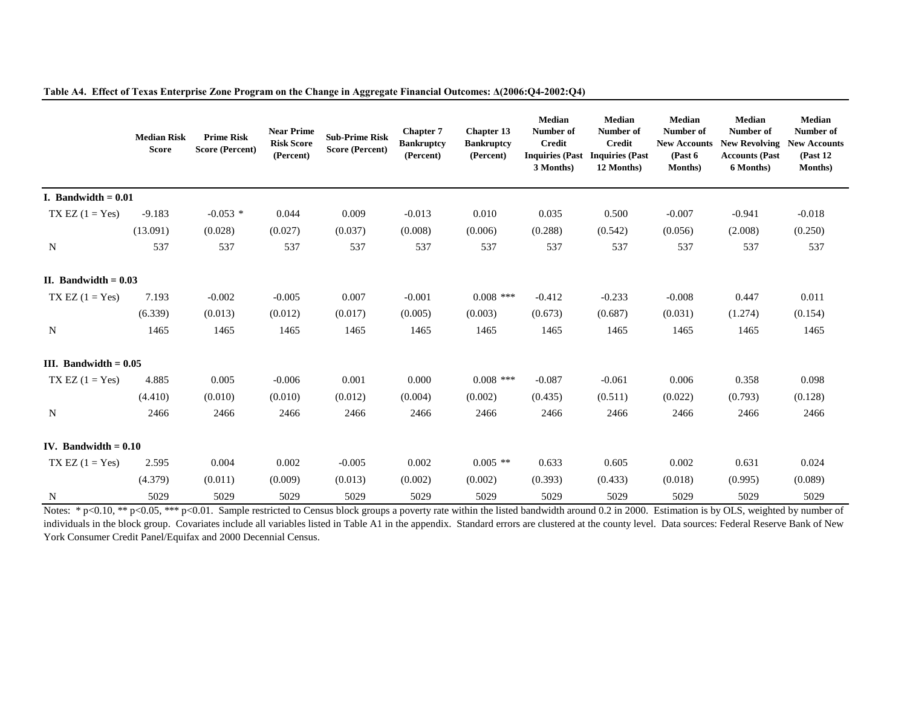**Table A4. Effect of Texas Enterprise Zone Program on the Change in Aggregate Financial Outcomes: Δ(2006:Q4-2002:Q4)**

| | Median Risk Score | Prime Risk Score (Percent) | Near Prime Risk Score (Percent) | Sub-Prime Risk Score (Percent) | Chapter 7 Bankruptcy (Percent) | Chapter 13 Bankruptcy (Percent) | Median Number of Credit Inquiries (Past 3 Months) | Median Number of Credit Inquiries (Past 12 Months) | Median Number of New Accounts (Past 6 Months) | Median Number of New Revolving Accounts (Past 6 Months) | Median Number of New Accounts (Past 12 Months) |
|---|---|---|---|---|---|---|---|---|---|---|---|
| **I. Bandwidth = 0.01** | | | | | | | | | | | |
| TX EZ (1 = Yes) | -9.183 | -0.053 * | 0.044 | 0.009 | -0.013 | 0.010 | 0.035 | 0.500 | -0.007 | -0.941 | -0.018 |
| | (13.091) | (0.028) | (0.027) | (0.037) | (0.008) | (0.006) | (0.288) | (0.542) | (0.056) | (2.008) | (0.250) |
| N | 537 | 537 | 537 | 537 | 537 | 537 | 537 | 537 | 537 | 537 | 537 |
| **II. Bandwidth = 0.03** | | | | | | | | | | | |
| TX EZ (1 = Yes) | 7.193 | -0.002 | -0.005 | 0.007 | -0.001 | 0.008 *** | -0.412 | -0.233 | -0.008 | 0.447 | 0.011 |
| | (6.339) | (0.013) | (0.012) | (0.017) | (0.005) | (0.003) | (0.673) | (0.687) | (0.031) | (1.274) | (0.154) |
| N | 1465 | 1465 | 1465 | 1465 | 1465 | 1465 | 1465 | 1465 | 1465 | 1465 | 1465 |
| **III. Bandwidth = 0.05** | | | | | | | | | | | |
| TX EZ (1 = Yes) | 4.885 | 0.005 | -0.006 | 0.001 | 0.000 | 0.008 *** | -0.087 | -0.061 | 0.006 | 0.358 | 0.098 |
| | (4.410) | (0.010) | (0.010) | (0.012) | (0.004) | (0.002) | (0.435) | (0.511) | (0.022) | (0.793) | (0.128) |
| N | 2466 | 2466 | 2466 | 2466 | 2466 | 2466 | 2466 | 2466 | 2466 | 2466 | 2466 |
| **IV. Bandwidth = 0.10** | | | | | | | | | | | |
| TX EZ (1 = Yes) | 2.595 | 0.004 | 0.002 | -0.005 | 0.002 | 0.005 ** | 0.633 | 0.605 | 0.002 | 0.631 | 0.024 |
| | (4.379) | (0.011) | (0.009) | (0.013) | (0.002) | (0.002) | (0.393) | (0.433) | (0.018) | (0.995) | (0.089) |
| N | 5029 | 5029 | 5029 | 5029 | 5029 | 5029 | 5029 | 5029 | 5029 | 5029 | 5029 |

Notes: * p<0.10, ** p<0.05, *** p<0.01. Sample restricted to Census block groups a poverty rate within the listed bandwidth around 0.2 in 2000. Estimation is by OLS, weighted by number of individuals in the block group. Covariates include all variables listed in Table A1 in the appendix. Standard errors are clustered at the county level. Data sources: Federal Reserve Bank of New York Consumer Credit Panel/Equifax and 2000 Decennial Census.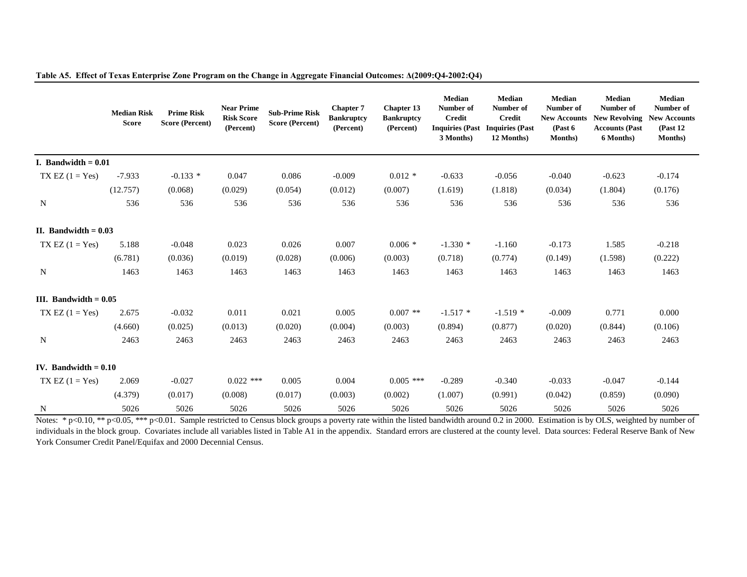**Table A5. Effect of Texas Enterprise Zone Program on the Change in Aggregate Financial Outcomes: Δ(2009:Q4-2002:Q4)**

| | Median Risk Score | Prime Risk Score (Percent) | Near Prime Risk Score (Percent) | Sub-Prime Risk Score (Percent) | Chapter 7 Bankruptcy (Percent) | Chapter 13 Bankruptcy (Percent) | Median Number of Credit Inquiries (Past 3 Months) | Median Number of Credit Inquiries (Past 12 Months) | Median Number of New Accounts (Past 6 Months) | Median Number of New Revolving Accounts (Past 6 Months) | Median Number of New Accounts (Past 12 Months) |
|---|---|---|---|---|---|---|---|---|---|---|---|
| **I. Bandwidth = 0.01** | | | | | | | | | | | |
| TX EZ (1 = Yes) | -7.933 | -0.133 * | 0.047 | 0.086 | -0.009 | 0.012 * | -0.633 | -0.056 | -0.040 | -0.623 | -0.174 |
| | (12.757) | (0.068) | (0.029) | (0.054) | (0.012) | (0.007) | (1.619) | (1.818) | (0.034) | (1.804) | (0.176) |
| N | 536 | 536 | 536 | 536 | 536 | 536 | 536 | 536 | 536 | 536 | 536 |
| **II. Bandwidth = 0.03** | | | | | | | | | | | |
| TX EZ (1 = Yes) | 5.188 | -0.048 | 0.023 | 0.026 | 0.007 | 0.006 * | -1.330 * | -1.160 | -0.173 | 1.585 | -0.218 |
| | (6.781) | (0.036) | (0.019) | (0.028) | (0.006) | (0.003) | (0.718) | (0.774) | (0.149) | (1.598) | (0.222) |
| N | 1463 | 1463 | 1463 | 1463 | 1463 | 1463 | 1463 | 1463 | 1463 | 1463 | 1463 |
| **III. Bandwidth = 0.05** | | | | | | | | | | | |
| TX EZ (1 = Yes) | 2.675 | -0.032 | 0.011 | 0.021 | 0.005 | 0.007 ** | -1.517 * | -1.519 * | -0.009 | 0.771 | 0.000 |
| | (4.660) | (0.025) | (0.013) | (0.020) | (0.004) | (0.003) | (0.894) | (0.877) | (0.020) | (0.844) | (0.106) |
| N | 2463 | 2463 | 2463 | 2463 | 2463 | 2463 | 2463 | 2463 | 2463 | 2463 | 2463 |
| **IV. Bandwidth = 0.10** | | | | | | | | | | | |
| TX EZ (1 = Yes) | 2.069 | -0.027 | 0.022 *** | 0.005 | 0.004 | 0.005 *** | -0.289 | -0.340 | -0.033 | -0.047 | -0.144 |
| | (4.379) | (0.017) | (0.008) | (0.017) | (0.003) | (0.002) | (1.007) | (0.991) | (0.042) | (0.859) | (0.090) |
| N | 5026 | 5026 | 5026 | 5026 | 5026 | 5026 | 5026 | 5026 | 5026 | 5026 | 5026 |

Notes: * p<0.10, ** p<0.05, *** p<0.01. Sample restricted to Census block groups a poverty rate within the listed bandwidth around 0.2 in 2000. Estimation is by OLS, weighted by number of individuals in the block group. Covariates include all variables listed in Table A1 in the appendix. Standard errors are clustered at the county level. Data sources: Federal Reserve Bank of New York Consumer Credit Panel/Equifax and 2000 Decennial Census.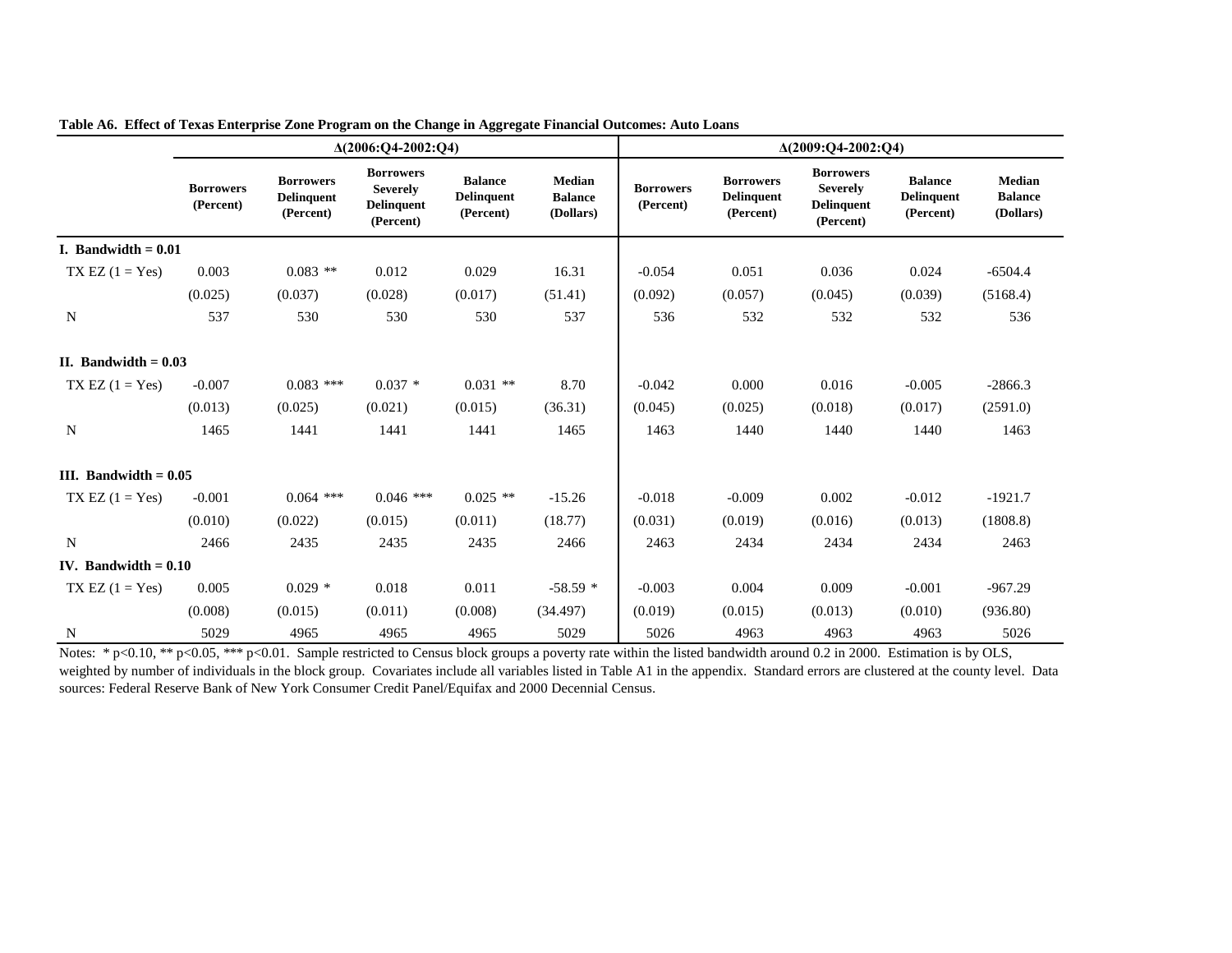**Table A6. Effect of Texas Enterprise Zone Program on the Change in Aggregate Financial Outcomes: Auto Loans**

| | Δ(2006:Q4-2002:Q4) | | | | | Δ(2009:Q4-2002:Q4) | | | | |
|---|---|---|---|---|---|---|---|---|---|---|
| | **Borrowers (Percent)** | **Borrowers Delinquent (Percent)** | **Borrowers Severely Delinquent (Percent)** | **Balance Delinquent (Percent)** | **Median Balance (Dollars)** | **Borrowers (Percent)** | **Borrowers Delinquent (Percent)** | **Borrowers Severely Delinquent (Percent)** | **Balance Delinquent (Percent)** | **Median Balance (Dollars)** |
| **I. Bandwidth = 0.01** | | | | | | | | | | |
| TX EZ (1 = Yes) | 0.003 | 0.083 ** | 0.012 | 0.029 | 16.31 | -0.054 | 0.051 | 0.036 | 0.024 | -6504.4 |
| | (0.025) | (0.037) | (0.028) | (0.017) | (51.41) | (0.092) | (0.057) | (0.045) | (0.039) | (5168.4) |
| N | 537 | 530 | 530 | 530 | 537 | 536 | 532 | 532 | 532 | 536 |
| **II. Bandwidth = 0.03** | | | | | | | | | | |
| TX EZ (1 = Yes) | -0.007 | 0.083 *** | 0.037 * | 0.031 ** | 8.70 | -0.042 | 0.000 | 0.016 | -0.005 | -2866.3 |
| | (0.013) | (0.025) | (0.021) | (0.015) | (36.31) | (0.045) | (0.025) | (0.018) | (0.017) | (2591.0) |
| N | 1465 | 1441 | 1441 | 1441 | 1465 | 1463 | 1440 | 1440 | 1440 | 1463 |
| **III. Bandwidth = 0.05** | | | | | | | | | | |
| TX EZ (1 = Yes) | -0.001 | 0.064 *** | 0.046 *** | 0.025 ** | -15.26 | -0.018 | -0.009 | 0.002 | -0.012 | -1921.7 |
| | (0.010) | (0.022) | (0.015) | (0.011) | (18.77) | (0.031) | (0.019) | (0.016) | (0.013) | (1808.8) |
| N | 2466 | 2435 | 2435 | 2435 | 2466 | 2463 | 2434 | 2434 | 2434 | 2463 |
| **IV. Bandwidth = 0.10** | | | | | | | | | | |
| TX EZ (1 = Yes) | 0.005 | 0.029 * | 0.018 | 0.011 | -58.59 * | -0.003 | 0.004 | 0.009 | -0.001 | -967.29 |
| | (0.008) | (0.015) | (0.011) | (0.008) | (34.497) | (0.019) | (0.015) | (0.013) | (0.010) | (936.80) |
| N | 5029 | 4965 | 4965 | 4965 | 5029 | 5026 | 4963 | 4963 | 4963 | 5026 |

Notes: * p<0.10, ** p<0.05, *** p<0.01. Sample restricted to Census block groups a poverty rate within the listed bandwidth around 0.2 in 2000. Estimation is by OLS, weighted by number of individuals in the block group. Covariates include all variables listed in Table A1 in the appendix. Standard errors are clustered at the county level. Data sources: Federal Reserve Bank of New York Consumer Credit Panel/Equifax and 2000 Decennial Census.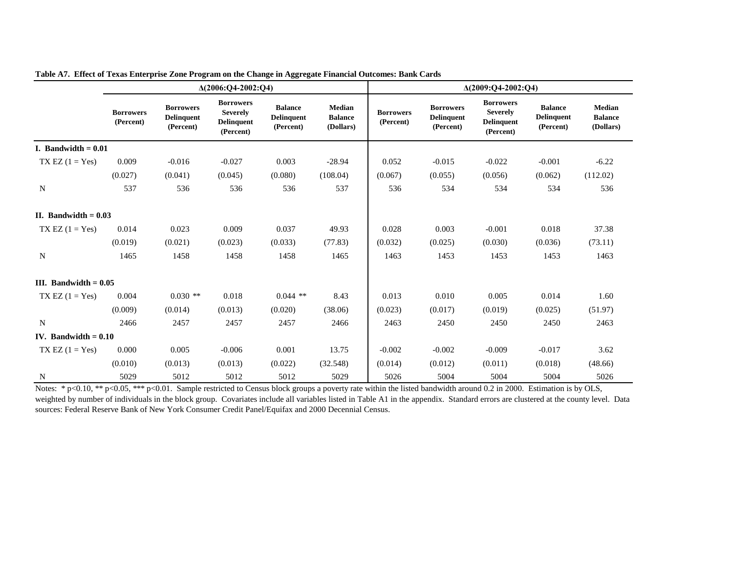**Table A7. Effect of Texas Enterprise Zone Program on the Change in Aggregate Financial Outcomes: Bank Cards**

| | Δ(2006:Q4-2002:Q4) | | | | | Δ(2009:Q4-2002:Q4) | | | | |
|---|---|---|---|---|---|---|---|---|---|---|
| | Borrowers (Percent) | Borrowers Delinquent (Percent) | Borrowers Severely Delinquent (Percent) | Balance Delinquent (Percent) | Median Balance (Dollars) | Borrowers (Percent) | Borrowers Delinquent (Percent) | Borrowers Severely Delinquent (Percent) | Balance Delinquent (Percent) | Median Balance (Dollars) |
| **I. Bandwidth = 0.01** | | | | | | | | | | |
| TX EZ (1 = Yes) | 0.009 | -0.016 | -0.027 | 0.003 | -28.94 | 0.052 | -0.015 | -0.022 | -0.001 | -6.22 |
| | (0.027) | (0.041) | (0.045) | (0.080) | (108.04) | (0.067) | (0.055) | (0.056) | (0.062) | (112.02) |
| N | 537 | 536 | 536 | 536 | 537 | 536 | 534 | 534 | 534 | 536 |
| **II. Bandwidth = 0.03** | | | | | | | | | | |
| TX EZ (1 = Yes) | 0.014 | 0.023 | 0.009 | 0.037 | 49.93 | 0.028 | 0.003 | -0.001 | 0.018 | 37.38 |
| | (0.019) | (0.021) | (0.023) | (0.033) | (77.83) | (0.032) | (0.025) | (0.030) | (0.036) | (73.11) |
| N | 1465 | 1458 | 1458 | 1458 | 1465 | 1463 | 1453 | 1453 | 1453 | 1463 |
| **III. Bandwidth = 0.05** | | | | | | | | | | |
| TX EZ (1 = Yes) | 0.004 | 0.030 ** | 0.018 | 0.044 ** | 8.43 | 0.013 | 0.010 | 0.005 | 0.014 | 1.60 |
| | (0.009) | (0.014) | (0.013) | (0.020) | (38.06) | (0.023) | (0.017) | (0.019) | (0.025) | (51.97) |
| N | 2466 | 2457 | 2457 | 2457 | 2466 | 2463 | 2450 | 2450 | 2450 | 2463 |
| **IV. Bandwidth = 0.10** | | | | | | | | | | |
| TX EZ (1 = Yes) | 0.000 | 0.005 | -0.006 | 0.001 | 13.75 | -0.002 | -0.002 | -0.009 | -0.017 | 3.62 |
| | (0.010) | (0.013) | (0.013) | (0.022) | (32.548) | (0.014) | (0.012) | (0.011) | (0.018) | (48.66) |
| N | 5029 | 5012 | 5012 | 5012 | 5029 | 5026 | 5004 | 5004 | 5004 | 5026 |

Notes: * p<0.10, ** p<0.05, *** p<0.01. Sample restricted to Census block groups a poverty rate within the listed bandwidth around 0.2 in 2000. Estimation is by OLS, weighted by number of individuals in the block group. Covariates include all variables listed in Table A1 in the appendix. Standard errors are clustered at the county level. Data sources: Federal Reserve Bank of New York Consumer Credit Panel/Equifax and 2000 Decennial Census.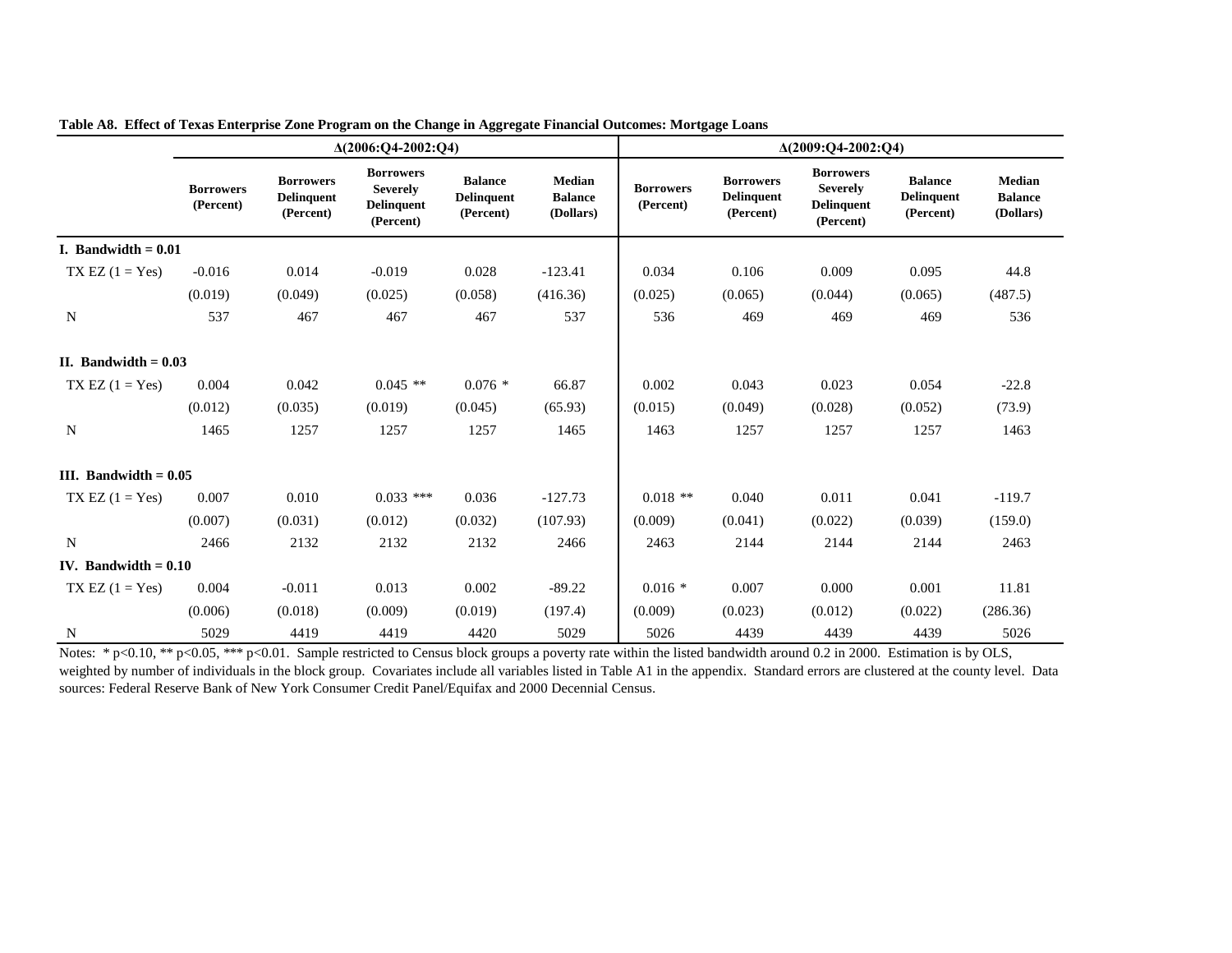**Table A8. Effect of Texas Enterprise Zone Program on the Change in Aggregate Financial Outcomes: Mortgage Loans**

| | Δ(2006:Q4-2002:Q4) | | | | | Δ(2009:Q4-2002:Q4) | | | | |
|---|---|---|---|---|---|---|---|---|---|---|
| | **Borrowers (Percent)** | **Borrowers Delinquent (Percent)** | **Borrowers Severely Delinquent (Percent)** | **Balance Delinquent (Percent)** | **Median Balance (Dollars)** | **Borrowers (Percent)** | **Borrowers Delinquent (Percent)** | **Borrowers Severely Delinquent (Percent)** | **Balance Delinquent (Percent)** | **Median Balance (Dollars)** |
| **I. Bandwidth = 0.01** | | | | | | | | | | |
| TX EZ (1 = Yes) | -0.016 | 0.014 | -0.019 | 0.028 | -123.41 | 0.034 | 0.106 | 0.009 | 0.095 | 44.8 |
| | (0.019) | (0.049) | (0.025) | (0.058) | (416.36) | (0.025) | (0.065) | (0.044) | (0.065) | (487.5) |
| N | 537 | 467 | 467 | 467 | 537 | 536 | 469 | 469 | 469 | 536 |
| **II. Bandwidth = 0.03** | | | | | | | | | | |
| TX EZ (1 = Yes) | 0.004 | 0.042 | 0.045 ** | 0.076 * | 66.87 | 0.002 | 0.043 | 0.023 | 0.054 | -22.8 |
| | (0.012) | (0.035) | (0.019) | (0.045) | (65.93) | (0.015) | (0.049) | (0.028) | (0.052) | (73.9) |
| N | 1465 | 1257 | 1257 | 1257 | 1465 | 1463 | 1257 | 1257 | 1257 | 1463 |
| **III. Bandwidth = 0.05** | | | | | | | | | | |
| TX EZ (1 = Yes) | 0.007 | 0.010 | 0.033 *** | 0.036 | -127.73 | 0.018 ** | 0.040 | 0.011 | 0.041 | -119.7 |
| | (0.007) | (0.031) | (0.012) | (0.032) | (107.93) | (0.009) | (0.041) | (0.022) | (0.039) | (159.0) |
| N | 2466 | 2132 | 2132 | 2132 | 2466 | 2463 | 2144 | 2144 | 2144 | 2463 |
| **IV. Bandwidth = 0.10** | | | | | | | | | | |
| TX EZ (1 = Yes) | 0.004 | -0.011 | 0.013 | 0.002 | -89.22 | 0.016 * | 0.007 | 0.000 | 0.001 | 11.81 |
| | (0.006) | (0.018) | (0.009) | (0.019) | (197.4) | (0.009) | (0.023) | (0.012) | (0.022) | (286.36) |
| N | 5029 | 4419 | 4419 | 4420 | 5029 | 5026 | 4439 | 4439 | 4439 | 5026 |

Notes: * p<0.10, ** p<0.05, *** p<0.01. Sample restricted to Census block groups a poverty rate within the listed bandwidth around 0.2 in 2000. Estimation is by OLS, weighted by number of individuals in the block group. Covariates include all variables listed in Table A1 in the appendix. Standard errors are clustered at the county level. Data sources: Federal Reserve Bank of New York Consumer Credit Panel/Equifax and 2000 Decennial Census.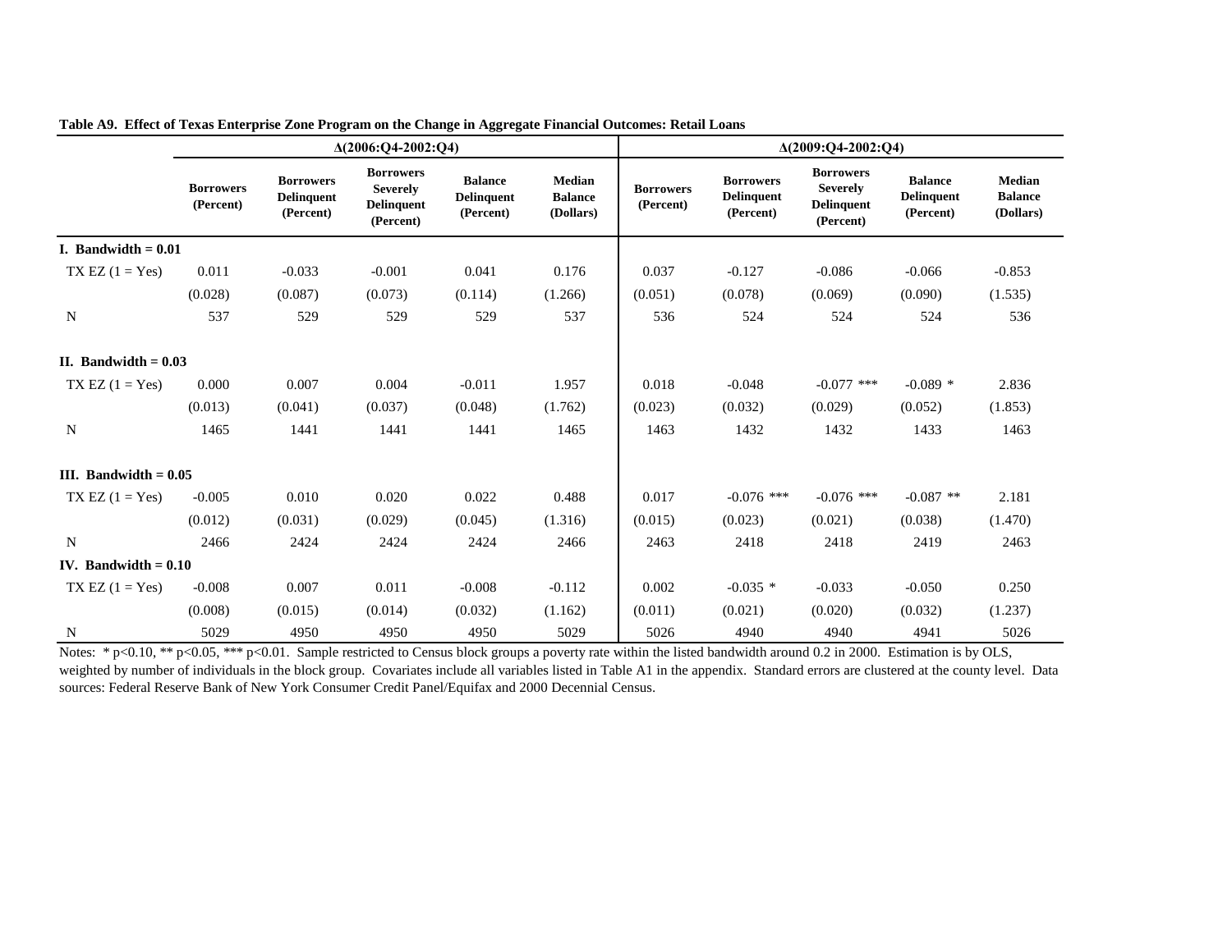**Table A9. Effect of Texas Enterprise Zone Program on the Change in Aggregate Financial Outcomes: Retail Loans**

| | Δ(2006:Q4-2002:Q4) | | | | | Δ(2009:Q4-2002:Q4) | | | | |
|---|---|---|---|---|---|---|---|---|---|---|
| | **Borrowers (Percent)** | **Borrowers Delinquent (Percent)** | **Borrowers Severely Delinquent (Percent)** | **Balance Delinquent (Percent)** | **Median Balance (Dollars)** | **Borrowers (Percent)** | **Borrowers Delinquent (Percent)** | **Borrowers Severely Delinquent (Percent)** | **Balance Delinquent (Percent)** | **Median Balance (Dollars)** |
| **I. Bandwidth = 0.01** | | | | | | | | | | |
| TX EZ (1 = Yes) | 0.011 | -0.033 | -0.001 | 0.041 | 0.176 | 0.037 | -0.127 | -0.086 | -0.066 | -0.853 |
| | (0.028) | (0.087) | (0.073) | (0.114) | (1.266) | (0.051) | (0.078) | (0.069) | (0.090) | (1.535) |
| N | 537 | 529 | 529 | 529 | 537 | 536 | 524 | 524 | 524 | 536 |
| **II. Bandwidth = 0.03** | | | | | | | | | | |
| TX EZ (1 = Yes) | 0.000 | 0.007 | 0.004 | -0.011 | 1.957 | 0.018 | -0.048 | -0.077 *** | -0.089 * | 2.836 |
| | (0.013) | (0.041) | (0.037) | (0.048) | (1.762) | (0.023) | (0.032) | (0.029) | (0.052) | (1.853) |
| N | 1465 | 1441 | 1441 | 1441 | 1465 | 1463 | 1432 | 1432 | 1433 | 1463 |
| **III. Bandwidth = 0.05** | | | | | | | | | | |
| TX EZ (1 = Yes) | -0.005 | 0.010 | 0.020 | 0.022 | 0.488 | 0.017 | -0.076 *** | -0.076 *** | -0.087 ** | 2.181 |
| | (0.012) | (0.031) | (0.029) | (0.045) | (1.316) | (0.015) | (0.023) | (0.021) | (0.038) | (1.470) |
| N | 2466 | 2424 | 2424 | 2424 | 2466 | 2463 | 2418 | 2418 | 2419 | 2463 |
| **IV. Bandwidth = 0.10** | | | | | | | | | | |
| TX EZ (1 = Yes) | -0.008 | 0.007 | 0.011 | -0.008 | -0.112 | 0.002 | -0.035 * | -0.033 | -0.050 | 0.250 |
| | (0.008) | (0.015) | (0.014) | (0.032) | (1.162) | (0.011) | (0.021) | (0.020) | (0.032) | (1.237) |
| N | 5029 | 4950 | 4950 | 4950 | 5029 | 5026 | 4940 | 4940 | 4941 | 5026 |

Notes: * p<0.10, ** p<0.05, *** p<0.01. Sample restricted to Census block groups a poverty rate within the listed bandwidth around 0.2 in 2000. Estimation is by OLS, weighted by number of individuals in the block group. Covariates include all variables listed in Table A1 in the appendix. Standard errors are clustered at the county level. Data sources: Federal Reserve Bank of New York Consumer Credit Panel/Equifax and 2000 Decennial Census.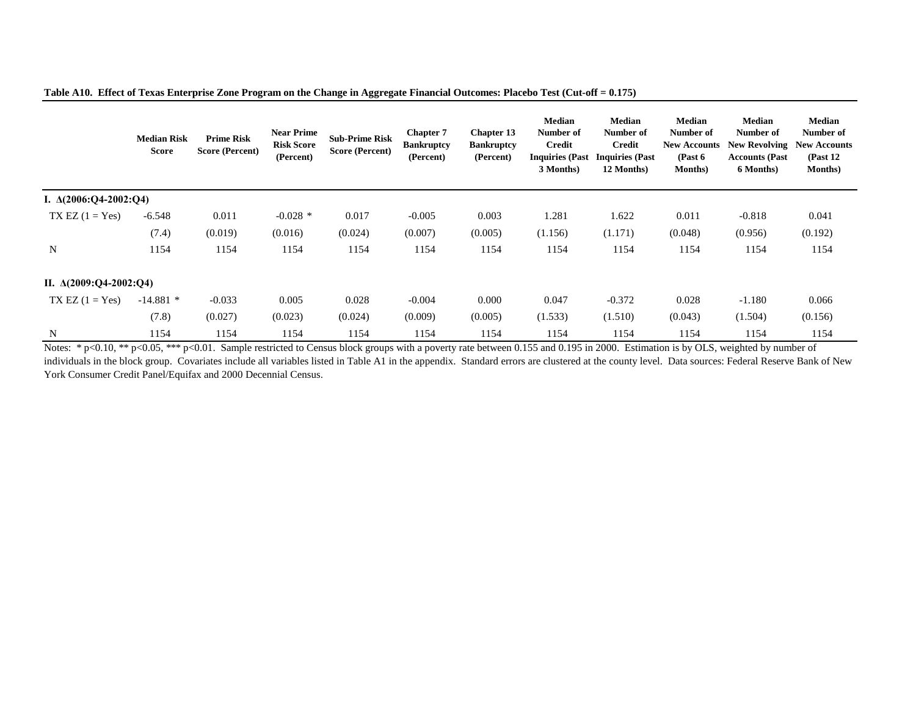**Table A10. Effect of Texas Enterprise Zone Program on the Change in Aggregate Financial Outcomes: Placebo Test (Cut-off = 0.175)**

| | Median Risk Score | Prime Risk Score (Percent) | Near Prime Risk Score (Percent) | Sub-Prime Risk Score (Percent) | Chapter 7 Bankruptcy (Percent) | Chapter 13 Bankruptcy (Percent) | Median Number of Credit Inquiries (Past 3 Months) | Median Number of Credit Inquiries (Past 12 Months) | Median Number of New Accounts (Past 6 Months) | Median Number of New Revolving Accounts (Past 6 Months) | Median Number of New Accounts (Past 12 Months) |
|---|---|---|---|---|---|---|---|---|---|---|---|
| **I. Δ(2006:Q4-2002:Q4)** | | | | | | | | | | | |
| TX EZ (1 = Yes) | -6.548 | 0.011 | -0.028 * | 0.017 | -0.005 | 0.003 | 1.281 | 1.622 | 0.011 | -0.818 | 0.041 |
| | (7.4) | (0.019) | (0.016) | (0.024) | (0.007) | (0.005) | (1.156) | (1.171) | (0.048) | (0.956) | (0.192) |
| N | 1154 | 1154 | 1154 | 1154 | 1154 | 1154 | 1154 | 1154 | 1154 | 1154 | 1154 |
| **II. Δ(2009:Q4-2002:Q4)** | | | | | | | | | | | |
| TX EZ (1 = Yes) | -14.881 * | -0.033 | 0.005 | 0.028 | -0.004 | 0.000 | 0.047 | -0.372 | 0.028 | -1.180 | 0.066 |
| | (7.8) | (0.027) | (0.023) | (0.024) | (0.009) | (0.005) | (1.533) | (1.510) | (0.043) | (1.504) | (0.156) |
| N | 1154 | 1154 | 1154 | 1154 | 1154 | 1154 | 1154 | 1154 | 1154 | 1154 | 1154 |

Notes: * p<0.10, ** p<0.05, *** p<0.01. Sample restricted to Census block groups with a poverty rate between 0.155 and 0.195 in 2000. Estimation is by OLS, weighted by number of individuals in the block group. Covariates include all variables listed in Table A1 in the appendix. Standard errors are clustered at the county level. Data sources: Federal Reserve Bank of New York Consumer Credit Panel/Equifax and 2000 Decennial Census.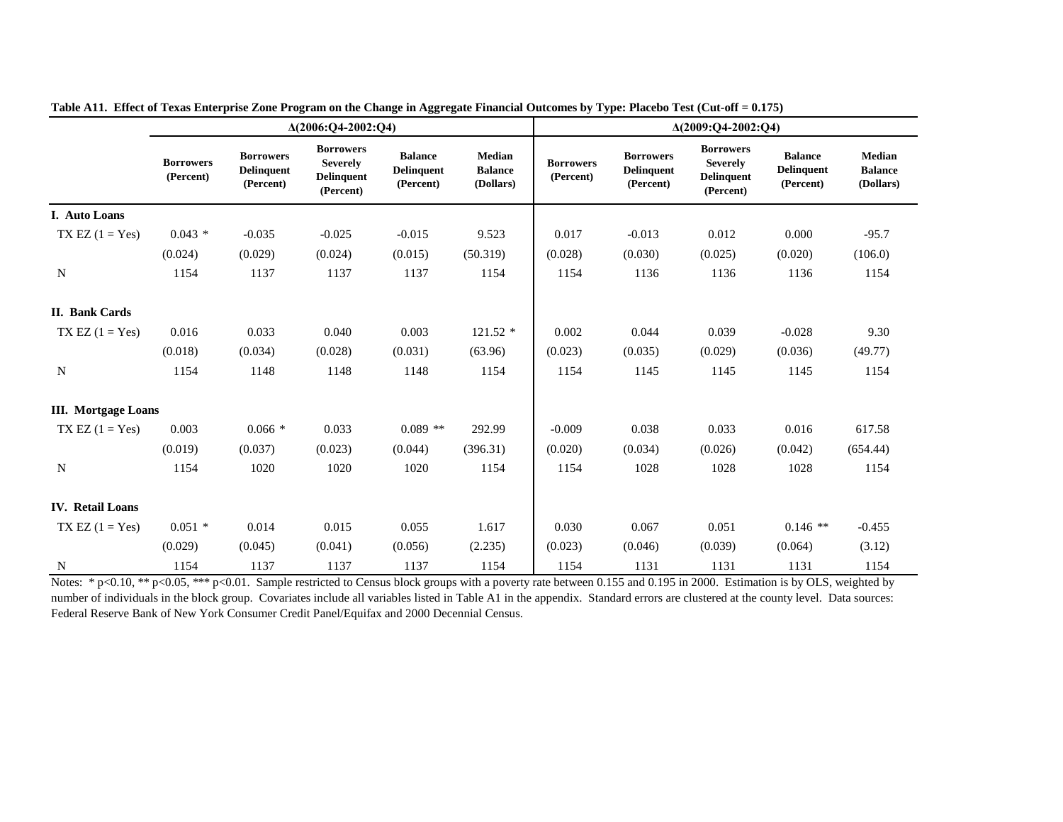**Table A11. Effect of Texas Enterprise Zone Program on the Change in Aggregate Financial Outcomes by Type: Placebo Test (Cut-off = 0.175)**

| | Δ(2006:Q4-2002:Q4) | | | | | Δ(2009:Q4-2002:Q4) | | | | |
|---|---|---|---|---|---|---|---|---|---|---|
| | Borrowers (Percent) | Borrowers Delinquent (Percent) | Borrowers Severely Delinquent (Percent) | Balance Delinquent (Percent) | Median Balance (Dollars) | Borrowers (Percent) | Borrowers Delinquent (Percent) | Borrowers Severely Delinquent (Percent) | Balance Delinquent (Percent) | Median Balance (Dollars) |
| **I. Auto Loans** | | | | | | | | | | |
| TX EZ (1 = Yes) | 0.043 * | -0.035 | -0.025 | -0.015 | 9.523 | 0.017 | -0.013 | 0.012 | 0.000 | -95.7 |
| | (0.024) | (0.029) | (0.024) | (0.015) | (50.319) | (0.028) | (0.030) | (0.025) | (0.020) | (106.0) |
| N | 1154 | 1137 | 1137 | 1137 | 1154 | 1154 | 1136 | 1136 | 1136 | 1154 |
| **II. Bank Cards** | | | | | | | | | | |
| TX EZ (1 = Yes) | 0.016 | 0.033 | 0.040 | 0.003 | 121.52 * | 0.002 | 0.044 | 0.039 | -0.028 | 9.30 |
| | (0.018) | (0.034) | (0.028) | (0.031) | (63.96) | (0.023) | (0.035) | (0.029) | (0.036) | (49.77) |
| N | 1154 | 1148 | 1148 | 1148 | 1154 | 1154 | 1145 | 1145 | 1145 | 1154 |
| **III. Mortgage Loans** | | | | | | | | | | |
| TX EZ (1 = Yes) | 0.003 | 0.066 * | 0.033 | 0.089 ** | 292.99 | -0.009 | 0.038 | 0.033 | 0.016 | 617.58 |
| | (0.019) | (0.037) | (0.023) | (0.044) | (396.31) | (0.020) | (0.034) | (0.026) | (0.042) | (654.44) |
| N | 1154 | 1020 | 1020 | 1020 | 1154 | 1154 | 1028 | 1028 | 1028 | 1154 |
| **IV. Retail Loans** | | | | | | | | | | |
| TX EZ (1 = Yes) | 0.051 * | 0.014 | 0.015 | 0.055 | 1.617 | 0.030 | 0.067 | 0.051 | 0.146 ** | -0.455 |
| | (0.029) | (0.045) | (0.041) | (0.056) | (2.235) | (0.023) | (0.046) | (0.039) | (0.064) | (3.12) |
| N | 1154 | 1137 | 1137 | 1137 | 1154 | 1154 | 1131 | 1131 | 1131 | 1154 |

Notes: * p<0.10, ** p<0.05, *** p<0.01. Sample restricted to Census block groups with a poverty rate between 0.155 and 0.195 in 2000. Estimation is by OLS, weighted by number of individuals in the block group. Covariates include all variables listed in Table A1 in the appendix. Standard errors are clustered at the county level. Data sources: Federal Reserve Bank of New York Consumer Credit Panel/Equifax and 2000 Decennial Census.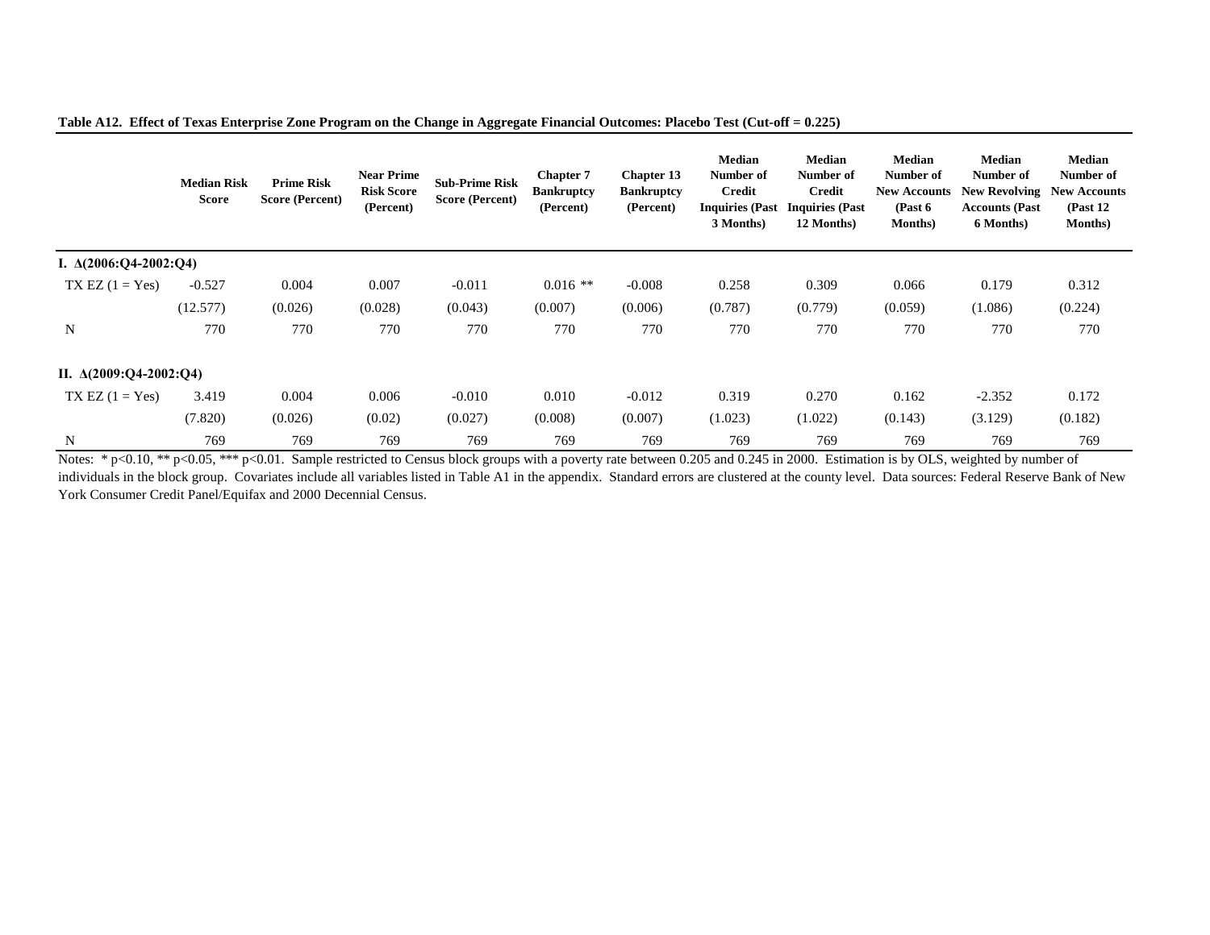**Table A12. Effect of Texas Enterprise Zone Program on the Change in Aggregate Financial Outcomes: Placebo Test (Cut-off = 0.225)**

| | Median Risk Score | Prime Risk Score (Percent) | Near Prime Risk Score (Percent) | Sub-Prime Risk Score (Percent) | Chapter 7 Bankruptcy (Percent) | Chapter 13 Bankruptcy (Percent) | Median Number of Credit Inquiries (Past 3 Months) | Median Number of Credit Inquiries (Past 12 Months) | Median Number of New Accounts (Past 6 Months) | Median Number of New Revolving Accounts (Past 6 Months) | Median Number of New Accounts (Past 12 Months) |
|---|---|---|---|---|---|---|---|---|---|---|---|
| **I. Δ(2006:Q4-2002:Q4)** | | | | | | | | | | | |
| TX EZ (1 = Yes) | -0.527 | 0.004 | 0.007 | -0.011 | 0.016 ** | -0.008 | 0.258 | 0.309 | 0.066 | 0.179 | 0.312 |
| | (12.577) | (0.026) | (0.028) | (0.043) | (0.007) | (0.006) | (0.787) | (0.779) | (0.059) | (1.086) | (0.224) |
| N | 770 | 770 | 770 | 770 | 770 | 770 | 770 | 770 | 770 | 770 | 770 |
| **II. Δ(2009:Q4-2002:Q4)** | | | | | | | | | | | |
| TX EZ (1 = Yes) | 3.419 | 0.004 | 0.006 | -0.010 | 0.010 | -0.012 | 0.319 | 0.270 | 0.162 | -2.352 | 0.172 |
| | (7.820) | (0.026) | (0.02) | (0.027) | (0.008) | (0.007) | (1.023) | (1.022) | (0.143) | (3.129) | (0.182) |
| N | 769 | 769 | 769 | 769 | 769 | 769 | 769 | 769 | 769 | 769 | 769 |

Notes: * p<0.10, ** p<0.05, *** p<0.01. Sample restricted to Census block groups with a poverty rate between 0.205 and 0.245 in 2000. Estimation is by OLS, weighted by number of individuals in the block group. Covariates include all variables listed in Table A1 in the appendix. Standard errors are clustered at the county level. Data sources: Federal Reserve Bank of New York Consumer Credit Panel/Equifax and 2000 Decennial Census.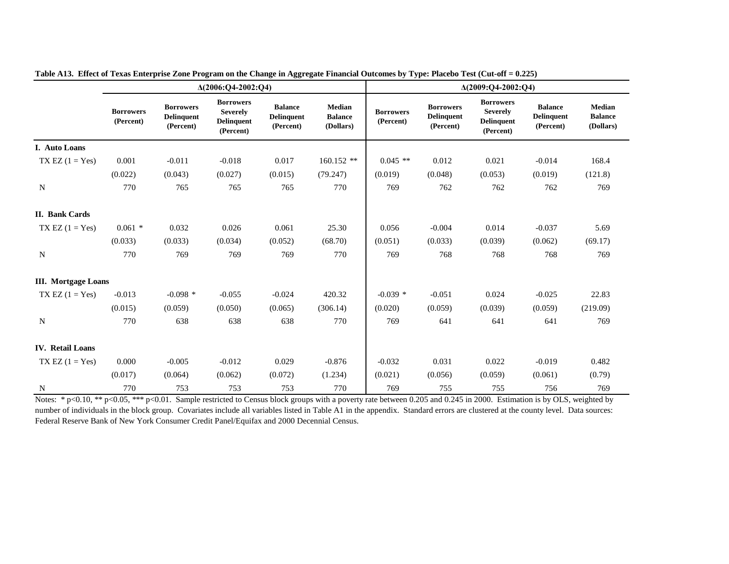**Table A13. Effect of Texas Enterprise Zone Program on the Change in Aggregate Financial Outcomes by Type: Placebo Test (Cut-off = 0.225)**

| | Δ(2006:Q4-2002:Q4) | | | | | Δ(2009:Q4-2002:Q4) | | | | |
|---|---|---|---|---|---|---|---|---|---|---|
| | Borrowers (Percent) | Borrowers Delinquent (Percent) | Borrowers Severely Delinquent (Percent) | Balance Delinquent (Percent) | Median Balance (Dollars) | Borrowers (Percent) | Borrowers Delinquent (Percent) | Borrowers Severely Delinquent (Percent) | Balance Delinquent (Percent) | Median Balance (Dollars) |
| **I. Auto Loans** | | | | | | | | | | |
| TX EZ (1 = Yes) | 0.001 | -0.011 | -0.018 | 0.017 | 160.152 ** | 0.045 ** | 0.012 | 0.021 | -0.014 | 168.4 |
| | (0.022) | (0.043) | (0.027) | (0.015) | (79.247) | (0.019) | (0.048) | (0.053) | (0.019) | (121.8) |
| N | 770 | 765 | 765 | 765 | 770 | 769 | 762 | 762 | 762 | 769 |
| **II. Bank Cards** | | | | | | | | | | |
| TX EZ (1 = Yes) | 0.061 * | 0.032 | 0.026 | 0.061 | 25.30 | 0.056 | -0.004 | 0.014 | -0.037 | 5.69 |
| | (0.033) | (0.033) | (0.034) | (0.052) | (68.70) | (0.051) | (0.033) | (0.039) | (0.062) | (69.17) |
| N | 770 | 769 | 769 | 769 | 770 | 769 | 768 | 768 | 768 | 769 |
| **III. Mortgage Loans** | | | | | | | | | | |
| TX EZ (1 = Yes) | -0.013 | -0.098 * | -0.055 | -0.024 | 420.32 | -0.039 * | -0.051 | 0.024 | -0.025 | 22.83 |
| | (0.015) | (0.059) | (0.050) | (0.065) | (306.14) | (0.020) | (0.059) | (0.039) | (0.059) | (219.09) |
| N | 770 | 638 | 638 | 638 | 770 | 769 | 641 | 641 | 641 | 769 |
| **IV. Retail Loans** | | | | | | | | | | |
| TX EZ (1 = Yes) | 0.000 | -0.005 | -0.012 | 0.029 | -0.876 | -0.032 | 0.031 | 0.022 | -0.019 | 0.482 |
| | (0.017) | (0.064) | (0.062) | (0.072) | (1.234) | (0.021) | (0.056) | (0.059) | (0.061) | (0.79) |
| N | 770 | 753 | 753 | 753 | 770 | 769 | 755 | 755 | 756 | 769 |

Notes: * p<0.10, ** p<0.05, *** p<0.01. Sample restricted to Census block groups with a poverty rate between 0.205 and 0.245 in 2000. Estimation is by OLS, weighted by number of individuals in the block group. Covariates include all variables listed in Table A1 in the appendix. Standard errors are clustered at the county level. Data sources: Federal Reserve Bank of New York Consumer Credit Panel/Equifax and 2000 Decennial Census.